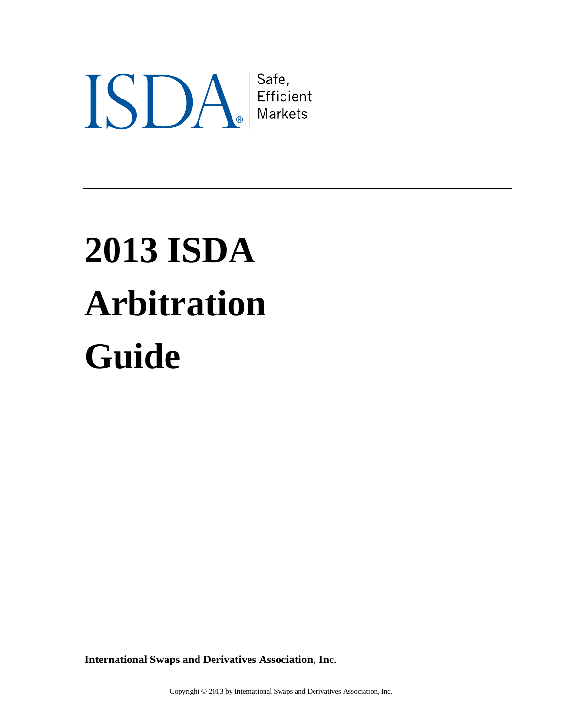ISDA® Safe, Efficient Markets

---

# 2013 ISDA Arbitration Guide

---

**International Swaps and Derivatives Association, Inc.**

Copyright © 2013 by International Swaps and Derivatives Association, Inc.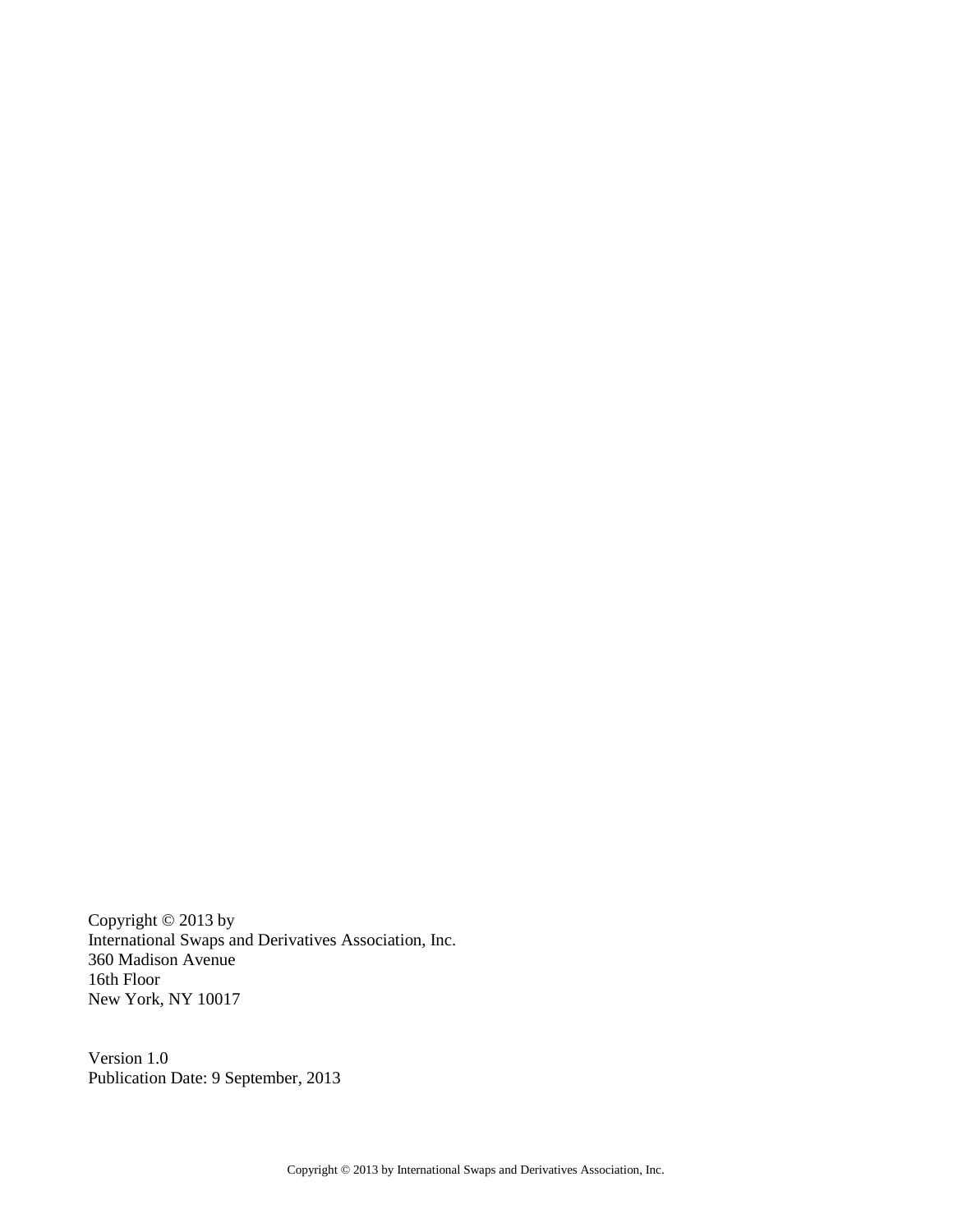Copyright © 2013 by
International Swaps and Derivatives Association, Inc.
360 Madison Avenue
16th Floor
New York, NY 10017

Version 1.0
Publication Date: 9 September, 2013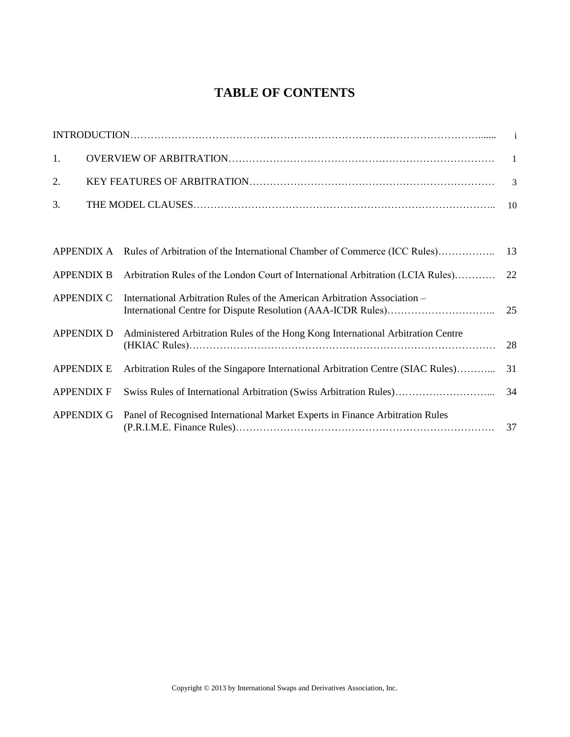# TABLE OF CONTENTS

| | | |
|---|---|---|
| INTRODUCTION | | i |
| 1. | OVERVIEW OF ARBITRATION | 1 |
| 2. | KEY FEATURES OF ARBITRATION | 3 |
| 3. | THE MODEL CLAUSES | 10 |

| | | |
|---|---|---|
| APPENDIX A | Rules of Arbitration of the International Chamber of Commerce (ICC Rules) | 13 |
| APPENDIX B | Arbitration Rules of the London Court of International Arbitration (LCIA Rules) | 22 |
| APPENDIX C | International Arbitration Rules of the American Arbitration Association – International Centre for Dispute Resolution (AAA-ICDR Rules) | 25 |
| APPENDIX D | Administered Arbitration Rules of the Hong Kong International Arbitration Centre (HKIAC Rules) | 28 |
| APPENDIX E | Arbitration Rules of the Singapore International Arbitration Centre (SIAC Rules) | 31 |
| APPENDIX F | Swiss Rules of International Arbitration (Swiss Arbitration Rules) | 34 |
| APPENDIX G | Panel of Recognised International Market Experts in Finance Arbitration Rules (P.R.I.M.E. Finance Rules) | 37 |

Copyright © 2013 by International Swaps and Derivatives Association, Inc.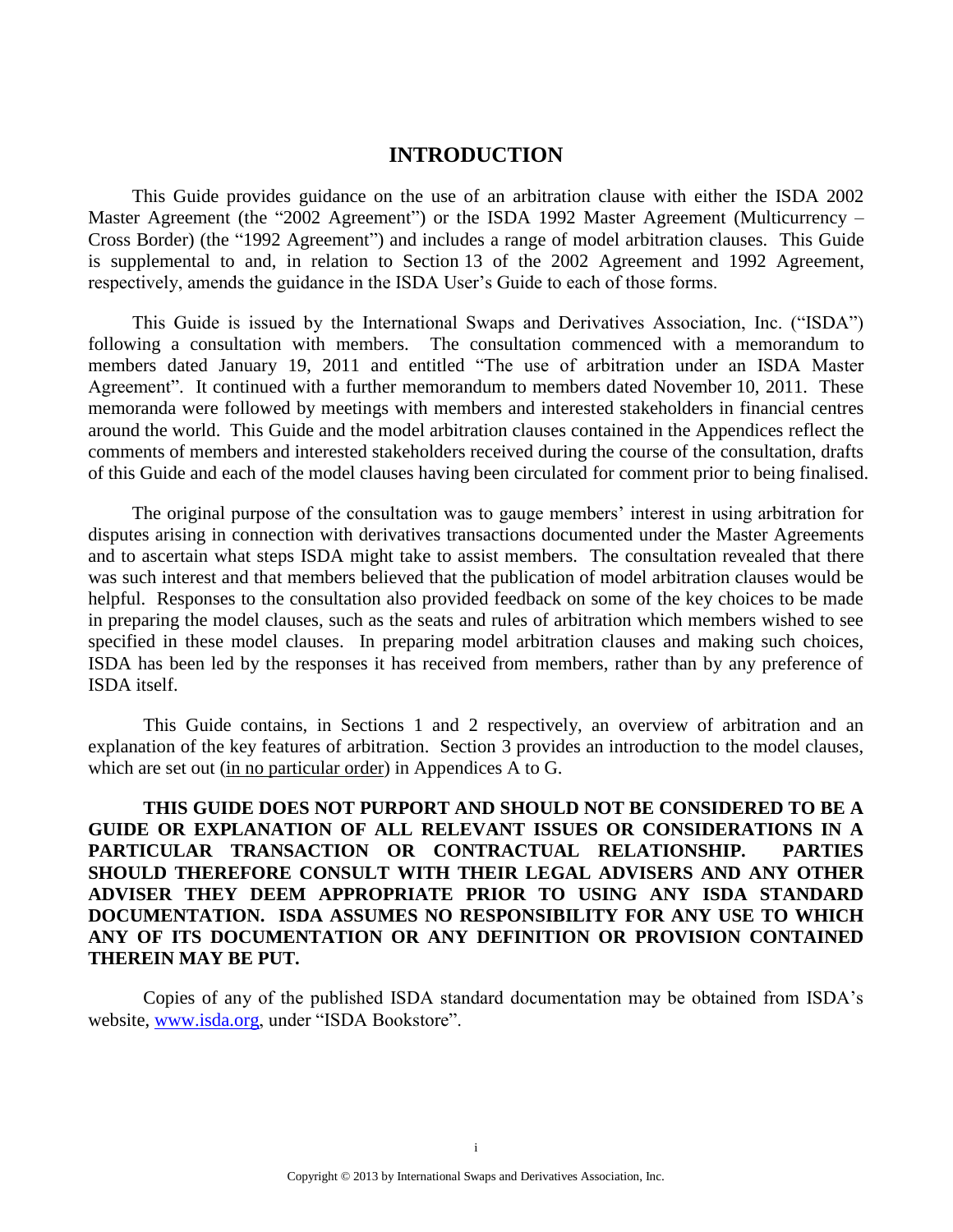# INTRODUCTION

This Guide provides guidance on the use of an arbitration clause with either the ISDA 2002 Master Agreement (the "2002 Agreement") or the ISDA 1992 Master Agreement (Multicurrency – Cross Border) (the "1992 Agreement") and includes a range of model arbitration clauses. This Guide is supplemental to and, in relation to Section 13 of the 2002 Agreement and 1992 Agreement, respectively, amends the guidance in the ISDA User's Guide to each of those forms.

This Guide is issued by the International Swaps and Derivatives Association, Inc. ("ISDA") following a consultation with members. The consultation commenced with a memorandum to members dated January 19, 2011 and entitled "The use of arbitration under an ISDA Master Agreement". It continued with a further memorandum to members dated November 10, 2011. These memoranda were followed by meetings with members and interested stakeholders in financial centres around the world. This Guide and the model arbitration clauses contained in the Appendices reflect the comments of members and interested stakeholders received during the course of the consultation, drafts of this Guide and each of the model clauses having been circulated for comment prior to being finalised.

The original purpose of the consultation was to gauge members' interest in using arbitration for disputes arising in connection with derivatives transactions documented under the Master Agreements and to ascertain what steps ISDA might take to assist members. The consultation revealed that there was such interest and that members believed that the publication of model arbitration clauses would be helpful. Responses to the consultation also provided feedback on some of the key choices to be made in preparing the model clauses, such as the seats and rules of arbitration which members wished to see specified in these model clauses. In preparing model arbitration clauses and making such choices, ISDA has been led by the responses it has received from members, rather than by any preference of ISDA itself.

This Guide contains, in Sections 1 and 2 respectively, an overview of arbitration and an explanation of the key features of arbitration. Section 3 provides an introduction to the model clauses, which are set out (in no particular order) in Appendices A to G.

**THIS GUIDE DOES NOT PURPORT AND SHOULD NOT BE CONSIDERED TO BE A GUIDE OR EXPLANATION OF ALL RELEVANT ISSUES OR CONSIDERATIONS IN A PARTICULAR TRANSACTION OR CONTRACTUAL RELATIONSHIP. PARTIES SHOULD THEREFORE CONSULT WITH THEIR LEGAL ADVISERS AND ANY OTHER ADVISER THEY DEEM APPROPRIATE PRIOR TO USING ANY ISDA STANDARD DOCUMENTATION. ISDA ASSUMES NO RESPONSIBILITY FOR ANY USE TO WHICH ANY OF ITS DOCUMENTATION OR ANY DEFINITION OR PROVISION CONTAINED THEREIN MAY BE PUT.**

Copies of any of the published ISDA standard documentation may be obtained from ISDA's website, www.isda.org, under "ISDA Bookstore".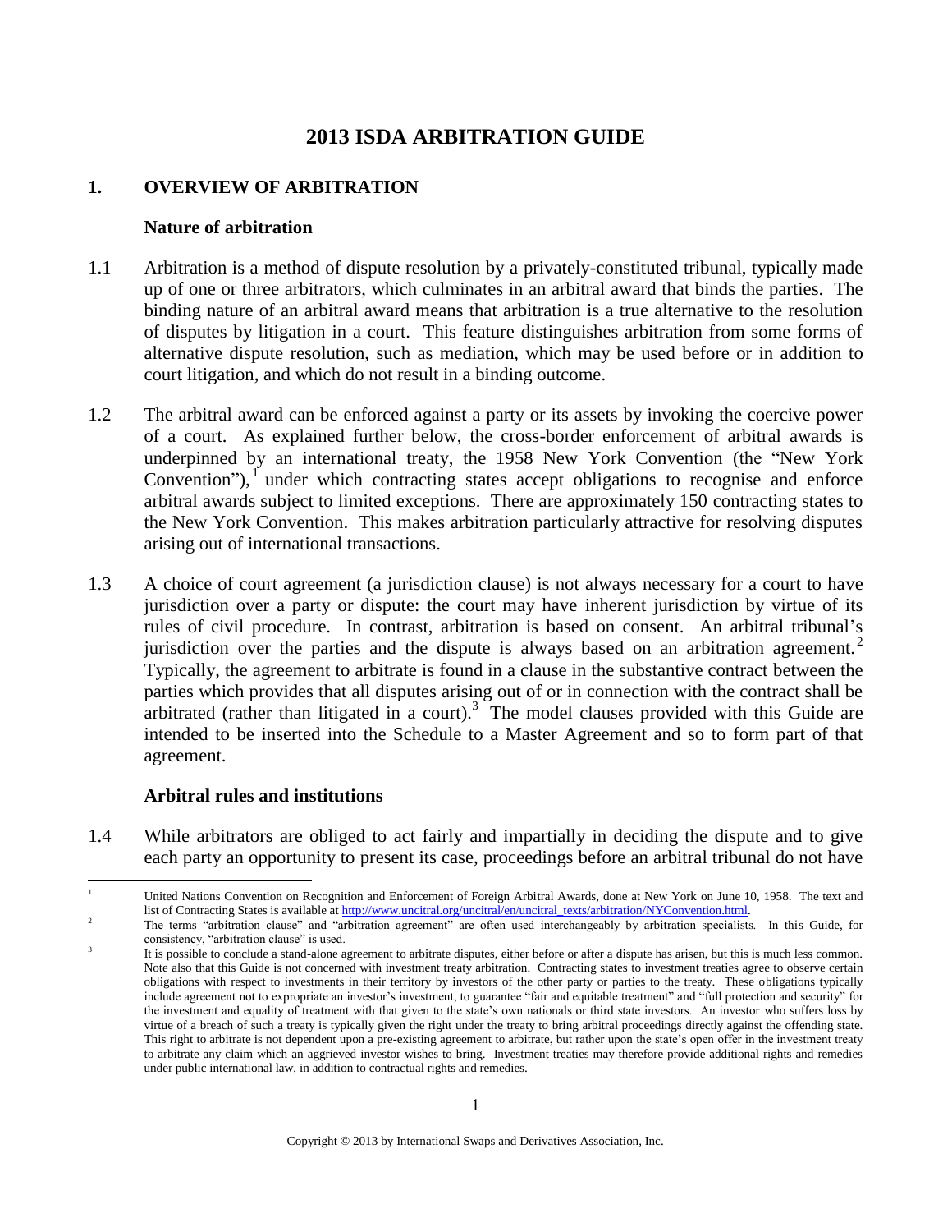# 2013 ISDA ARBITRATION GUIDE

## 1. OVERVIEW OF ARBITRATION

### Nature of arbitration

1.1 Arbitration is a method of dispute resolution by a privately-constituted tribunal, typically made up of one or three arbitrators, which culminates in an arbitral award that binds the parties. The binding nature of an arbitral award means that arbitration is a true alternative to the resolution of disputes by litigation in a court. This feature distinguishes arbitration from some forms of alternative dispute resolution, such as mediation, which may be used before or in addition to court litigation, and which do not result in a binding outcome.

1.2 The arbitral award can be enforced against a party or its assets by invoking the coercive power of a court. As explained further below, the cross-border enforcement of arbitral awards is underpinned by an international treaty, the 1958 New York Convention (the "New York Convention"),[1] under which contracting states accept obligations to recognise and enforce arbitral awards subject to limited exceptions. There are approximately 150 contracting states to the New York Convention. This makes arbitration particularly attractive for resolving disputes arising out of international transactions.

1.3 A choice of court agreement (a jurisdiction clause) is not always necessary for a court to have jurisdiction over a party or dispute: the court may have inherent jurisdiction by virtue of its rules of civil procedure. In contrast, arbitration is based on consent. An arbitral tribunal's jurisdiction over the parties and the dispute is always based on an arbitration agreement.[2] Typically, the agreement to arbitrate is found in a clause in the substantive contract between the parties which provides that all disputes arising out of or in connection with the contract shall be arbitrated (rather than litigated in a court).[3] The model clauses provided with this Guide are intended to be inserted into the Schedule to a Master Agreement and so to form part of that agreement.

### Arbitral rules and institutions

1.4 While arbitrators are obliged to act fairly and impartially in deciding the dispute and to give each party an opportunity to present its case, proceedings before an arbitral tribunal do not have

---

[1] United Nations Convention on Recognition and Enforcement of Foreign Arbitral Awards, done at New York on June 10, 1958. The text and list of Contracting States is available at http://www.uncitral.org/uncitral/en/uncitral_texts/arbitration/NYConvention.html.

[2] The terms "arbitration clause" and "arbitration agreement" are often used interchangeably by arbitration specialists. In this Guide, for consistency, "arbitration clause" is used.

[3] It is possible to conclude a stand-alone agreement to arbitrate disputes, either before or after a dispute has arisen, but this is much less common. Note also that this Guide is not concerned with investment treaty arbitration. Contracting states to investment treaties agree to observe certain obligations with respect to investments in their territory by investors of the other party or parties to the treaty. These obligations typically include agreement not to expropriate an investor's investment, to guarantee "fair and equitable treatment" and "full protection and security" for the investment and equality of treatment with that given to the state's own nationals or third state investors. An investor who suffers loss by virtue of a breach of such a treaty is typically given the right under the treaty to bring arbitral proceedings directly against the offending state. This right to arbitrate is not dependent upon a pre-existing agreement to arbitrate, but rather upon the state's open offer in the investment treaty to arbitrate any claim which an aggrieved investor wishes to bring. Investment treaties may therefore provide additional rights and remedies under public international law, in addition to contractual rights and remedies.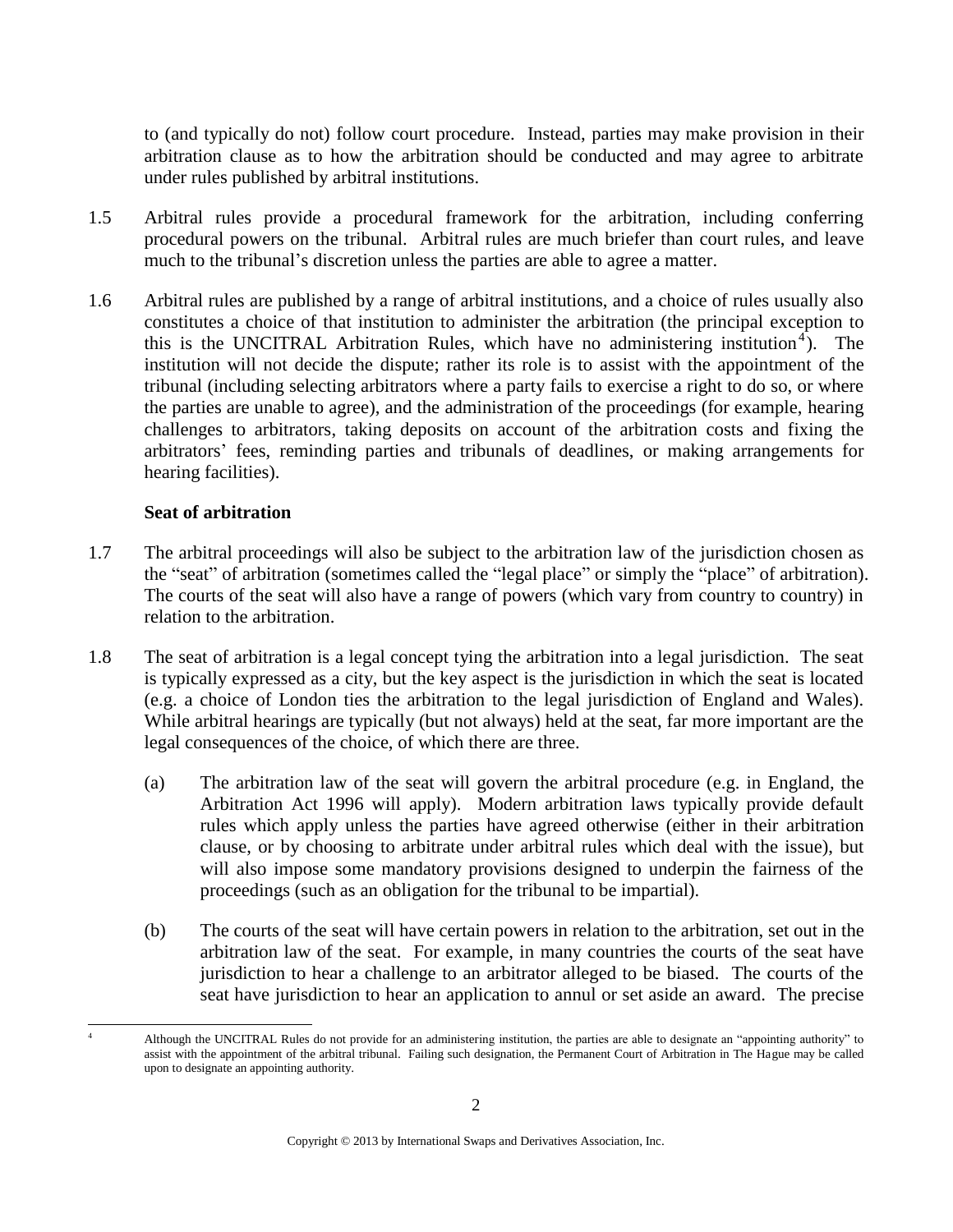to (and typically do not) follow court procedure. Instead, parties may make provision in their arbitration clause as to how the arbitration should be conducted and may agree to arbitrate under rules published by arbitral institutions.

1.5 Arbitral rules provide a procedural framework for the arbitration, including conferring procedural powers on the tribunal. Arbitral rules are much briefer than court rules, and leave much to the tribunal's discretion unless the parties are able to agree a matter.

1.6 Arbitral rules are published by a range of arbitral institutions, and a choice of rules usually also constitutes a choice of that institution to administer the arbitration (the principal exception to this is the UNCITRAL Arbitration Rules, which have no administering institution[4]). The institution will not decide the dispute; rather its role is to assist with the appointment of the tribunal (including selecting arbitrators where a party fails to exercise a right to do so, or where the parties are unable to agree), and the administration of the proceedings (for example, hearing challenges to arbitrators, taking deposits on account of the arbitration costs and fixing the arbitrators' fees, reminding parties and tribunals of deadlines, or making arrangements for hearing facilities).

**Seat of arbitration**

1.7 The arbitral proceedings will also be subject to the arbitration law of the jurisdiction chosen as the "seat" of arbitration (sometimes called the "legal place" or simply the "place" of arbitration). The courts of the seat will also have a range of powers (which vary from country to country) in relation to the arbitration.

1.8 The seat of arbitration is a legal concept tying the arbitration into a legal jurisdiction. The seat is typically expressed as a city, but the key aspect is the jurisdiction in which the seat is located (e.g. a choice of London ties the arbitration to the legal jurisdiction of England and Wales). While arbitral hearings are typically (but not always) held at the seat, far more important are the legal consequences of the choice, of which there are three.

(a) The arbitration law of the seat will govern the arbitral procedure (e.g. in England, the Arbitration Act 1996 will apply). Modern arbitration laws typically provide default rules which apply unless the parties have agreed otherwise (either in their arbitration clause, or by choosing to arbitrate under arbitral rules which deal with the issue), but will also impose some mandatory provisions designed to underpin the fairness of the proceedings (such as an obligation for the tribunal to be impartial).

(b) The courts of the seat will have certain powers in relation to the arbitration, set out in the arbitration law of the seat. For example, in many countries the courts of the seat have jurisdiction to hear a challenge to an arbitrator alleged to be biased. The courts of the seat have jurisdiction to hear an application to annul or set aside an award. The precise

[4] Although the UNCITRAL Rules do not provide for an administering institution, the parties are able to designate an "appointing authority" to assist with the appointment of the arbitral tribunal. Failing such designation, the Permanent Court of Arbitration in The Hague may be called upon to designate an appointing authority.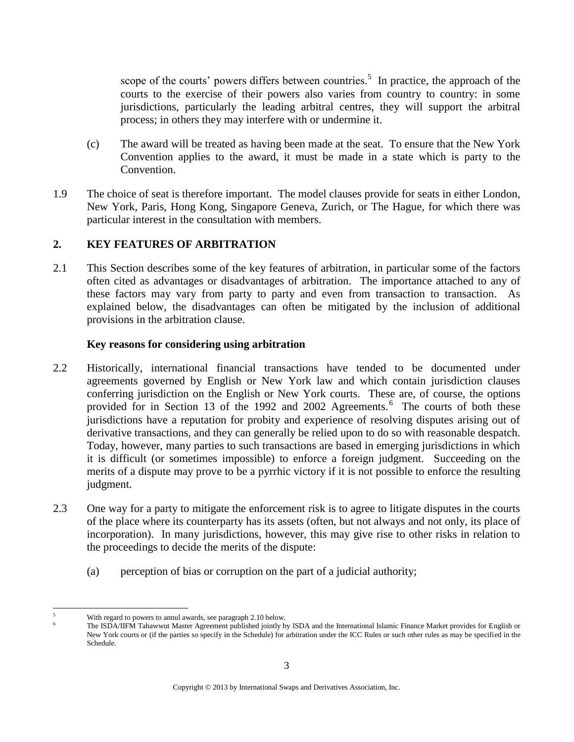scope of the courts' powers differs between countries.[5] In practice, the approach of the courts to the exercise of their powers also varies from country to country: in some jurisdictions, particularly the leading arbitral centres, they will support the arbitral process; in others they may interfere with or undermine it.

(c) The award will be treated as having been made at the seat. To ensure that the New York Convention applies to the award, it must be made in a state which is party to the Convention.

1.9 The choice of seat is therefore important. The model clauses provide for seats in either London, New York, Paris, Hong Kong, Singapore Geneva, Zurich, or The Hague, for which there was particular interest in the consultation with members.

## 2. KEY FEATURES OF ARBITRATION

2.1 This Section describes some of the key features of arbitration, in particular some of the factors often cited as advantages or disadvantages of arbitration. The importance attached to any of these factors may vary from party to party and even from transaction to transaction. As explained below, the disadvantages can often be mitigated by the inclusion of additional provisions in the arbitration clause.

### Key reasons for considering using arbitration

2.2 Historically, international financial transactions have tended to be documented under agreements governed by English or New York law and which contain jurisdiction clauses conferring jurisdiction on the English or New York courts. These are, of course, the options provided for in Section 13 of the 1992 and 2002 Agreements.[6] The courts of both these jurisdictions have a reputation for probity and experience of resolving disputes arising out of derivative transactions, and they can generally be relied upon to do so with reasonable despatch. Today, however, many parties to such transactions are based in emerging jurisdictions in which it is difficult (or sometimes impossible) to enforce a foreign judgment. Succeeding on the merits of a dispute may prove to be a pyrrhic victory if it is not possible to enforce the resulting judgment.

2.3 One way for a party to mitigate the enforcement risk is to agree to litigate disputes in the courts of the place where its counterparty has its assets (often, but not always and not only, its place of incorporation). In many jurisdictions, however, this may give rise to other risks in relation to the proceedings to decide the merits of the dispute:

(a) perception of bias or corruption on the part of a judicial authority;

---

[5] With regard to powers to annul awards, see paragraph 2.10 below.

[6] The ISDA/IIFM Tahawwut Master Agreement published jointly by ISDA and the International Islamic Finance Market provides for English or New York courts or (if the parties so specify in the Schedule) for arbitration under the ICC Rules or such other rules as may be specified in the Schedule.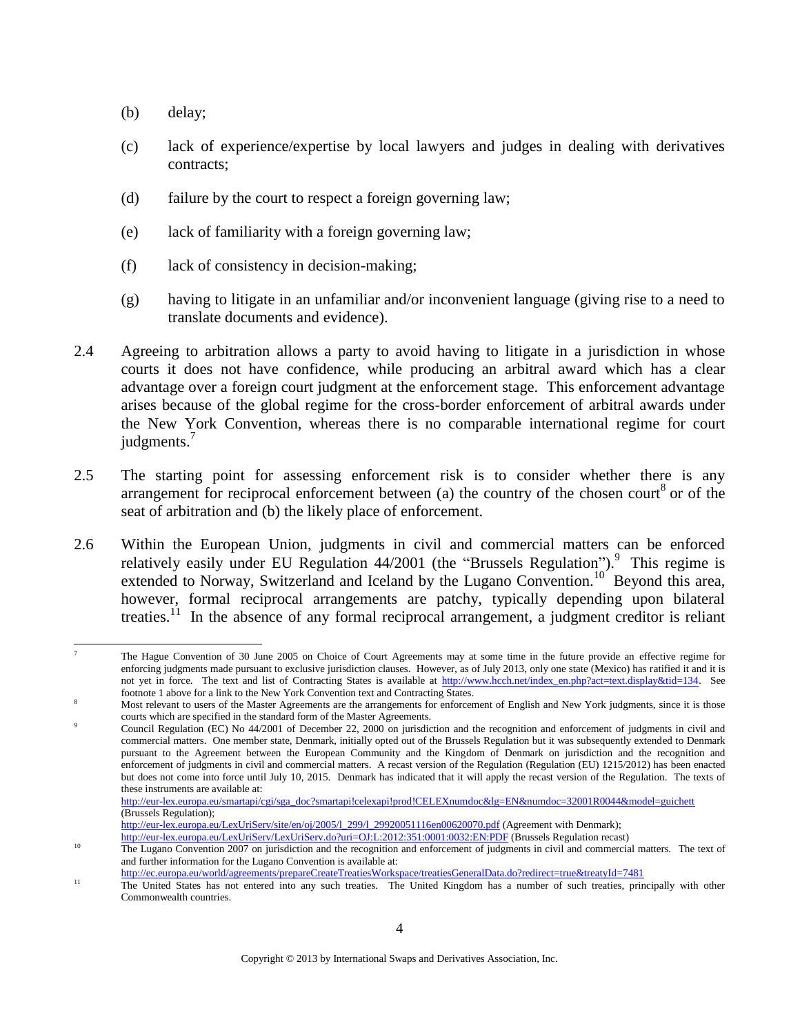(b) delay;

(c) lack of experience/expertise by local lawyers and judges in dealing with derivatives contracts;

(d) failure by the court to respect a foreign governing law;

(e) lack of familiarity with a foreign governing law;

(f) lack of consistency in decision-making;

(g) having to litigate in an unfamiliar and/or inconvenient language (giving rise to a need to translate documents and evidence).

2.4 Agreeing to arbitration allows a party to avoid having to litigate in a jurisdiction in whose courts it does not have confidence, while producing an arbitral award which has a clear advantage over a foreign court judgment at the enforcement stage. This enforcement advantage arises because of the global regime for the cross-border enforcement of arbitral awards under the New York Convention, whereas there is no comparable international regime for court judgments.[7]

2.5 The starting point for assessing enforcement risk is to consider whether there is any arrangement for reciprocal enforcement between (a) the country of the chosen court[8] or of the seat of arbitration and (b) the likely place of enforcement.

2.6 Within the European Union, judgments in civil and commercial matters can be enforced relatively easily under EU Regulation 44/2001 (the "Brussels Regulation").[9] This regime is extended to Norway, Switzerland and Iceland by the Lugano Convention.[10] Beyond this area, however, formal reciprocal arrangements are patchy, typically depending upon bilateral treaties.[11] In the absence of any formal reciprocal arrangement, a judgment creditor is reliant

---

[7] The Hague Convention of 30 June 2005 on Choice of Court Agreements may at some time in the future provide an effective regime for enforcing judgments made pursuant to exclusive jurisdiction clauses. However, as of July 2013, only one state (Mexico) has ratified it and it is not yet in force. The text and list of Contracting States is available at http://www.hcch.net/index_en.php?act=text.display&tid=134. See footnote 1 above for a link to the New York Convention text and Contracting States.

[8] Most relevant to users of the Master Agreements are the arrangements for enforcement of English and New York judgments, since it is those courts which are specified in the standard form of the Master Agreements.

[9] Council Regulation (EC) No 44/2001 of December 22, 2000 on jurisdiction and the recognition and enforcement of judgments in civil and commercial matters. One member state, Denmark, initially opted out of the Brussels Regulation but it was subsequently extended to Denmark pursuant to the Agreement between the European Community and the Kingdom of Denmark on jurisdiction and the recognition and enforcement of judgments in civil and commercial matters. A recast version of the Regulation (Regulation (EU) 1215/2012) has been enacted but does not come into force until July 10, 2015. Denmark has indicated that it will apply the recast version of the Regulation. The texts of these instruments are available at:
http://eur-lex.europa.eu/smartapi/cgi/sga_doc?smartapi!celexapi!prod!CELEXnumdoc&lg=EN&numdoc=32001R0044&model=guichett (Brussels Regulation);
http://eur-lex.europa.eu/LexUriServ/site/en/oj/2005/l_299/l_29920051116en00620070.pdf (Agreement with Denmark);
http://eur-lex.europa.eu/LexUriServ/LexUriServ.do?uri=OJ:L:2012:351:0001:0032:EN:PDF (Brussels Regulation recast)

[10] The Lugano Convention 2007 on jurisdiction and the recognition and enforcement of judgments in civil and commercial matters. The text of and further information for the Lugano Convention is available at:
http://ec.europa.eu/world/agreements/prepareCreateTreatiesWorkspace/treatiesGeneralData.do?redirect=true&treatyId=7481

[11] The United States has not entered into any such treaties. The United Kingdom has a number of such treaties, principally with other Commonwealth countries.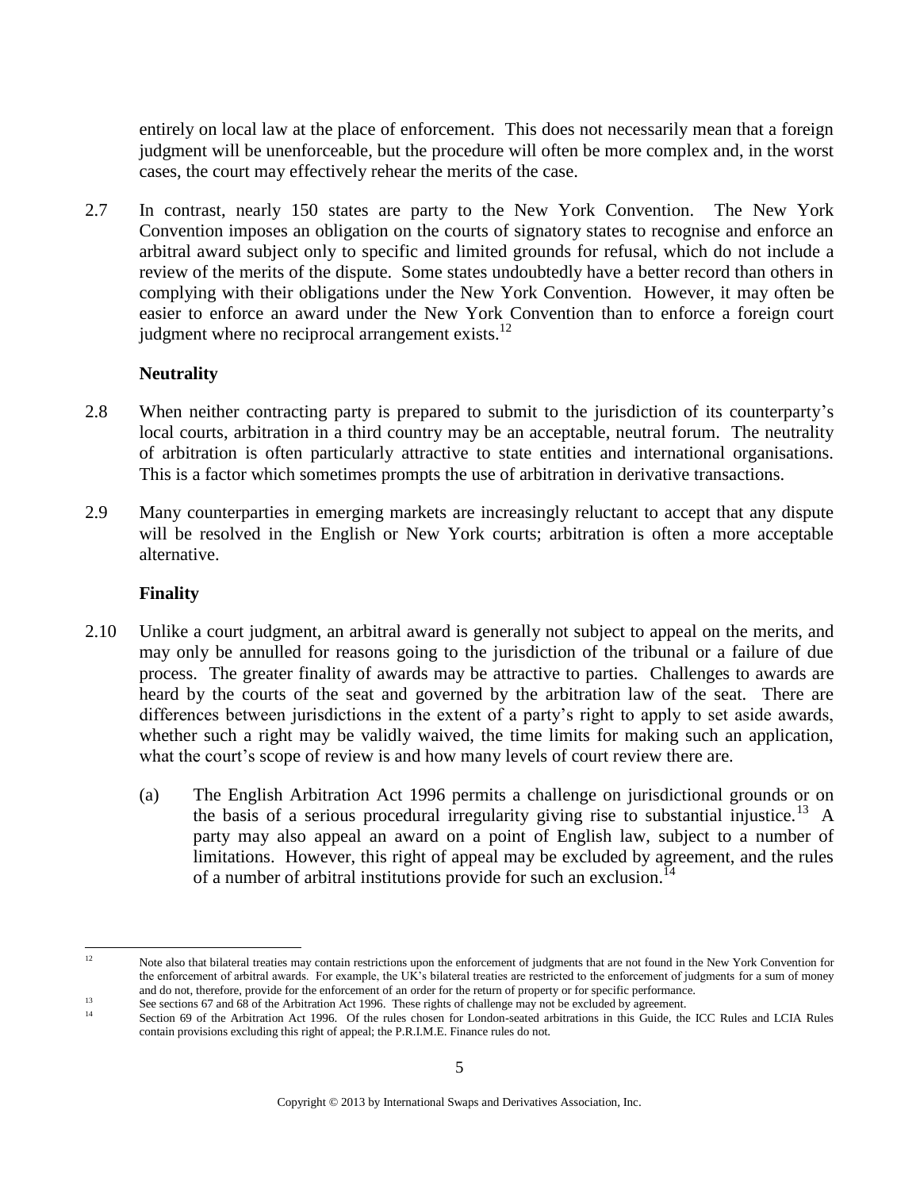entirely on local law at the place of enforcement. This does not necessarily mean that a foreign judgment will be unenforceable, but the procedure will often be more complex and, in the worst cases, the court may effectively rehear the merits of the case.

2.7 In contrast, nearly 150 states are party to the New York Convention. The New York Convention imposes an obligation on the courts of signatory states to recognise and enforce an arbitral award subject only to specific and limited grounds for refusal, which do not include a review of the merits of the dispute. Some states undoubtedly have a better record than others in complying with their obligations under the New York Convention. However, it may often be easier to enforce an award under the New York Convention than to enforce a foreign court judgment where no reciprocal arrangement exists.[12]

**Neutrality**

2.8 When neither contracting party is prepared to submit to the jurisdiction of its counterparty's local courts, arbitration in a third country may be an acceptable, neutral forum. The neutrality of arbitration is often particularly attractive to state entities and international organisations. This is a factor which sometimes prompts the use of arbitration in derivative transactions.

2.9 Many counterparties in emerging markets are increasingly reluctant to accept that any dispute will be resolved in the English or New York courts; arbitration is often a more acceptable alternative.

**Finality**

2.10 Unlike a court judgment, an arbitral award is generally not subject to appeal on the merits, and may only be annulled for reasons going to the jurisdiction of the tribunal or a failure of due process. The greater finality of awards may be attractive to parties. Challenges to awards are heard by the courts of the seat and governed by the arbitration law of the seat. There are differences between jurisdictions in the extent of a party's right to apply to set aside awards, whether such a right may be validly waived, the time limits for making such an application, what the court's scope of review is and how many levels of court review there are.

(a) The English Arbitration Act 1996 permits a challenge on jurisdictional grounds or on the basis of a serious procedural irregularity giving rise to substantial injustice.[13] A party may also appeal an award on a point of English law, subject to a number of limitations. However, this right of appeal may be excluded by agreement, and the rules of a number of arbitral institutions provide for such an exclusion.[14]

---

[12] Note also that bilateral treaties may contain restrictions upon the enforcement of judgments that are not found in the New York Convention for the enforcement of arbitral awards. For example, the UK's bilateral treaties are restricted to the enforcement of judgments for a sum of money and do not, therefore, provide for the enforcement of an order for the return of property or for specific performance.

[13] See sections 67 and 68 of the Arbitration Act 1996. These rights of challenge may not be excluded by agreement.

[14] Section 69 of the Arbitration Act 1996. Of the rules chosen for London-seated arbitrations in this Guide, the ICC Rules and LCIA Rules contain provisions excluding this right of appeal; the P.R.I.M.E. Finance rules do not.

Copyright © 2013 by International Swaps and Derivatives Association, Inc.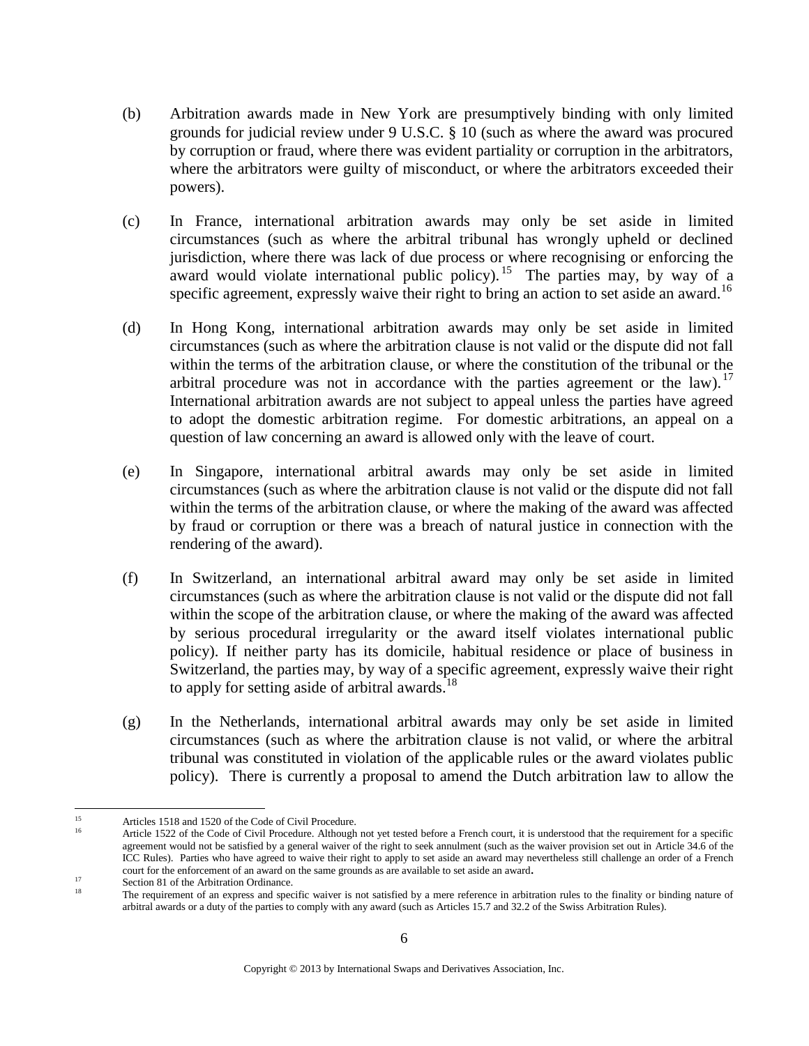(b) Arbitration awards made in New York are presumptively binding with only limited grounds for judicial review under 9 U.S.C. § 10 (such as where the award was procured by corruption or fraud, where there was evident partiality or corruption in the arbitrators, where the arbitrators were guilty of misconduct, or where the arbitrators exceeded their powers).

(c) In France, international arbitration awards may only be set aside in limited circumstances (such as where the arbitral tribunal has wrongly upheld or declined jurisdiction, where there was lack of due process or where recognising or enforcing the award would violate international public policy).[15] The parties may, by way of a specific agreement, expressly waive their right to bring an action to set aside an award.[16]

(d) In Hong Kong, international arbitration awards may only be set aside in limited circumstances (such as where the arbitration clause is not valid or the dispute did not fall within the terms of the arbitration clause, or where the constitution of the tribunal or the arbitral procedure was not in accordance with the parties agreement or the law).[17] International arbitration awards are not subject to appeal unless the parties have agreed to adopt the domestic arbitration regime. For domestic arbitrations, an appeal on a question of law concerning an award is allowed only with the leave of court.

(e) In Singapore, international arbitral awards may only be set aside in limited circumstances (such as where the arbitration clause is not valid or the dispute did not fall within the terms of the arbitration clause, or where the making of the award was affected by fraud or corruption or there was a breach of natural justice in connection with the rendering of the award).

(f) In Switzerland, an international arbitral award may only be set aside in limited circumstances (such as where the arbitration clause is not valid or the dispute did not fall within the scope of the arbitration clause, or where the making of the award was affected by serious procedural irregularity or the award itself violates international public policy). If neither party has its domicile, habitual residence or place of business in Switzerland, the parties may, by way of a specific agreement, expressly waive their right to apply for setting aside of arbitral awards.[18]

(g) In the Netherlands, international arbitral awards may only be set aside in limited circumstances (such as where the arbitration clause is not valid, or where the arbitral tribunal was constituted in violation of the applicable rules or the award violates public policy). There is currently a proposal to amend the Dutch arbitration law to allow the

---

[15] Articles 1518 and 1520 of the Code of Civil Procedure.

[16] Article 1522 of the Code of Civil Procedure. Although not yet tested before a French court, it is understood that the requirement for a specific agreement would not be satisfied by a general waiver of the right to seek annulment (such as the waiver provision set out in Article 34.6 of the ICC Rules). Parties who have agreed to waive their right to apply to set aside an award may nevertheless still challenge an order of a French court for the enforcement of an award on the same grounds as are available to set aside an award.

[17] Section 81 of the Arbitration Ordinance.

[18] The requirement of an express and specific waiver is not satisfied by a mere reference in arbitration rules to the finality or binding nature of arbitral awards or a duty of the parties to comply with any award (such as Articles 15.7 and 32.2 of the Swiss Arbitration Rules).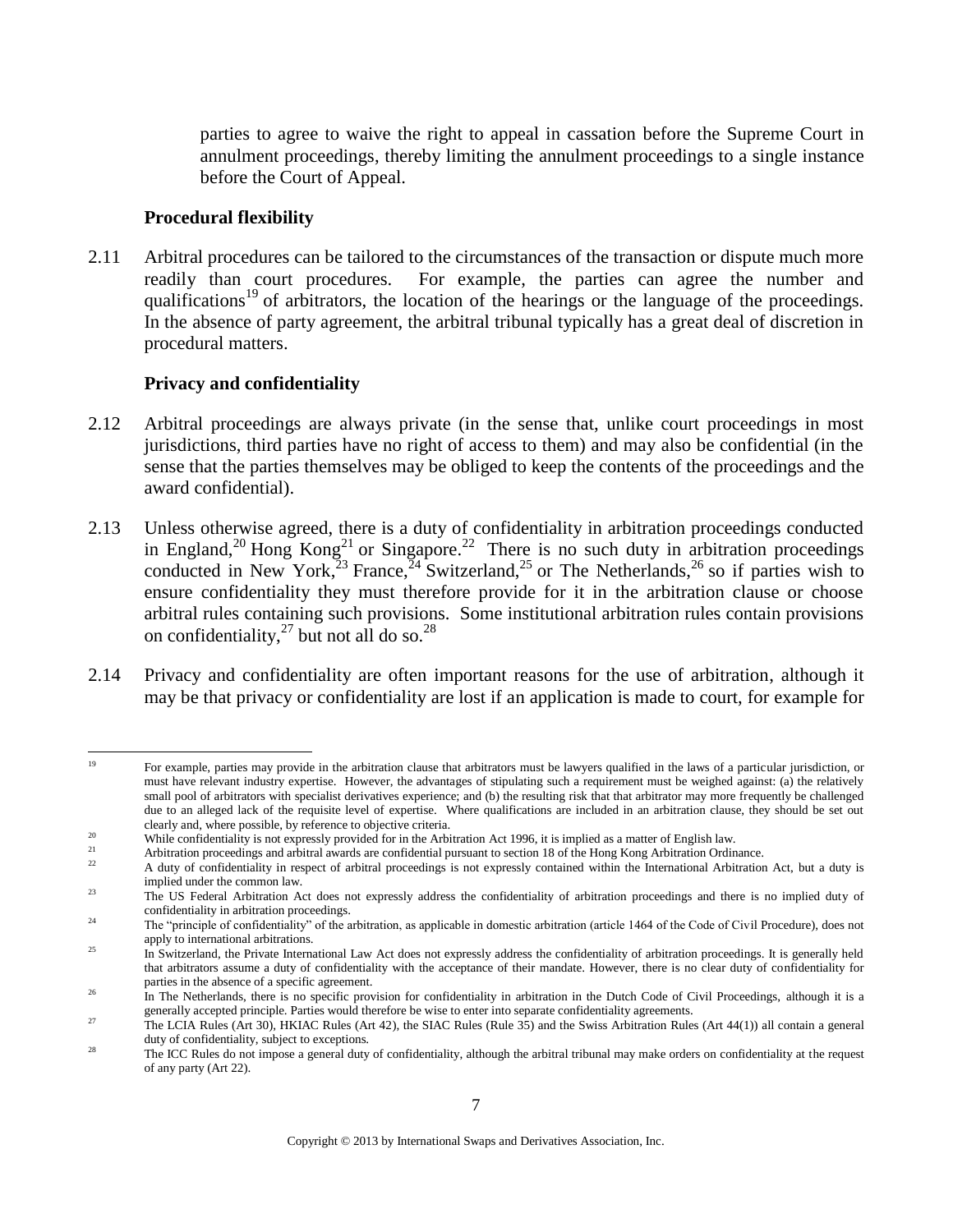parties to agree to waive the right to appeal in cassation before the Supreme Court in annulment proceedings, thereby limiting the annulment proceedings to a single instance before the Court of Appeal.

**Procedural flexibility**

2.11 Arbitral procedures can be tailored to the circumstances of the transaction or dispute much more readily than court procedures. For example, the parties can agree the number and qualifications[19] of arbitrators, the location of the hearings or the language of the proceedings. In the absence of party agreement, the arbitral tribunal typically has a great deal of discretion in procedural matters.

**Privacy and confidentiality**

2.12 Arbitral proceedings are always private (in the sense that, unlike court proceedings in most jurisdictions, third parties have no right of access to them) and may also be confidential (in the sense that the parties themselves may be obliged to keep the contents of the proceedings and the award confidential).

2.13 Unless otherwise agreed, there is a duty of confidentiality in arbitration proceedings conducted in England,[20] Hong Kong[21] or Singapore.[22] There is no such duty in arbitration proceedings conducted in New York,[23] France,[24] Switzerland,[25] or The Netherlands,[26] so if parties wish to ensure confidentiality they must therefore provide for it in the arbitration clause or choose arbitral rules containing such provisions. Some institutional arbitration rules contain provisions on confidentiality,[27] but not all do so.[28]

2.14 Privacy and confidentiality are often important reasons for the use of arbitration, although it may be that privacy or confidentiality are lost if an application is made to court, for example for

---

[19] For example, parties may provide in the arbitration clause that arbitrators must be lawyers qualified in the laws of a particular jurisdiction, or must have relevant industry expertise. However, the advantages of stipulating such a requirement must be weighed against: (a) the relatively small pool of arbitrators with specialist derivatives experience; and (b) the resulting risk that that arbitrator may more frequently be challenged due to an alleged lack of the requisite level of expertise. Where qualifications are included in an arbitration clause, they should be set out clearly and, where possible, by reference to objective criteria.

[20] While confidentiality is not expressly provided for in the Arbitration Act 1996, it is implied as a matter of English law.

[21] Arbitration proceedings and arbitral awards are confidential pursuant to section 18 of the Hong Kong Arbitration Ordinance.

[22] A duty of confidentiality in respect of arbitral proceedings is not expressly contained within the International Arbitration Act, but a duty is implied under the common law.

[23] The US Federal Arbitration Act does not expressly address the confidentiality of arbitration proceedings and there is no implied duty of confidentiality in arbitration proceedings.

[24] The "principle of confidentiality" of the arbitration, as applicable in domestic arbitration (article 1464 of the Code of Civil Procedure), does not apply to international arbitrations.

[25] In Switzerland, the Private International Law Act does not expressly address the confidentiality of arbitration proceedings. It is generally held that arbitrators assume a duty of confidentiality with the acceptance of their mandate. However, there is no clear duty of confidentiality for parties in the absence of a specific agreement.

[26] In The Netherlands, there is no specific provision for confidentiality in arbitration in the Dutch Code of Civil Proceedings, although it is a generally accepted principle. Parties would therefore be wise to enter into separate confidentiality agreements.

[27] The LCIA Rules (Art 30), HKIAC Rules (Art 42), the SIAC Rules (Rule 35) and the Swiss Arbitration Rules (Art 44(1)) all contain a general duty of confidentiality, subject to exceptions.

[28] The ICC Rules do not impose a general duty of confidentiality, although the arbitral tribunal may make orders on confidentiality at the request of any party (Art 22).

Copyright © 2013 by International Swaps and Derivatives Association, Inc.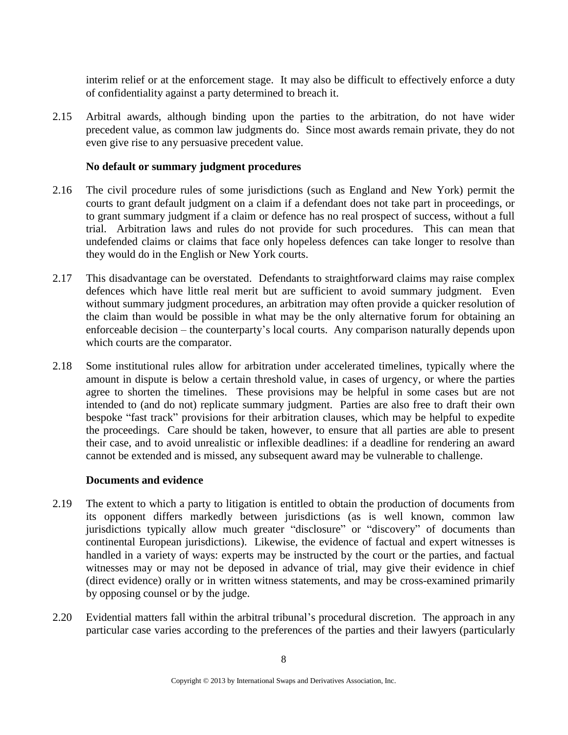interim relief or at the enforcement stage. It may also be difficult to effectively enforce a duty of confidentiality against a party determined to breach it.

2.15 Arbitral awards, although binding upon the parties to the arbitration, do not have wider precedent value, as common law judgments do. Since most awards remain private, they do not even give rise to any persuasive precedent value.

**No default or summary judgment procedures**

2.16 The civil procedure rules of some jurisdictions (such as England and New York) permit the courts to grant default judgment on a claim if a defendant does not take part in proceedings, or to grant summary judgment if a claim or defence has no real prospect of success, without a full trial. Arbitration laws and rules do not provide for such procedures. This can mean that undefended claims or claims that face only hopeless defences can take longer to resolve than they would do in the English or New York courts.

2.17 This disadvantage can be overstated. Defendants to straightforward claims may raise complex defences which have little real merit but are sufficient to avoid summary judgment. Even without summary judgment procedures, an arbitration may often provide a quicker resolution of the claim than would be possible in what may be the only alternative forum for obtaining an enforceable decision – the counterparty's local courts. Any comparison naturally depends upon which courts are the comparator.

2.18 Some institutional rules allow for arbitration under accelerated timelines, typically where the amount in dispute is below a certain threshold value, in cases of urgency, or where the parties agree to shorten the timelines. These provisions may be helpful in some cases but are not intended to (and do not) replicate summary judgment. Parties are also free to draft their own bespoke "fast track" provisions for their arbitration clauses, which may be helpful to expedite the proceedings. Care should be taken, however, to ensure that all parties are able to present their case, and to avoid unrealistic or inflexible deadlines: if a deadline for rendering an award cannot be extended and is missed, any subsequent award may be vulnerable to challenge.

**Documents and evidence**

2.19 The extent to which a party to litigation is entitled to obtain the production of documents from its opponent differs markedly between jurisdictions (as is well known, common law jurisdictions typically allow much greater "disclosure" or "discovery" of documents than continental European jurisdictions). Likewise, the evidence of factual and expert witnesses is handled in a variety of ways: experts may be instructed by the court or the parties, and factual witnesses may or may not be deposed in advance of trial, may give their evidence in chief (direct evidence) orally or in written witness statements, and may be cross-examined primarily by opposing counsel or by the judge.

2.20 Evidential matters fall within the arbitral tribunal's procedural discretion. The approach in any particular case varies according to the preferences of the parties and their lawyers (particularly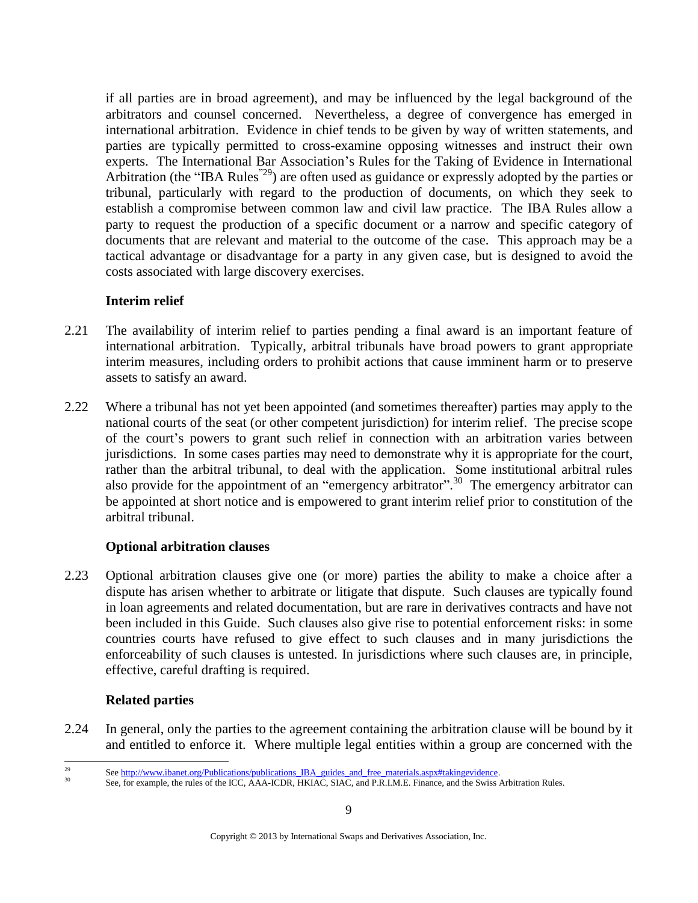if all parties are in broad agreement), and may be influenced by the legal background of the arbitrators and counsel concerned. Nevertheless, a degree of convergence has emerged in international arbitration. Evidence in chief tends to be given by way of written statements, and parties are typically permitted to cross-examine opposing witnesses and instruct their own experts. The International Bar Association's Rules for the Taking of Evidence in International Arbitration (the "IBA Rules"[29]) are often used as guidance or expressly adopted by the parties or tribunal, particularly with regard to the production of documents, on which they seek to establish a compromise between common law and civil law practice. The IBA Rules allow a party to request the production of a specific document or a narrow and specific category of documents that are relevant and material to the outcome of the case. This approach may be a tactical advantage or disadvantage for a party in any given case, but is designed to avoid the costs associated with large discovery exercises.

**Interim relief**

2.21 The availability of interim relief to parties pending a final award is an important feature of international arbitration. Typically, arbitral tribunals have broad powers to grant appropriate interim measures, including orders to prohibit actions that cause imminent harm or to preserve assets to satisfy an award.

2.22 Where a tribunal has not yet been appointed (and sometimes thereafter) parties may apply to the national courts of the seat (or other competent jurisdiction) for interim relief. The precise scope of the court's powers to grant such relief in connection with an arbitration varies between jurisdictions. In some cases parties may need to demonstrate why it is appropriate for the court, rather than the arbitral tribunal, to deal with the application. Some institutional arbitral rules also provide for the appointment of an "emergency arbitrator".[30] The emergency arbitrator can be appointed at short notice and is empowered to grant interim relief prior to constitution of the arbitral tribunal.

**Optional arbitration clauses**

2.23 Optional arbitration clauses give one (or more) parties the ability to make a choice after a dispute has arisen whether to arbitrate or litigate that dispute. Such clauses are typically found in loan agreements and related documentation, but are rare in derivatives contracts and have not been included in this Guide. Such clauses also give rise to potential enforcement risks: in some countries courts have refused to give effect to such clauses and in many jurisdictions the enforceability of such clauses is untested. In jurisdictions where such clauses are, in principle, effective, careful drafting is required.

**Related parties**

2.24 In general, only the parties to the agreement containing the arbitration clause will be bound by it and entitled to enforce it. Where multiple legal entities within a group are concerned with the

---

[29] See http://www.ibanet.org/Publications/publications_IBA_guides_and_free_materials.aspx#takingevidence.

[30] See, for example, the rules of the ICC, AAA-ICDR, HKIAC, SIAC, and P.R.I.M.E. Finance, and the Swiss Arbitration Rules.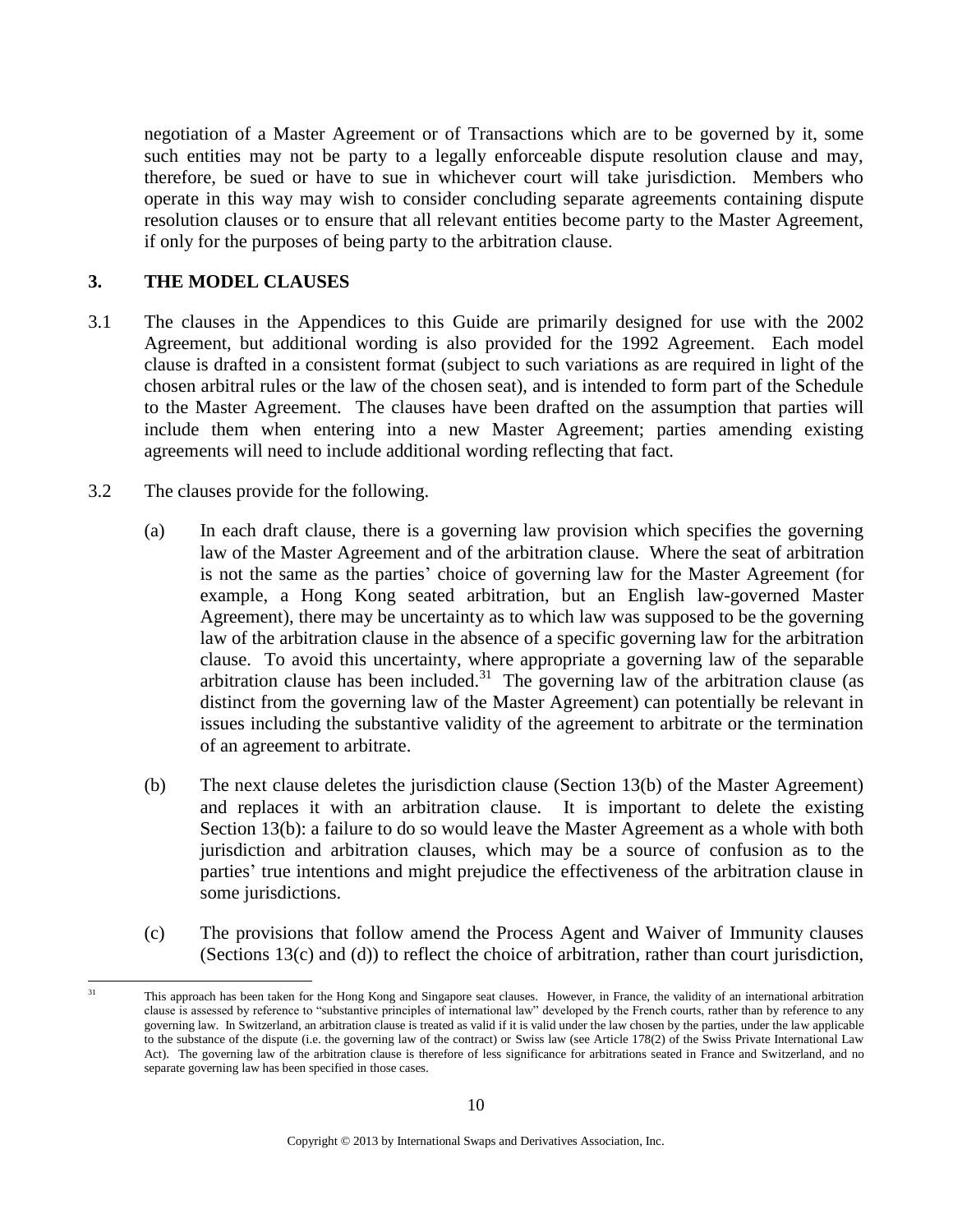negotiation of a Master Agreement or of Transactions which are to be governed by it, some such entities may not be party to a legally enforceable dispute resolution clause and may, therefore, be sued or have to sue in whichever court will take jurisdiction. Members who operate in this way may wish to consider concluding separate agreements containing dispute resolution clauses or to ensure that all relevant entities become party to the Master Agreement, if only for the purposes of being party to the arbitration clause.

## 3. THE MODEL CLAUSES

3.1 The clauses in the Appendices to this Guide are primarily designed for use with the 2002 Agreement, but additional wording is also provided for the 1992 Agreement. Each model clause is drafted in a consistent format (subject to such variations as are required in light of the chosen arbitral rules or the law of the chosen seat), and is intended to form part of the Schedule to the Master Agreement. The clauses have been drafted on the assumption that parties will include them when entering into a new Master Agreement; parties amending existing agreements will need to include additional wording reflecting that fact.

3.2 The clauses provide for the following.

(a) In each draft clause, there is a governing law provision which specifies the governing law of the Master Agreement and of the arbitration clause. Where the seat of arbitration is not the same as the parties' choice of governing law for the Master Agreement (for example, a Hong Kong seated arbitration, but an English law-governed Master Agreement), there may be uncertainty as to which law was supposed to be the governing law of the arbitration clause in the absence of a specific governing law for the arbitration clause. To avoid this uncertainty, where appropriate a governing law of the separable arbitration clause has been included.[31] The governing law of the arbitration clause (as distinct from the governing law of the Master Agreement) can potentially be relevant in issues including the substantive validity of the agreement to arbitrate or the termination of an agreement to arbitrate.

(b) The next clause deletes the jurisdiction clause (Section 13(b) of the Master Agreement) and replaces it with an arbitration clause. It is important to delete the existing Section 13(b): a failure to do so would leave the Master Agreement as a whole with both jurisdiction and arbitration clauses, which may be a source of confusion as to the parties' true intentions and might prejudice the effectiveness of the arbitration clause in some jurisdictions.

(c) The provisions that follow amend the Process Agent and Waiver of Immunity clauses (Sections 13(c) and (d)) to reflect the choice of arbitration, rather than court jurisdiction,

---

[31] This approach has been taken for the Hong Kong and Singapore seat clauses. However, in France, the validity of an international arbitration clause is assessed by reference to "substantive principles of international law" developed by the French courts, rather than by reference to any governing law. In Switzerland, an arbitration clause is treated as valid if it is valid under the law chosen by the parties, under the law applicable to the substance of the dispute (i.e. the governing law of the contract) or Swiss law (see Article 178(2) of the Swiss Private International Law Act). The governing law of the arbitration clause is therefore of less significance for arbitrations seated in France and Switzerland, and no separate governing law has been specified in those cases.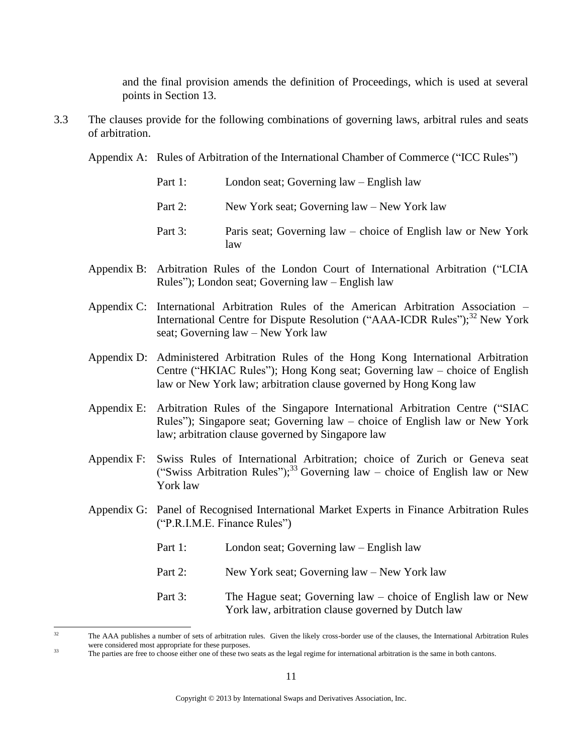and the final provision amends the definition of Proceedings, which is used at several points in Section 13.

3.3 The clauses provide for the following combinations of governing laws, arbitral rules and seats of arbitration.

Appendix A: Rules of Arbitration of the International Chamber of Commerce ("ICC Rules")

- Part 1: London seat; Governing law – English law
- Part 2: New York seat; Governing law – New York law
- Part 3: Paris seat; Governing law – choice of English law or New York law

Appendix B: Arbitration Rules of the London Court of International Arbitration ("LCIA Rules"); London seat; Governing law – English law

Appendix C: International Arbitration Rules of the American Arbitration Association – International Centre for Dispute Resolution ("AAA-ICDR Rules");[32] New York seat; Governing law – New York law

Appendix D: Administered Arbitration Rules of the Hong Kong International Arbitration Centre ("HKIAC Rules"); Hong Kong seat; Governing law – choice of English law or New York law; arbitration clause governed by Hong Kong law

Appendix E: Arbitration Rules of the Singapore International Arbitration Centre ("SIAC Rules"); Singapore seat; Governing law – choice of English law or New York law; arbitration clause governed by Singapore law

Appendix F: Swiss Rules of International Arbitration; choice of Zurich or Geneva seat ("Swiss Arbitration Rules");[33] Governing law – choice of English law or New York law

Appendix G: Panel of Recognised International Market Experts in Finance Arbitration Rules ("P.R.I.M.E. Finance Rules")

- Part 1: London seat; Governing law – English law
- Part 2: New York seat; Governing law – New York law
- Part 3: The Hague seat; Governing law – choice of English law or New York law, arbitration clause governed by Dutch law

---

[32] The AAA publishes a number of sets of arbitration rules. Given the likely cross-border use of the clauses, the International Arbitration Rules were considered most appropriate for these purposes.

[33] The parties are free to choose either one of these two seats as the legal regime for international arbitration is the same in both cantons.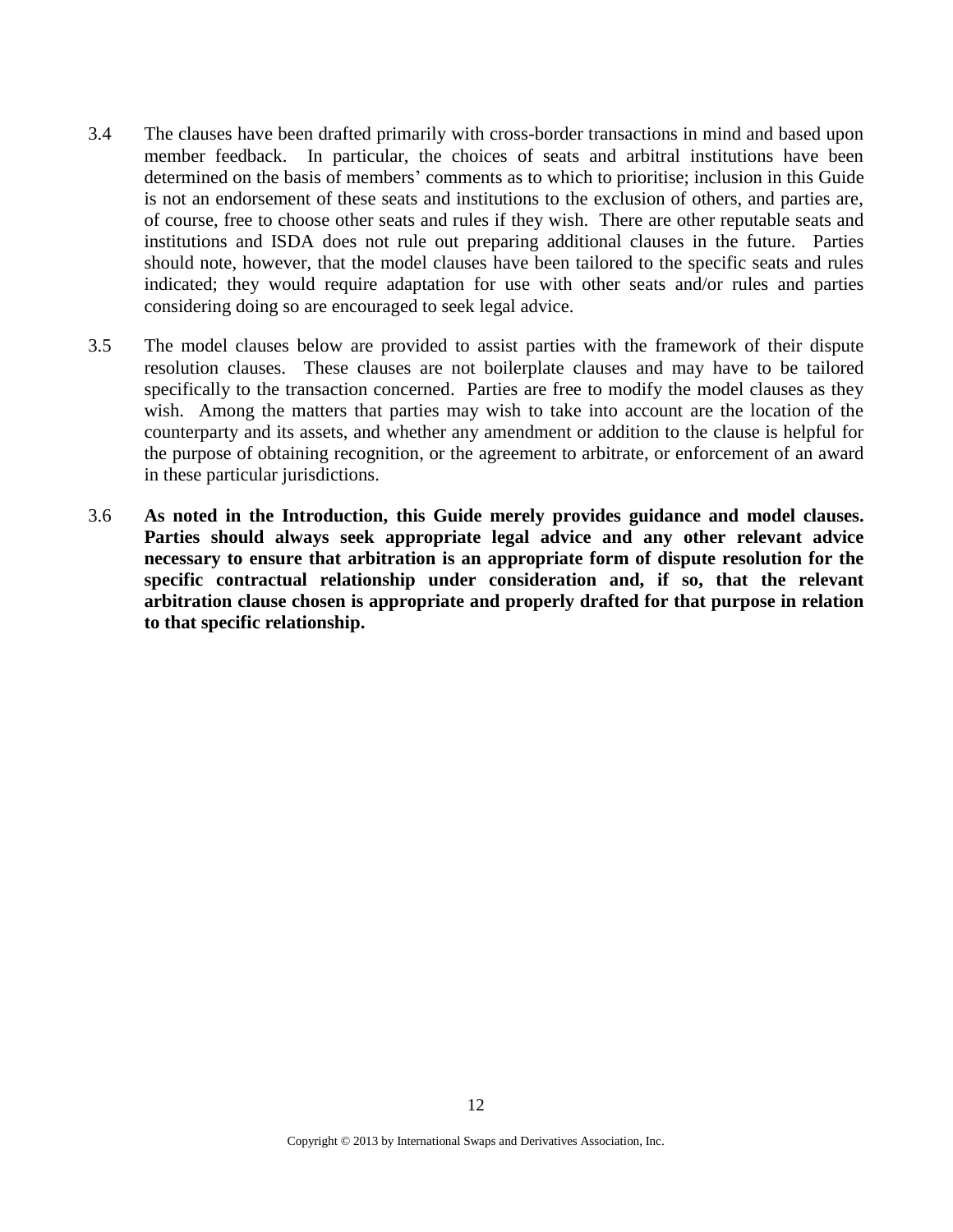3.4 The clauses have been drafted primarily with cross-border transactions in mind and based upon member feedback. In particular, the choices of seats and arbitral institutions have been determined on the basis of members' comments as to which to prioritise; inclusion in this Guide is not an endorsement of these seats and institutions to the exclusion of others, and parties are, of course, free to choose other seats and rules if they wish. There are other reputable seats and institutions and ISDA does not rule out preparing additional clauses in the future. Parties should note, however, that the model clauses have been tailored to the specific seats and rules indicated; they would require adaptation for use with other seats and/or rules and parties considering doing so are encouraged to seek legal advice.

3.5 The model clauses below are provided to assist parties with the framework of their dispute resolution clauses. These clauses are not boilerplate clauses and may have to be tailored specifically to the transaction concerned. Parties are free to modify the model clauses as they wish. Among the matters that parties may wish to take into account are the location of the counterparty and its assets, and whether any amendment or addition to the clause is helpful for the purpose of obtaining recognition, or the agreement to arbitrate, or enforcement of an award in these particular jurisdictions.

3.6 **As noted in the Introduction, this Guide merely provides guidance and model clauses. Parties should always seek appropriate legal advice and any other relevant advice necessary to ensure that arbitration is an appropriate form of dispute resolution for the specific contractual relationship under consideration and, if so, that the relevant arbitration clause chosen is appropriate and properly drafted for that purpose in relation to that specific relationship.**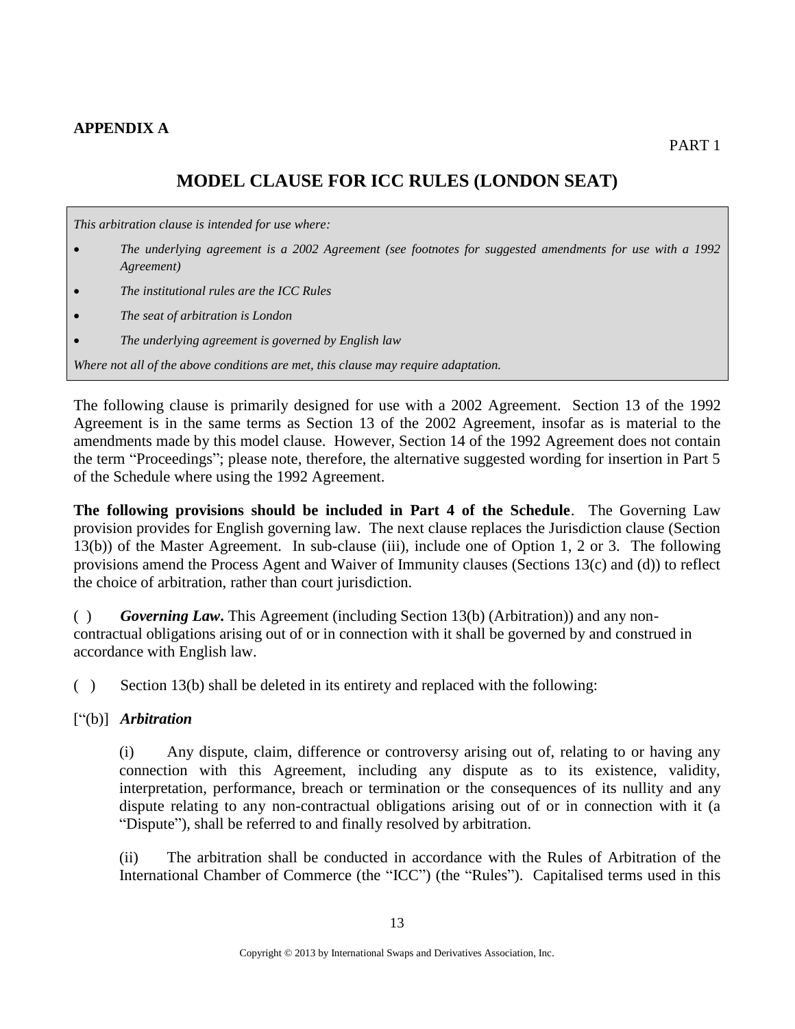**APPENDIX A**

PART 1

## MODEL CLAUSE FOR ICC RULES (LONDON SEAT)

> *This arbitration clause is intended for use where:*
>
> - *The underlying agreement is a 2002 Agreement (see footnotes for suggested amendments for use with a 1992 Agreement)*
> - *The institutional rules are the ICC Rules*
> - *The seat of arbitration is London*
> - *The underlying agreement is governed by English law*
>
> *Where not all of the above conditions are met, this clause may require adaptation.*

The following clause is primarily designed for use with a 2002 Agreement. Section 13 of the 1992 Agreement is in the same terms as Section 13 of the 2002 Agreement, insofar as is material to the amendments made by this model clause. However, Section 14 of the 1992 Agreement does not contain the term "Proceedings"; please note, therefore, the alternative suggested wording for insertion in Part 5 of the Schedule where using the 1992 Agreement.

**The following provisions should be included in Part 4 of the Schedule**. The Governing Law provision provides for English governing law. The next clause replaces the Jurisdiction clause (Section 13(b)) of the Master Agreement. In sub-clause (iii), include one of Option 1, 2 or 3. The following provisions amend the Process Agent and Waiver of Immunity clauses (Sections 13(c) and (d)) to reflect the choice of arbitration, rather than court jurisdiction.

( ) ***Governing Law*.** This Agreement (including Section 13(b) (Arbitration)) and any non-contractual obligations arising out of or in connection with it shall be governed by and construed in accordance with English law.

( ) Section 13(b) shall be deleted in its entirety and replaced with the following:

["(b)] ***Arbitration***

(i) Any dispute, claim, difference or controversy arising out of, relating to or having any connection with this Agreement, including any dispute as to its existence, validity, interpretation, performance, breach or termination or the consequences of its nullity and any dispute relating to any non-contractual obligations arising out of or in connection with it (a "Dispute"), shall be referred to and finally resolved by arbitration.

(ii) The arbitration shall be conducted in accordance with the Rules of Arbitration of the International Chamber of Commerce (the "ICC") (the "Rules"). Capitalised terms used in this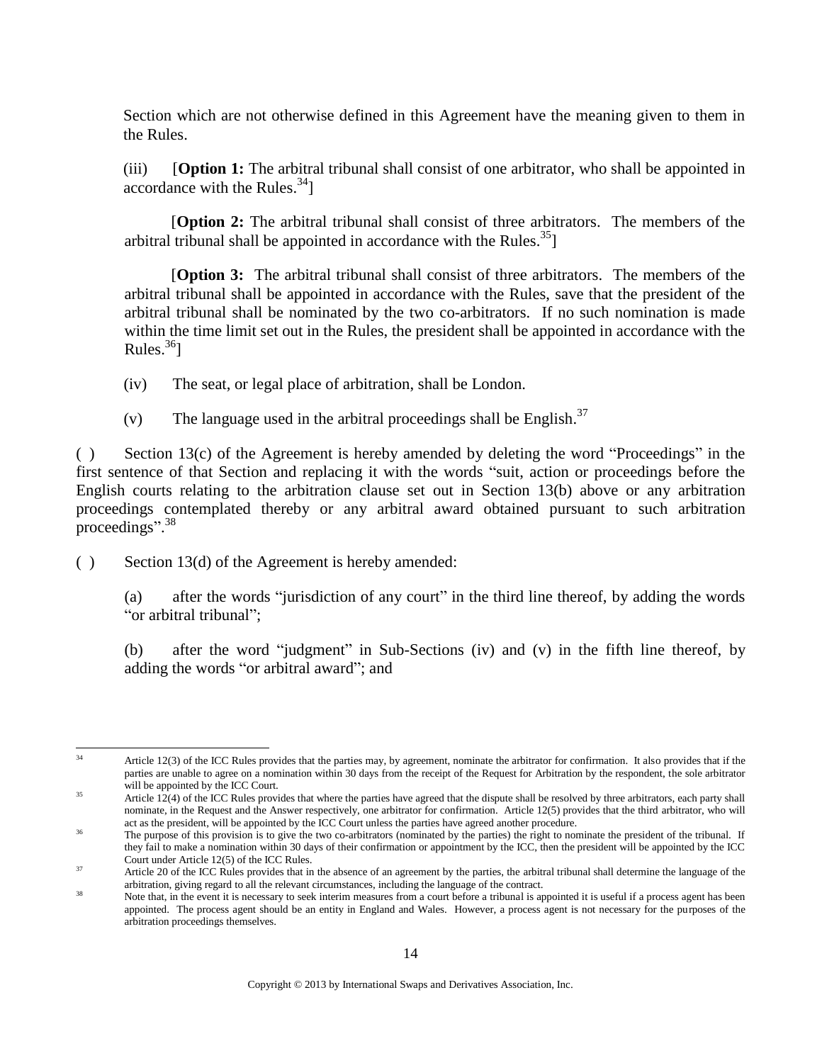Section which are not otherwise defined in this Agreement have the meaning given to them in the Rules.

(iii) [**Option 1:** The arbitral tribunal shall consist of one arbitrator, who shall be appointed in accordance with the Rules.[34]]

[**Option 2:** The arbitral tribunal shall consist of three arbitrators. The members of the arbitral tribunal shall be appointed in accordance with the Rules.[35]]

[**Option 3:** The arbitral tribunal shall consist of three arbitrators. The members of the arbitral tribunal shall be appointed in accordance with the Rules, save that the president of the arbitral tribunal shall be nominated by the two co-arbitrators. If no such nomination is made within the time limit set out in the Rules, the president shall be appointed in accordance with the Rules.[36]]

(iv) The seat, or legal place of arbitration, shall be London.

(v) The language used in the arbitral proceedings shall be English.[37]

( ) Section 13(c) of the Agreement is hereby amended by deleting the word "Proceedings" in the first sentence of that Section and replacing it with the words "suit, action or proceedings before the English courts relating to the arbitration clause set out in Section 13(b) above or any arbitration proceedings contemplated thereby or any arbitral award obtained pursuant to such arbitration proceedings".[38]

( ) Section 13(d) of the Agreement is hereby amended:

(a) after the words "jurisdiction of any court" in the third line thereof, by adding the words "or arbitral tribunal";

(b) after the word "judgment" in Sub-Sections (iv) and (v) in the fifth line thereof, by adding the words "or arbitral award"; and

---

[34] Article 12(3) of the ICC Rules provides that the parties may, by agreement, nominate the arbitrator for confirmation. It also provides that if the parties are unable to agree on a nomination within 30 days from the receipt of the Request for Arbitration by the respondent, the sole arbitrator will be appointed by the ICC Court.

[35] Article 12(4) of the ICC Rules provides that where the parties have agreed that the dispute shall be resolved by three arbitrators, each party shall nominate, in the Request and the Answer respectively, one arbitrator for confirmation. Article 12(5) provides that the third arbitrator, who will act as the president, will be appointed by the ICC Court unless the parties have agreed another procedure.

[36] The purpose of this provision is to give the two co-arbitrators (nominated by the parties) the right to nominate the president of the tribunal. If they fail to make a nomination within 30 days of their confirmation or appointment by the ICC, then the president will be appointed by the ICC Court under Article 12(5) of the ICC Rules.

[37] Article 20 of the ICC Rules provides that in the absence of an agreement by the parties, the arbitral tribunal shall determine the language of the arbitration, giving regard to all the relevant circumstances, including the language of the contract.

[38] Note that, in the event it is necessary to seek interim measures from a court before a tribunal is appointed it is useful if a process agent has been appointed. The process agent should be an entity in England and Wales. However, a process agent is not necessary for the purposes of the arbitration proceedings themselves.

Copyright © 2013 by International Swaps and Derivatives Association, Inc.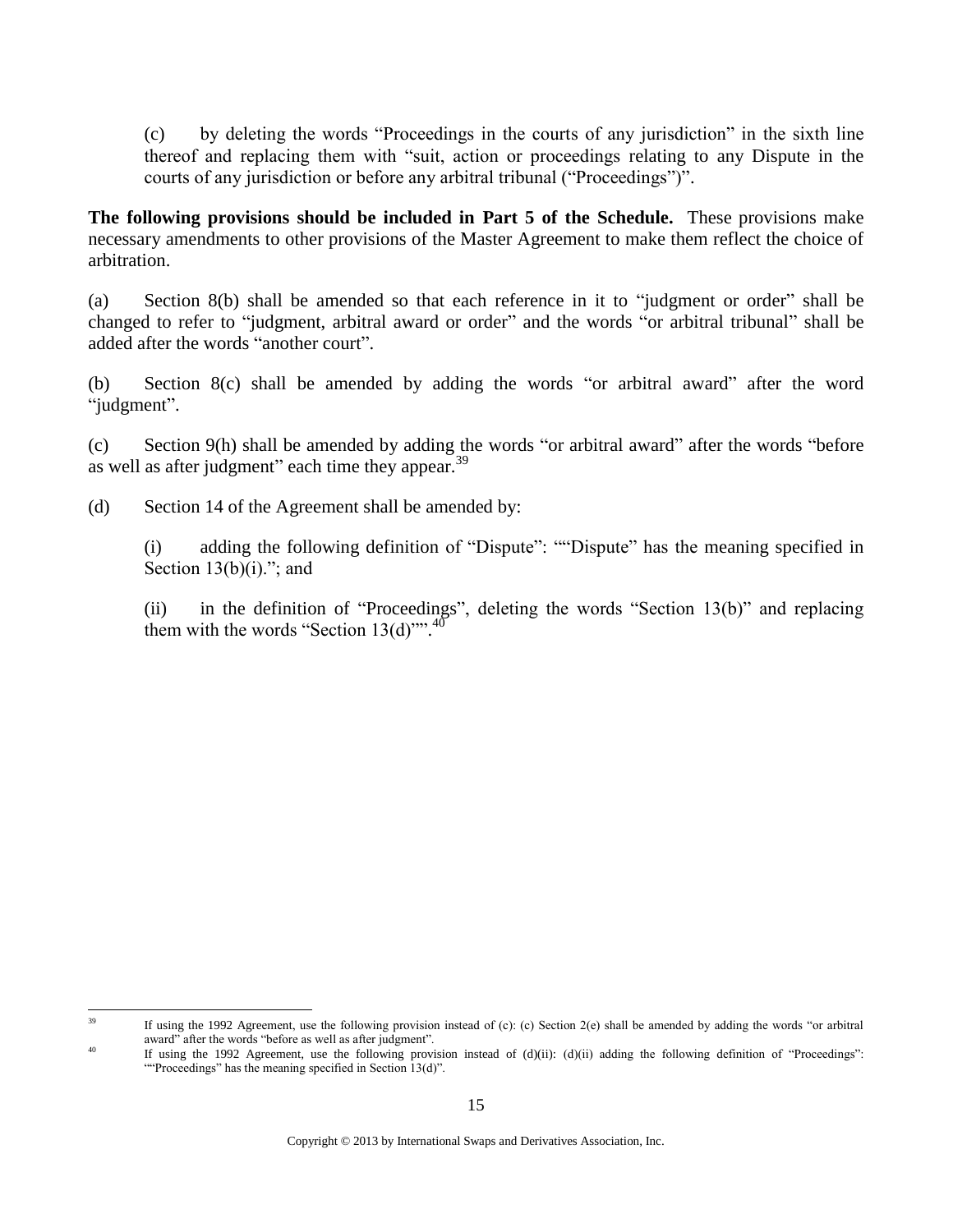(c) by deleting the words "Proceedings in the courts of any jurisdiction" in the sixth line thereof and replacing them with "suit, action or proceedings relating to any Dispute in the courts of any jurisdiction or before any arbitral tribunal ("Proceedings")".

**The following provisions should be included in Part 5 of the Schedule.** These provisions make necessary amendments to other provisions of the Master Agreement to make them reflect the choice of arbitration.

(a) Section 8(b) shall be amended so that each reference in it to "judgment or order" shall be changed to refer to "judgment, arbitral award or order" and the words "or arbitral tribunal" shall be added after the words "another court".

(b) Section 8(c) shall be amended by adding the words "or arbitral award" after the word "judgment".

(c) Section 9(h) shall be amended by adding the words "or arbitral award" after the words "before as well as after judgment" each time they appear.[39]

(d) Section 14 of the Agreement shall be amended by:

(i) adding the following definition of "Dispute": ""Dispute" has the meaning specified in Section 13(b)(i)."; and

(ii) in the definition of "Proceedings", deleting the words "Section 13(b)" and replacing them with the words "Section 13(d)"".[40]

---

[39] If using the 1992 Agreement, use the following provision instead of (c): (c) Section 2(e) shall be amended by adding the words "or arbitral award" after the words "before as well as after judgment".

[40] If using the 1992 Agreement, use the following provision instead of (d)(ii): (d)(ii) adding the following definition of "Proceedings": ""Proceedings" has the meaning specified in Section 13(d)".

Copyright © 2013 by International Swaps and Derivatives Association, Inc.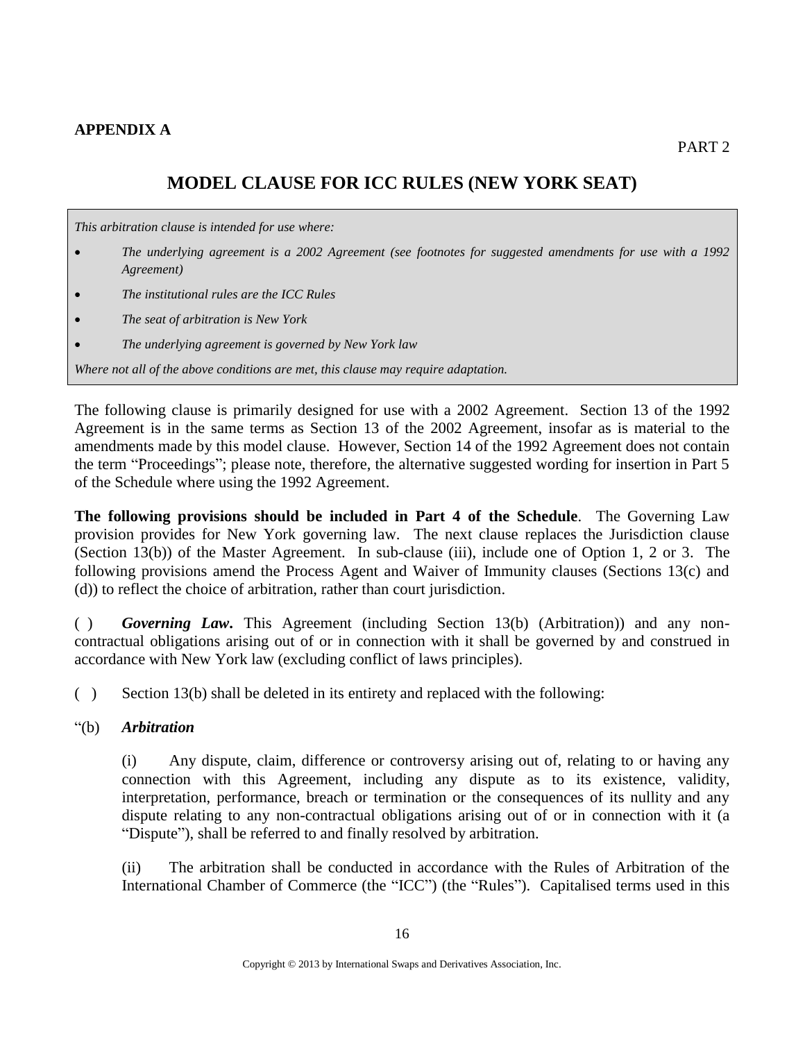**APPENDIX A**

PART 2

## MODEL CLAUSE FOR ICC RULES (NEW YORK SEAT)

> *This arbitration clause is intended for use where:*
>
> - *The underlying agreement is a 2002 Agreement (see footnotes for suggested amendments for use with a 1992 Agreement)*
> - *The institutional rules are the ICC Rules*
> - *The seat of arbitration is New York*
> - *The underlying agreement is governed by New York law*
>
> *Where not all of the above conditions are met, this clause may require adaptation.*

The following clause is primarily designed for use with a 2002 Agreement. Section 13 of the 1992 Agreement is in the same terms as Section 13 of the 2002 Agreement, insofar as is material to the amendments made by this model clause. However, Section 14 of the 1992 Agreement does not contain the term "Proceedings"; please note, therefore, the alternative suggested wording for insertion in Part 5 of the Schedule where using the 1992 Agreement.

**The following provisions should be included in Part 4 of the Schedule**. The Governing Law provision provides for New York governing law. The next clause replaces the Jurisdiction clause (Section 13(b)) of the Master Agreement. In sub-clause (iii), include one of Option 1, 2 or 3. The following provisions amend the Process Agent and Waiver of Immunity clauses (Sections 13(c) and (d)) to reflect the choice of arbitration, rather than court jurisdiction.

( ) ***Governing Law*.** This Agreement (including Section 13(b) (Arbitration)) and any non-contractual obligations arising out of or in connection with it shall be governed by and construed in accordance with New York law (excluding conflict of laws principles).

( ) Section 13(b) shall be deleted in its entirety and replaced with the following:

"(b) ***Arbitration***

(i) Any dispute, claim, difference or controversy arising out of, relating to or having any connection with this Agreement, including any dispute as to its existence, validity, interpretation, performance, breach or termination or the consequences of its nullity and any dispute relating to any non-contractual obligations arising out of or in connection with it (a "Dispute"), shall be referred to and finally resolved by arbitration.

(ii) The arbitration shall be conducted in accordance with the Rules of Arbitration of the International Chamber of Commerce (the "ICC") (the "Rules"). Capitalised terms used in this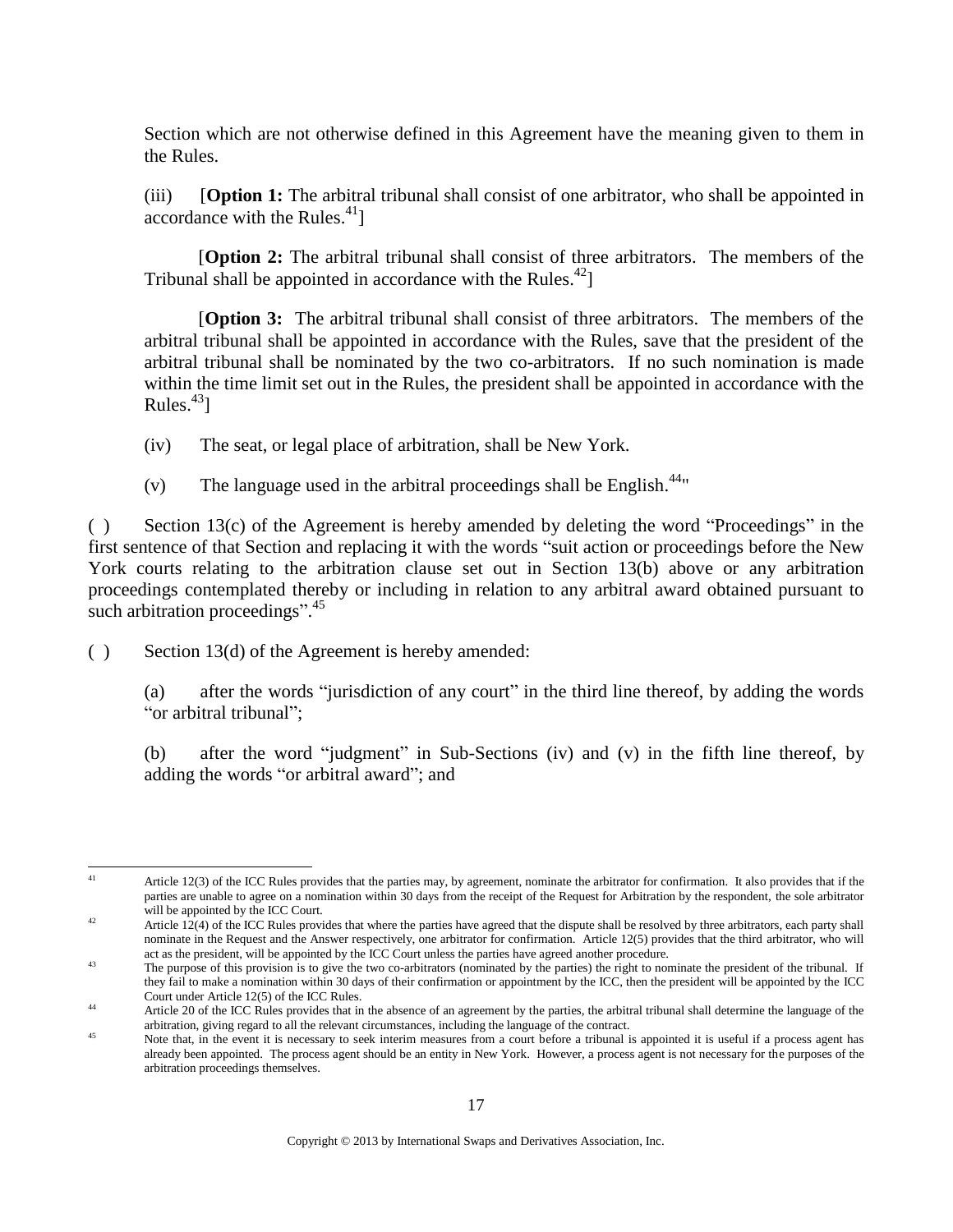Section which are not otherwise defined in this Agreement have the meaning given to them in the Rules.

(iii) [**Option 1:** The arbitral tribunal shall consist of one arbitrator, who shall be appointed in accordance with the Rules.[41]]

[**Option 2:** The arbitral tribunal shall consist of three arbitrators. The members of the Tribunal shall be appointed in accordance with the Rules.[42]]

[**Option 3:** The arbitral tribunal shall consist of three arbitrators. The members of the arbitral tribunal shall be appointed in accordance with the Rules, save that the president of the arbitral tribunal shall be nominated by the two co-arbitrators. If no such nomination is made within the time limit set out in the Rules, the president shall be appointed in accordance with the Rules.[43]]

(iv) The seat, or legal place of arbitration, shall be New York.

(v) The language used in the arbitral proceedings shall be English.[44]"

( ) Section 13(c) of the Agreement is hereby amended by deleting the word "Proceedings" in the first sentence of that Section and replacing it with the words "suit action or proceedings before the New York courts relating to the arbitration clause set out in Section 13(b) above or any arbitration proceedings contemplated thereby or including in relation to any arbitral award obtained pursuant to such arbitration proceedings".[45]

( ) Section 13(d) of the Agreement is hereby amended:

(a) after the words "jurisdiction of any court" in the third line thereof, by adding the words "or arbitral tribunal";

(b) after the word "judgment" in Sub-Sections (iv) and (v) in the fifth line thereof, by adding the words "or arbitral award"; and

---

[41] Article 12(3) of the ICC Rules provides that the parties may, by agreement, nominate the arbitrator for confirmation. It also provides that if the parties are unable to agree on a nomination within 30 days from the receipt of the Request for Arbitration by the respondent, the sole arbitrator will be appointed by the ICC Court.

[42] Article 12(4) of the ICC Rules provides that where the parties have agreed that the dispute shall be resolved by three arbitrators, each party shall nominate in the Request and the Answer respectively, one arbitrator for confirmation. Article 12(5) provides that the third arbitrator, who will act as the president, will be appointed by the ICC Court unless the parties have agreed another procedure.

[43] The purpose of this provision is to give the two co-arbitrators (nominated by the parties) the right to nominate the president of the tribunal. If they fail to make a nomination within 30 days of their confirmation or appointment by the ICC, then the president will be appointed by the ICC Court under Article 12(5) of the ICC Rules.

[44] Article 20 of the ICC Rules provides that in the absence of an agreement by the parties, the arbitral tribunal shall determine the language of the arbitration, giving regard to all the relevant circumstances, including the language of the contract.

[45] Note that, in the event it is necessary to seek interim measures from a court before a tribunal is appointed it is useful if a process agent has already been appointed. The process agent should be an entity in New York. However, a process agent is not necessary for the purposes of the arbitration proceedings themselves.

Copyright © 2013 by International Swaps and Derivatives Association, Inc.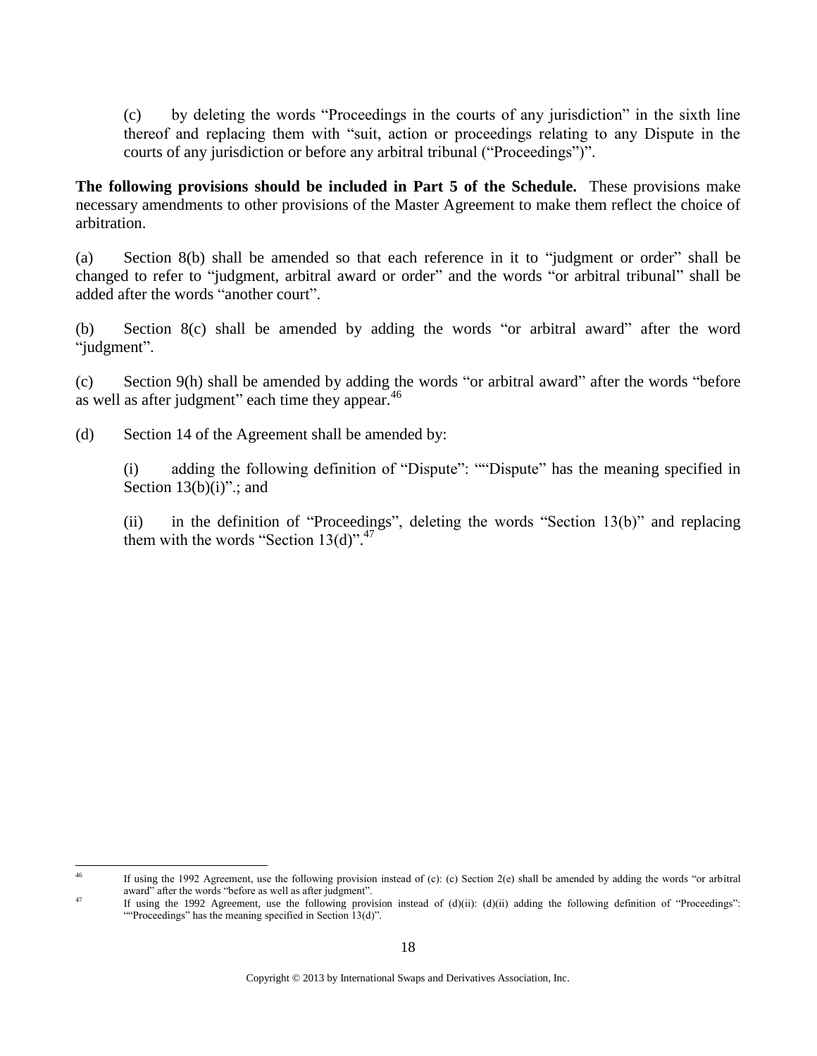(c) by deleting the words "Proceedings in the courts of any jurisdiction" in the sixth line thereof and replacing them with "suit, action or proceedings relating to any Dispute in the courts of any jurisdiction or before any arbitral tribunal ("Proceedings")".

**The following provisions should be included in Part 5 of the Schedule.** These provisions make necessary amendments to other provisions of the Master Agreement to make them reflect the choice of arbitration.

(a) Section 8(b) shall be amended so that each reference in it to "judgment or order" shall be changed to refer to "judgment, arbitral award or order" and the words "or arbitral tribunal" shall be added after the words "another court".

(b) Section 8(c) shall be amended by adding the words "or arbitral award" after the word "judgment".

(c) Section 9(h) shall be amended by adding the words "or arbitral award" after the words "before as well as after judgment" each time they appear.[46]

(d) Section 14 of the Agreement shall be amended by:

(i) adding the following definition of "Dispute": ""Dispute" has the meaning specified in Section 13(b)(i)".; and

(ii) in the definition of "Proceedings", deleting the words "Section 13(b)" and replacing them with the words "Section 13(d)".[47]

---

[46] If using the 1992 Agreement, use the following provision instead of (c): (c) Section 2(e) shall be amended by adding the words "or arbitral award" after the words "before as well as after judgment".

[47] If using the 1992 Agreement, use the following provision instead of (d)(ii): (d)(ii) adding the following definition of "Proceedings": ""Proceedings" has the meaning specified in Section 13(d)".

Copyright © 2013 by International Swaps and Derivatives Association, Inc.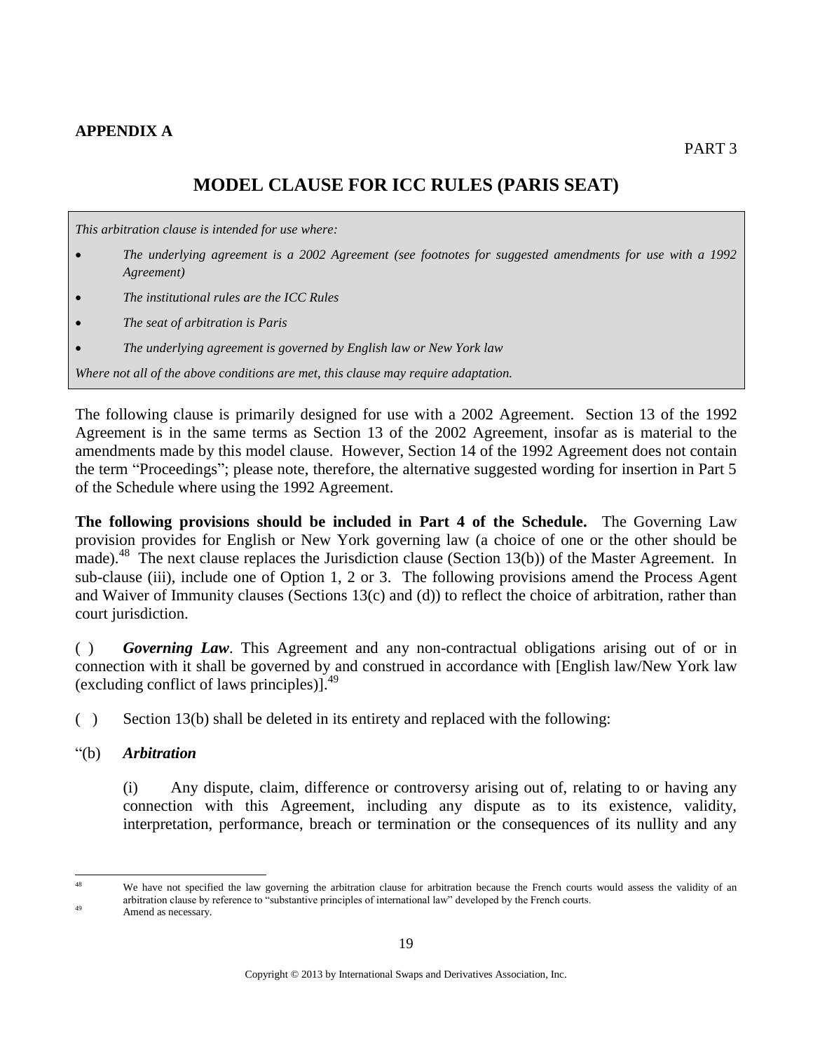**APPENDIX A**

PART 3

## MODEL CLAUSE FOR ICC RULES (PARIS SEAT)

*This arbitration clause is intended for use where:*

- *The underlying agreement is a 2002 Agreement (see footnotes for suggested amendments for use with a 1992 Agreement)*
- *The institutional rules are the ICC Rules*
- *The seat of arbitration is Paris*
- *The underlying agreement is governed by English law or New York law*

*Where not all of the above conditions are met, this clause may require adaptation.*

The following clause is primarily designed for use with a 2002 Agreement. Section 13 of the 1992 Agreement is in the same terms as Section 13 of the 2002 Agreement, insofar as is material to the amendments made by this model clause. However, Section 14 of the 1992 Agreement does not contain the term "Proceedings"; please note, therefore, the alternative suggested wording for insertion in Part 5 of the Schedule where using the 1992 Agreement.

**The following provisions should be included in Part 4 of the Schedule.** The Governing Law provision provides for English or New York governing law (a choice of one or the other should be made).[48] The next clause replaces the Jurisdiction clause (Section 13(b)) of the Master Agreement. In sub-clause (iii), include one of Option 1, 2 or 3. The following provisions amend the Process Agent and Waiver of Immunity clauses (Sections 13(c) and (d)) to reflect the choice of arbitration, rather than court jurisdiction.

( ) ***Governing Law***. This Agreement and any non-contractual obligations arising out of or in connection with it shall be governed by and construed in accordance with [English law/New York law (excluding conflict of laws principles)].[49]

( ) Section 13(b) shall be deleted in its entirety and replaced with the following:

"(b) ***Arbitration***

(i) Any dispute, claim, difference or controversy arising out of, relating to or having any connection with this Agreement, including any dispute as to its existence, validity, interpretation, performance, breach or termination or the consequences of its nullity and any

---

[48] We have not specified the law governing the arbitration clause for arbitration because the French courts would assess the validity of an arbitration clause by reference to "substantive principles of international law" developed by the French courts.

[49] Amend as necessary.

Copyright © 2013 by International Swaps and Derivatives Association, Inc.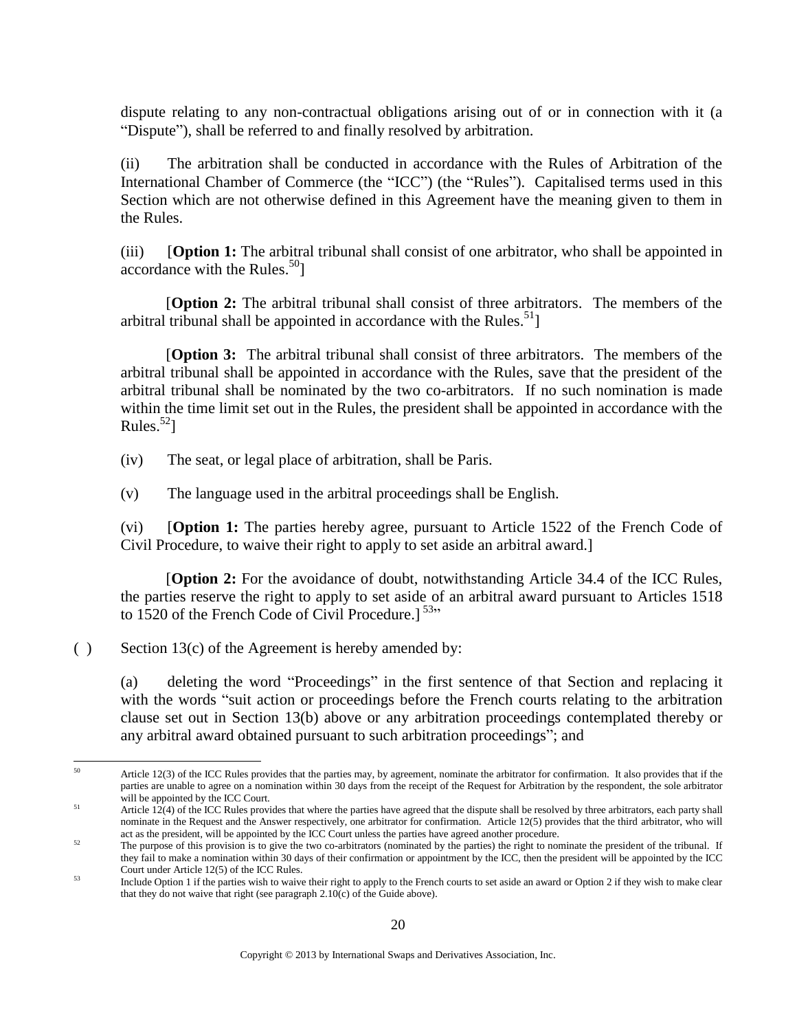dispute relating to any non-contractual obligations arising out of or in connection with it (a "Dispute"), shall be referred to and finally resolved by arbitration.

(ii) The arbitration shall be conducted in accordance with the Rules of Arbitration of the International Chamber of Commerce (the "ICC") (the "Rules"). Capitalised terms used in this Section which are not otherwise defined in this Agreement have the meaning given to them in the Rules.

(iii) [**Option 1:** The arbitral tribunal shall consist of one arbitrator, who shall be appointed in accordance with the Rules.[50]]

[**Option 2:** The arbitral tribunal shall consist of three arbitrators. The members of the arbitral tribunal shall be appointed in accordance with the Rules.[51]]

[**Option 3:** The arbitral tribunal shall consist of three arbitrators. The members of the arbitral tribunal shall be appointed in accordance with the Rules, save that the president of the arbitral tribunal shall be nominated by the two co-arbitrators. If no such nomination is made within the time limit set out in the Rules, the president shall be appointed in accordance with the Rules.[52]]

(iv) The seat, or legal place of arbitration, shall be Paris.

(v) The language used in the arbitral proceedings shall be English.

(vi) [**Option 1:** The parties hereby agree, pursuant to Article 1522 of the French Code of Civil Procedure, to waive their right to apply to set aside an arbitral award.]

[**Option 2:** For the avoidance of doubt, notwithstanding Article 34.4 of the ICC Rules, the parties reserve the right to apply to set aside of an arbitral award pursuant to Articles 1518 to 1520 of the French Code of Civil Procedure.] [53]"

( ) Section 13(c) of the Agreement is hereby amended by:

(a) deleting the word "Proceedings" in the first sentence of that Section and replacing it with the words "suit action or proceedings before the French courts relating to the arbitration clause set out in Section 13(b) above or any arbitration proceedings contemplated thereby or any arbitral award obtained pursuant to such arbitration proceedings"; and

---

[50] Article 12(3) of the ICC Rules provides that the parties may, by agreement, nominate the arbitrator for confirmation. It also provides that if the parties are unable to agree on a nomination within 30 days from the receipt of the Request for Arbitration by the respondent, the sole arbitrator will be appointed by the ICC Court.

[51] Article 12(4) of the ICC Rules provides that where the parties have agreed that the dispute shall be resolved by three arbitrators, each party shall nominate in the Request and the Answer respectively, one arbitrator for confirmation. Article 12(5) provides that the third arbitrator, who will act as the president, will be appointed by the ICC Court unless the parties have agreed another procedure.

[52] The purpose of this provision is to give the two co-arbitrators (nominated by the parties) the right to nominate the president of the tribunal. If they fail to make a nomination within 30 days of their confirmation or appointment by the ICC, then the president will be appointed by the ICC Court under Article 12(5) of the ICC Rules.

[53] Include Option 1 if the parties wish to waive their right to apply to the French courts to set aside an award or Option 2 if they wish to make clear that they do not waive that right (see paragraph 2.10(c) of the Guide above).

Copyright © 2013 by International Swaps and Derivatives Association, Inc.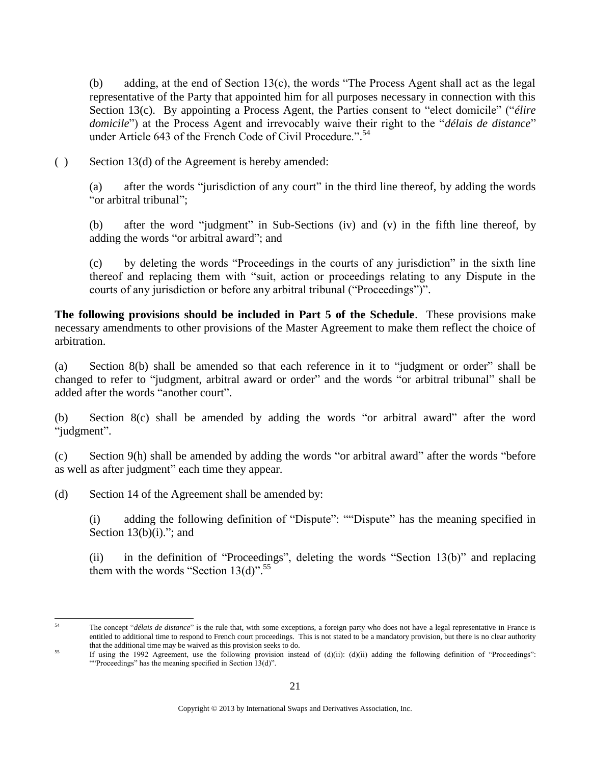(b) adding, at the end of Section 13(c), the words "The Process Agent shall act as the legal representative of the Party that appointed him for all purposes necessary in connection with this Section 13(c). By appointing a Process Agent, the Parties consent to "elect domicile" ("*élire domicile*") at the Process Agent and irrevocably waive their right to the "*délais de distance*" under Article 643 of the French Code of Civil Procedure.".[54]

( ) Section 13(d) of the Agreement is hereby amended:

(a) after the words "jurisdiction of any court" in the third line thereof, by adding the words "or arbitral tribunal";

(b) after the word "judgment" in Sub-Sections (iv) and (v) in the fifth line thereof, by adding the words "or arbitral award"; and

(c) by deleting the words "Proceedings in the courts of any jurisdiction" in the sixth line thereof and replacing them with "suit, action or proceedings relating to any Dispute in the courts of any jurisdiction or before any arbitral tribunal ("Proceedings")".

**The following provisions should be included in Part 5 of the Schedule**. These provisions make necessary amendments to other provisions of the Master Agreement to make them reflect the choice of arbitration.

(a) Section 8(b) shall be amended so that each reference in it to "judgment or order" shall be changed to refer to "judgment, arbitral award or order" and the words "or arbitral tribunal" shall be added after the words "another court".

(b) Section 8(c) shall be amended by adding the words "or arbitral award" after the word "judgment".

(c) Section 9(h) shall be amended by adding the words "or arbitral award" after the words "before as well as after judgment" each time they appear.

(d) Section 14 of the Agreement shall be amended by:

(i) adding the following definition of "Dispute": ""Dispute" has the meaning specified in Section 13(b)(i)."; and

(ii) in the definition of "Proceedings", deleting the words "Section 13(b)" and replacing them with the words "Section 13(d)".[55]

---

[54] The concept "*délais de distance*" is the rule that, with some exceptions, a foreign party who does not have a legal representative in France is entitled to additional time to respond to French court proceedings. This is not stated to be a mandatory provision, but there is no clear authority that the additional time may be waived as this provision seeks to do.

[55] If using the 1992 Agreement, use the following provision instead of (d)(ii): (d)(ii) adding the following definition of "Proceedings": ""Proceedings" has the meaning specified in Section 13(d)".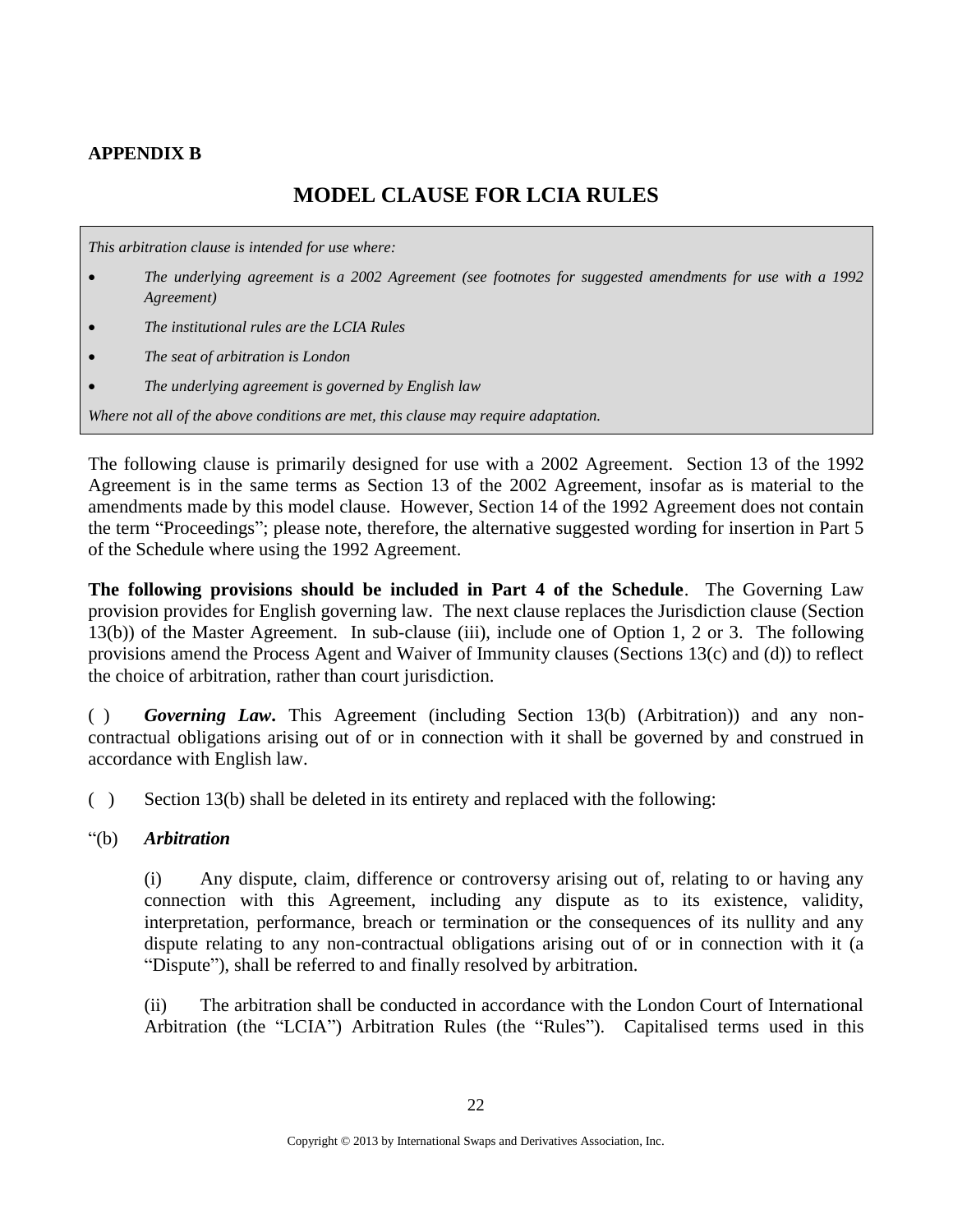**APPENDIX B**

# MODEL CLAUSE FOR LCIA RULES

> *This arbitration clause is intended for use where:*
>
> - *The underlying agreement is a 2002 Agreement (see footnotes for suggested amendments for use with a 1992 Agreement)*
> - *The institutional rules are the LCIA Rules*
> - *The seat of arbitration is London*
> - *The underlying agreement is governed by English law*
>
> *Where not all of the above conditions are met, this clause may require adaptation.*

The following clause is primarily designed for use with a 2002 Agreement. Section 13 of the 1992 Agreement is in the same terms as Section 13 of the 2002 Agreement, insofar as is material to the amendments made by this model clause. However, Section 14 of the 1992 Agreement does not contain the term "Proceedings"; please note, therefore, the alternative suggested wording for insertion in Part 5 of the Schedule where using the 1992 Agreement.

**The following provisions should be included in Part 4 of the Schedule**. The Governing Law provision provides for English governing law. The next clause replaces the Jurisdiction clause (Section 13(b)) of the Master Agreement. In sub-clause (iii), include one of Option 1, 2 or 3. The following provisions amend the Process Agent and Waiver of Immunity clauses (Sections 13(c) and (d)) to reflect the choice of arbitration, rather than court jurisdiction.

( ) ***Governing Law***. This Agreement (including Section 13(b) (Arbitration)) and any non-contractual obligations arising out of or in connection with it shall be governed by and construed in accordance with English law.

( ) Section 13(b) shall be deleted in its entirety and replaced with the following:

"(b) ***Arbitration***

(i) Any dispute, claim, difference or controversy arising out of, relating to or having any connection with this Agreement, including any dispute as to its existence, validity, interpretation, performance, breach or termination or the consequences of its nullity and any dispute relating to any non-contractual obligations arising out of or in connection with it (a "Dispute"), shall be referred to and finally resolved by arbitration.

(ii) The arbitration shall be conducted in accordance with the London Court of International Arbitration (the "LCIA") Arbitration Rules (the "Rules"). Capitalised terms used in this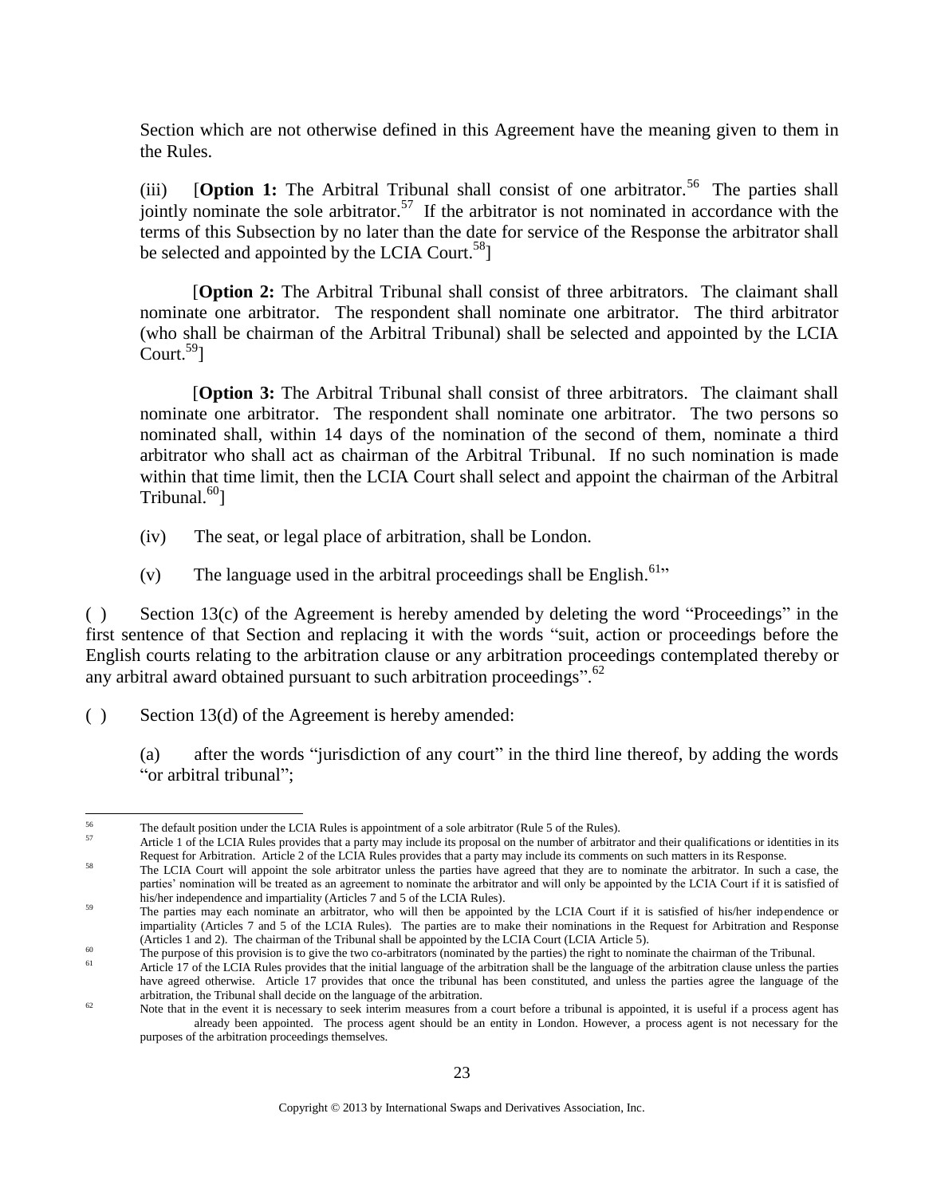Section which are not otherwise defined in this Agreement have the meaning given to them in the Rules.

(iii) [**Option 1:** The Arbitral Tribunal shall consist of one arbitrator.[56] The parties shall jointly nominate the sole arbitrator.[57] If the arbitrator is not nominated in accordance with the terms of this Subsection by no later than the date for service of the Response the arbitrator shall be selected and appointed by the LCIA Court.[58]]

[**Option 2:** The Arbitral Tribunal shall consist of three arbitrators. The claimant shall nominate one arbitrator. The respondent shall nominate one arbitrator. The third arbitrator (who shall be chairman of the Arbitral Tribunal) shall be selected and appointed by the LCIA Court.[59]]

[**Option 3:** The Arbitral Tribunal shall consist of three arbitrators. The claimant shall nominate one arbitrator. The respondent shall nominate one arbitrator. The two persons so nominated shall, within 14 days of the nomination of the second of them, nominate a third arbitrator who shall act as chairman of the Arbitral Tribunal. If no such nomination is made within that time limit, then the LCIA Court shall select and appoint the chairman of the Arbitral Tribunal.[60]]

(iv) The seat, or legal place of arbitration, shall be London.

(v) The language used in the arbitral proceedings shall be English.[61]"

( ) Section 13(c) of the Agreement is hereby amended by deleting the word "Proceedings" in the first sentence of that Section and replacing it with the words "suit, action or proceedings before the English courts relating to the arbitration clause or any arbitration proceedings contemplated thereby or any arbitral award obtained pursuant to such arbitration proceedings".[62]

( ) Section 13(d) of the Agreement is hereby amended:

(a) after the words "jurisdiction of any court" in the third line thereof, by adding the words "or arbitral tribunal";

---

[56] The default position under the LCIA Rules is appointment of a sole arbitrator (Rule 5 of the Rules).

[57] Article 1 of the LCIA Rules provides that a party may include its proposal on the number of arbitrator and their qualifications or identities in its Request for Arbitration. Article 2 of the LCIA Rules provides that a party may include its comments on such matters in its Response.

[58] The LCIA Court will appoint the sole arbitrator unless the parties have agreed that they are to nominate the arbitrator. In such a case, the parties' nomination will be treated as an agreement to nominate the arbitrator and will only be appointed by the LCIA Court if it is satisfied of his/her independence and impartiality (Articles 7 and 5 of the LCIA Rules).

[59] The parties may each nominate an arbitrator, who will then be appointed by the LCIA Court if it is satisfied of his/her independence or impartiality (Articles 7 and 5 of the LCIA Rules). The parties are to make their nominations in the Request for Arbitration and Response (Articles 1 and 2). The chairman of the Tribunal shall be appointed by the LCIA Court (LCIA Article 5).

[60] The purpose of this provision is to give the two co-arbitrators (nominated by the parties) the right to nominate the chairman of the Tribunal.

[61] Article 17 of the LCIA Rules provides that the initial language of the arbitration shall be the language of the arbitration clause unless the parties have agreed otherwise. Article 17 provides that once the tribunal has been constituted, and unless the parties agree the language of the arbitration, the Tribunal shall decide on the language of the arbitration.

[62] Note that in the event it is necessary to seek interim measures from a court before a tribunal is appointed, it is useful if a process agent has already been appointed. The process agent should be an entity in London. However, a process agent is not necessary for the purposes of the arbitration proceedings themselves.

Copyright © 2013 by International Swaps and Derivatives Association, Inc.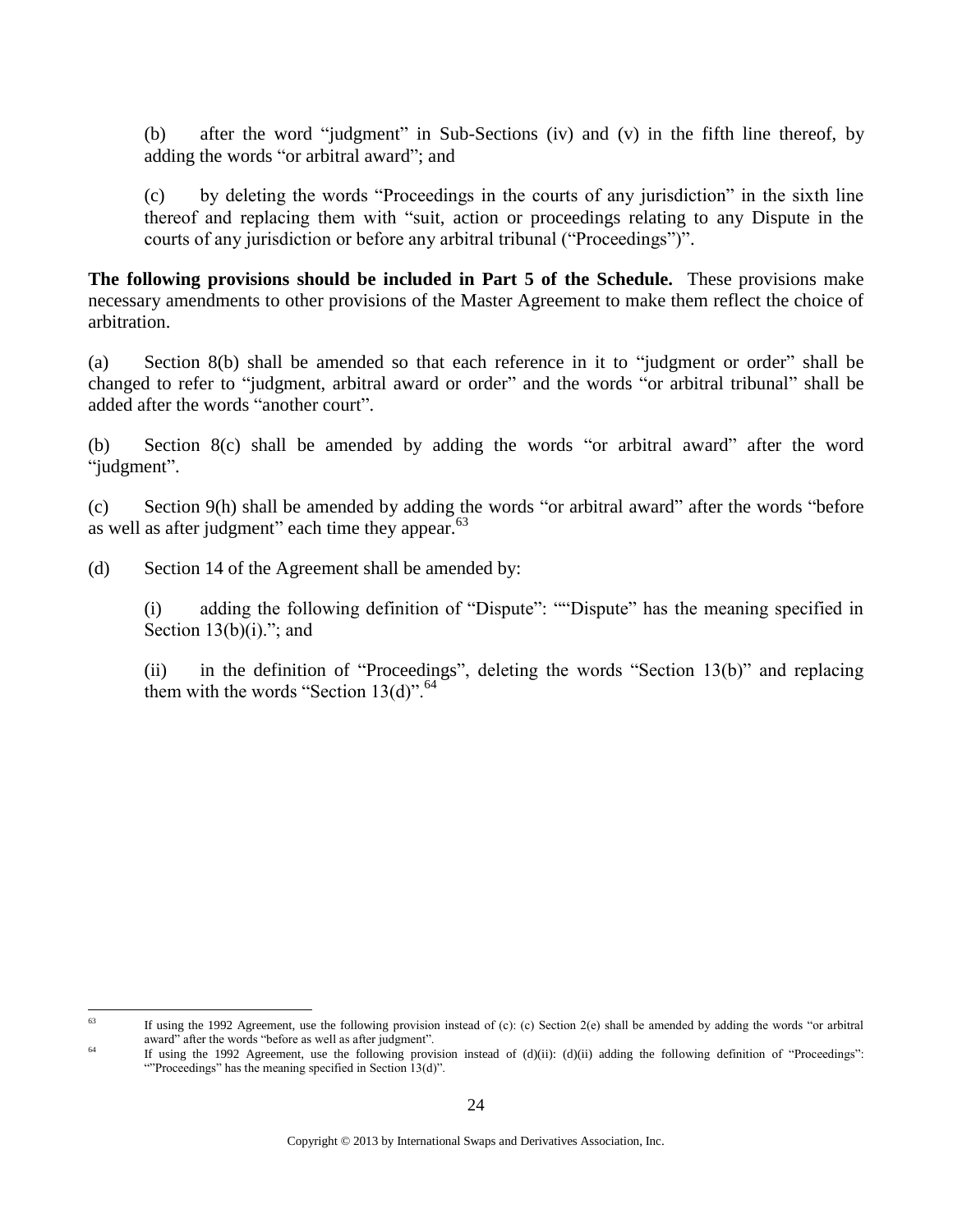(b) after the word "judgment" in Sub-Sections (iv) and (v) in the fifth line thereof, by adding the words "or arbitral award"; and

(c) by deleting the words "Proceedings in the courts of any jurisdiction" in the sixth line thereof and replacing them with "suit, action or proceedings relating to any Dispute in the courts of any jurisdiction or before any arbitral tribunal ("Proceedings")".

**The following provisions should be included in Part 5 of the Schedule.** These provisions make necessary amendments to other provisions of the Master Agreement to make them reflect the choice of arbitration.

(a) Section 8(b) shall be amended so that each reference in it to "judgment or order" shall be changed to refer to "judgment, arbitral award or order" and the words "or arbitral tribunal" shall be added after the words "another court".

(b) Section 8(c) shall be amended by adding the words "or arbitral award" after the word "judgment".

(c) Section 9(h) shall be amended by adding the words "or arbitral award" after the words "before as well as after judgment" each time they appear.[63]

(d) Section 14 of the Agreement shall be amended by:

(i) adding the following definition of "Dispute": ""Dispute" has the meaning specified in Section 13(b)(i)."; and

(ii) in the definition of "Proceedings", deleting the words "Section 13(b)" and replacing them with the words "Section 13(d)".[64]

---

[63] If using the 1992 Agreement, use the following provision instead of (c): (c) Section 2(e) shall be amended by adding the words "or arbitral award" after the words "before as well as after judgment".

[64] If using the 1992 Agreement, use the following provision instead of (d)(ii): (d)(ii) adding the following definition of "Proceedings": ""Proceedings" has the meaning specified in Section 13(d)".

Copyright © 2013 by International Swaps and Derivatives Association, Inc.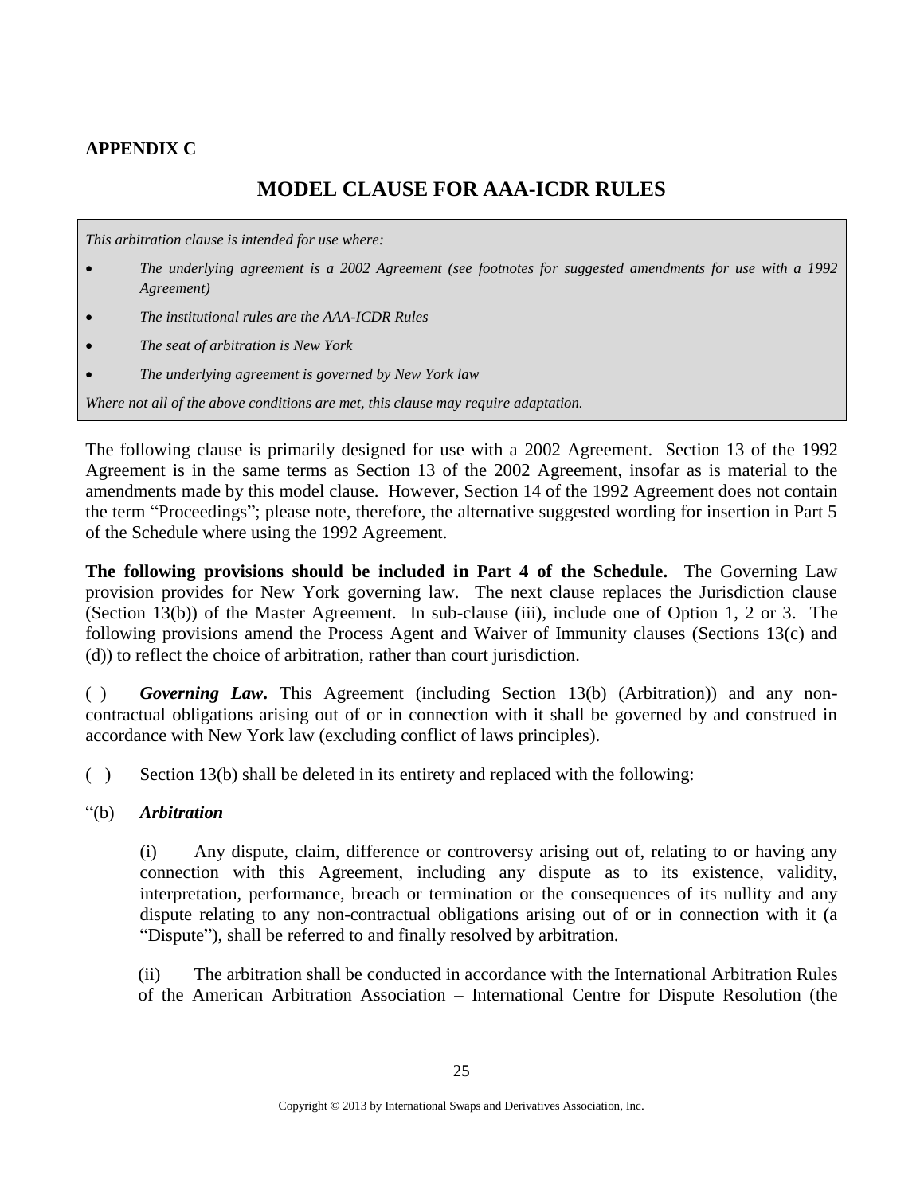**APPENDIX C**

# MODEL CLAUSE FOR AAA-ICDR RULES

> *This arbitration clause is intended for use where:*
>
> - *The underlying agreement is a 2002 Agreement (see footnotes for suggested amendments for use with a 1992 Agreement)*
> - *The institutional rules are the AAA-ICDR Rules*
> - *The seat of arbitration is New York*
> - *The underlying agreement is governed by New York law*
>
> *Where not all of the above conditions are met, this clause may require adaptation.*

The following clause is primarily designed for use with a 2002 Agreement. Section 13 of the 1992 Agreement is in the same terms as Section 13 of the 2002 Agreement, insofar as is material to the amendments made by this model clause. However, Section 14 of the 1992 Agreement does not contain the term "Proceedings"; please note, therefore, the alternative suggested wording for insertion in Part 5 of the Schedule where using the 1992 Agreement.

**The following provisions should be included in Part 4 of the Schedule.** The Governing Law provision provides for New York governing law. The next clause replaces the Jurisdiction clause (Section 13(b)) of the Master Agreement. In sub-clause (iii), include one of Option 1, 2 or 3. The following provisions amend the Process Agent and Waiver of Immunity clauses (Sections 13(c) and (d)) to reflect the choice of arbitration, rather than court jurisdiction.

( ) ***Governing Law*.** This Agreement (including Section 13(b) (Arbitration)) and any non-contractual obligations arising out of or in connection with it shall be governed by and construed in accordance with New York law (excluding conflict of laws principles).

( ) Section 13(b) shall be deleted in its entirety and replaced with the following:

"(b) ***Arbitration***

(i) Any dispute, claim, difference or controversy arising out of, relating to or having any connection with this Agreement, including any dispute as to its existence, validity, interpretation, performance, breach or termination or the consequences of its nullity and any dispute relating to any non-contractual obligations arising out of or in connection with it (a "Dispute"), shall be referred to and finally resolved by arbitration.

(ii) The arbitration shall be conducted in accordance with the International Arbitration Rules of the American Arbitration Association – International Centre for Dispute Resolution (the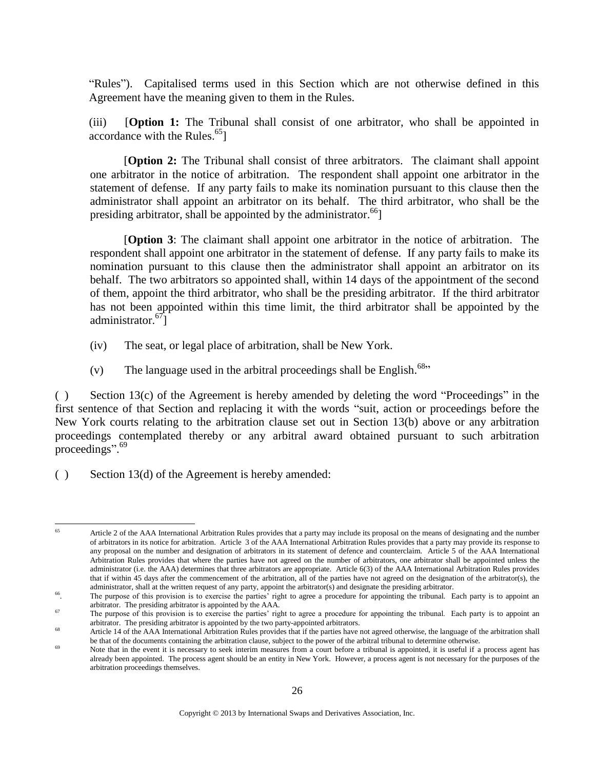"Rules"). Capitalised terms used in this Section which are not otherwise defined in this Agreement have the meaning given to them in the Rules.

(iii) [**Option 1:** The Tribunal shall consist of one arbitrator, who shall be appointed in accordance with the Rules.[65]]

[**Option 2:** The Tribunal shall consist of three arbitrators. The claimant shall appoint one arbitrator in the notice of arbitration. The respondent shall appoint one arbitrator in the statement of defense. If any party fails to make its nomination pursuant to this clause then the administrator shall appoint an arbitrator on its behalf. The third arbitrator, who shall be the presiding arbitrator, shall be appointed by the administrator.[66]]

[**Option 3**: The claimant shall appoint one arbitrator in the notice of arbitration. The respondent shall appoint one arbitrator in the statement of defense. If any party fails to make its nomination pursuant to this clause then the administrator shall appoint an arbitrator on its behalf. The two arbitrators so appointed shall, within 14 days of the appointment of the second of them, appoint the third arbitrator, who shall be the presiding arbitrator. If the third arbitrator has not been appointed within this time limit, the third arbitrator shall be appointed by the administrator.[67]]

(iv) The seat, or legal place of arbitration, shall be New York.

(v) The language used in the arbitral proceedings shall be English.[68]"

( ) Section 13(c) of the Agreement is hereby amended by deleting the word "Proceedings" in the first sentence of that Section and replacing it with the words "suit, action or proceedings before the New York courts relating to the arbitration clause set out in Section 13(b) above or any arbitration proceedings contemplated thereby or any arbitral award obtained pursuant to such arbitration proceedings".[69]

( ) Section 13(d) of the Agreement is hereby amended:

---

[65] Article 2 of the AAA International Arbitration Rules provides that a party may include its proposal on the means of designating and the number of arbitrators in its notice for arbitration. Article 3 of the AAA International Arbitration Rules provides that a party may provide its response to any proposal on the number and designation of arbitrators in its statement of defence and counterclaim. Article 5 of the AAA International Arbitration Rules provides that where the parties have not agreed on the number of arbitrators, one arbitrator shall be appointed unless the administrator (i.e. the AAA) determines that three arbitrators are appropriate. Article 6(3) of the AAA International Arbitration Rules provides that if within 45 days after the commencement of the arbitration, all of the parties have not agreed on the designation of the arbitrator(s), the administrator, shall at the written request of any party, appoint the arbitrator(s) and designate the presiding arbitrator.

[66]. The purpose of this provision is to exercise the parties' right to agree a procedure for appointing the tribunal. Each party is to appoint an arbitrator. The presiding arbitrator is appointed by the AAA.

[67] The purpose of this provision is to exercise the parties' right to agree a procedure for appointing the tribunal. Each party is to appoint an arbitrator. The presiding arbitrator is appointed by the two party-appointed arbitrators.

[68] Article 14 of the AAA International Arbitration Rules provides that if the parties have not agreed otherwise, the language of the arbitration shall be that of the documents containing the arbitration clause, subject to the power of the arbitral tribunal to determine otherwise.

[69] Note that in the event it is necessary to seek interim measures from a court before a tribunal is appointed, it is useful if a process agent has already been appointed. The process agent should be an entity in New York. However, a process agent is not necessary for the purposes of the arbitration proceedings themselves.

Copyright © 2013 by International Swaps and Derivatives Association, Inc.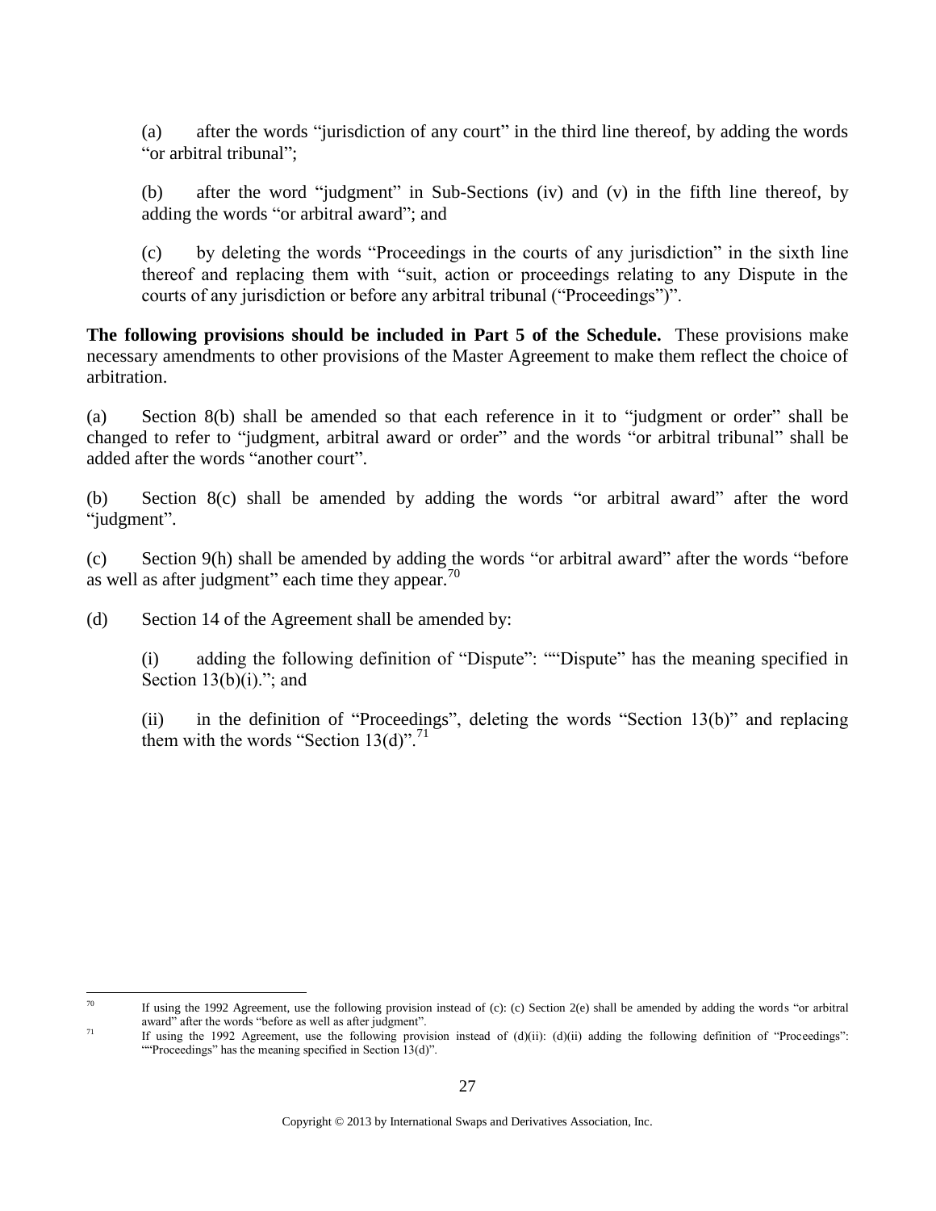(a) after the words "jurisdiction of any court" in the third line thereof, by adding the words "or arbitral tribunal";

(b) after the word "judgment" in Sub-Sections (iv) and (v) in the fifth line thereof, by adding the words "or arbitral award"; and

(c) by deleting the words "Proceedings in the courts of any jurisdiction" in the sixth line thereof and replacing them with "suit, action or proceedings relating to any Dispute in the courts of any jurisdiction or before any arbitral tribunal ("Proceedings")".

**The following provisions should be included in Part 5 of the Schedule.** These provisions make necessary amendments to other provisions of the Master Agreement to make them reflect the choice of arbitration.

(a) Section 8(b) shall be amended so that each reference in it to "judgment or order" shall be changed to refer to "judgment, arbitral award or order" and the words "or arbitral tribunal" shall be added after the words "another court".

(b) Section 8(c) shall be amended by adding the words "or arbitral award" after the word "judgment".

(c) Section 9(h) shall be amended by adding the words "or arbitral award" after the words "before as well as after judgment" each time they appear.[70]

(d) Section 14 of the Agreement shall be amended by:

(i) adding the following definition of "Dispute": ""Dispute" has the meaning specified in Section 13(b)(i)."; and

(ii) in the definition of "Proceedings", deleting the words "Section 13(b)" and replacing them with the words "Section 13(d)".[71]

---

[70] If using the 1992 Agreement, use the following provision instead of (c): (c) Section 2(e) shall be amended by adding the words "or arbitral award" after the words "before as well as after judgment".

[71] If using the 1992 Agreement, use the following provision instead of (d)(ii): (d)(ii) adding the following definition of "Proceedings": ""Proceedings" has the meaning specified in Section 13(d)".

Copyright © 2013 by International Swaps and Derivatives Association, Inc.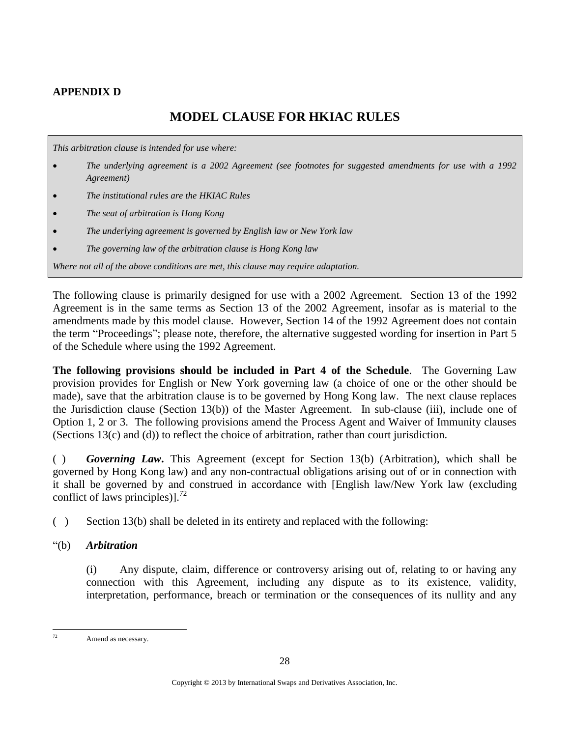**APPENDIX D**

## MODEL CLAUSE FOR HKIAC RULES

*This arbitration clause is intended for use where:*

- *The underlying agreement is a 2002 Agreement (see footnotes for suggested amendments for use with a 1992 Agreement)*
- *The institutional rules are the HKIAC Rules*
- *The seat of arbitration is Hong Kong*
- *The underlying agreement is governed by English law or New York law*
- *The governing law of the arbitration clause is Hong Kong law*

*Where not all of the above conditions are met, this clause may require adaptation.*

The following clause is primarily designed for use with a 2002 Agreement. Section 13 of the 1992 Agreement is in the same terms as Section 13 of the 2002 Agreement, insofar as is material to the amendments made by this model clause. However, Section 14 of the 1992 Agreement does not contain the term "Proceedings"; please note, therefore, the alternative suggested wording for insertion in Part 5 of the Schedule where using the 1992 Agreement.

**The following provisions should be included in Part 4 of the Schedule**. The Governing Law provision provides for English or New York governing law (a choice of one or the other should be made), save that the arbitration clause is to be governed by Hong Kong law. The next clause replaces the Jurisdiction clause (Section 13(b)) of the Master Agreement. In sub-clause (iii), include one of Option 1, 2 or 3. The following provisions amend the Process Agent and Waiver of Immunity clauses (Sections 13(c) and (d)) to reflect the choice of arbitration, rather than court jurisdiction.

( ) ***Governing Law***. This Agreement (except for Section 13(b) (Arbitration), which shall be governed by Hong Kong law) and any non-contractual obligations arising out of or in connection with it shall be governed by and construed in accordance with [English law/New York law (excluding conflict of laws principles)].[72]

( ) Section 13(b) shall be deleted in its entirety and replaced with the following:

"(b) ***Arbitration***

(i) Any dispute, claim, difference or controversy arising out of, relating to or having any connection with this Agreement, including any dispute as to its existence, validity, interpretation, performance, breach or termination or the consequences of its nullity and any

---

[72] Amend as necessary.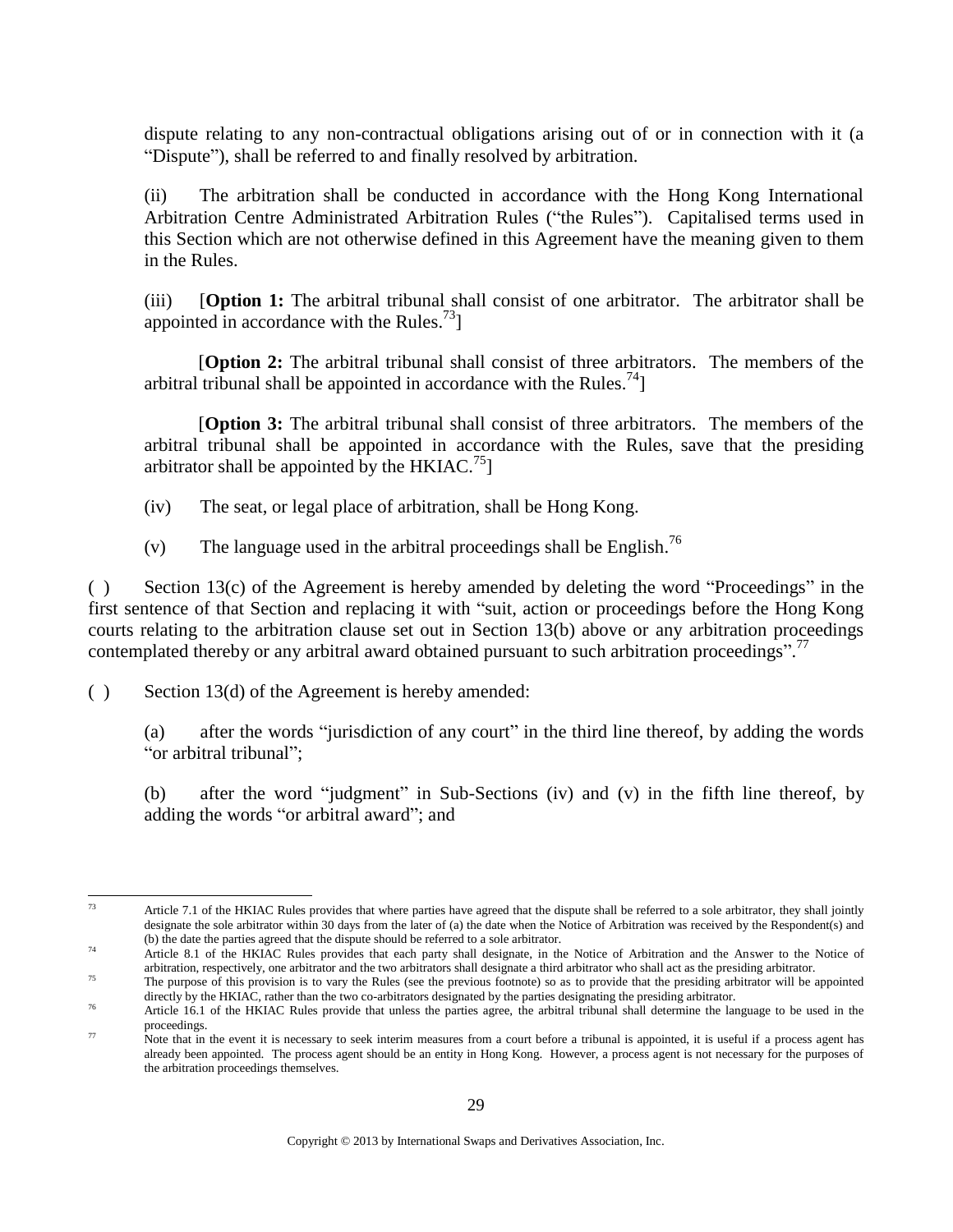dispute relating to any non-contractual obligations arising out of or in connection with it (a "Dispute"), shall be referred to and finally resolved by arbitration.

(ii) The arbitration shall be conducted in accordance with the Hong Kong International Arbitration Centre Administrated Arbitration Rules ("the Rules"). Capitalised terms used in this Section which are not otherwise defined in this Agreement have the meaning given to them in the Rules.

(iii) [**Option 1:** The arbitral tribunal shall consist of one arbitrator. The arbitrator shall be appointed in accordance with the Rules.[73]]

[**Option 2:** The arbitral tribunal shall consist of three arbitrators. The members of the arbitral tribunal shall be appointed in accordance with the Rules.[74]]

[**Option 3:** The arbitral tribunal shall consist of three arbitrators. The members of the arbitral tribunal shall be appointed in accordance with the Rules, save that the presiding arbitrator shall be appointed by the HKIAC.[75]]

(iv) The seat, or legal place of arbitration, shall be Hong Kong.

(v) The language used in the arbitral proceedings shall be English.[76]

( ) Section 13(c) of the Agreement is hereby amended by deleting the word "Proceedings" in the first sentence of that Section and replacing it with "suit, action or proceedings before the Hong Kong courts relating to the arbitration clause set out in Section 13(b) above or any arbitration proceedings contemplated thereby or any arbitral award obtained pursuant to such arbitration proceedings".[77]

( ) Section 13(d) of the Agreement is hereby amended:

(a) after the words "jurisdiction of any court" in the third line thereof, by adding the words "or arbitral tribunal";

(b) after the word "judgment" in Sub-Sections (iv) and (v) in the fifth line thereof, by adding the words "or arbitral award"; and

---

[73] Article 7.1 of the HKIAC Rules provides that where parties have agreed that the dispute shall be referred to a sole arbitrator, they shall jointly designate the sole arbitrator within 30 days from the later of (a) the date when the Notice of Arbitration was received by the Respondent(s) and (b) the date the parties agreed that the dispute should be referred to a sole arbitrator.

[74] Article 8.1 of the HKIAC Rules provides that each party shall designate, in the Notice of Arbitration and the Answer to the Notice of arbitration, respectively, one arbitrator and the two arbitrators shall designate a third arbitrator who shall act as the presiding arbitrator.

[75] The purpose of this provision is to vary the Rules (see the previous footnote) so as to provide that the presiding arbitrator will be appointed directly by the HKIAC, rather than the two co-arbitrators designated by the parties designating the presiding arbitrator.

[76] Article 16.1 of the HKIAC Rules provide that unless the parties agree, the arbitral tribunal shall determine the language to be used in the proceedings.

[77] Note that in the event it is necessary to seek interim measures from a court before a tribunal is appointed, it is useful if a process agent has already been appointed. The process agent should be an entity in Hong Kong. However, a process agent is not necessary for the purposes of the arbitration proceedings themselves.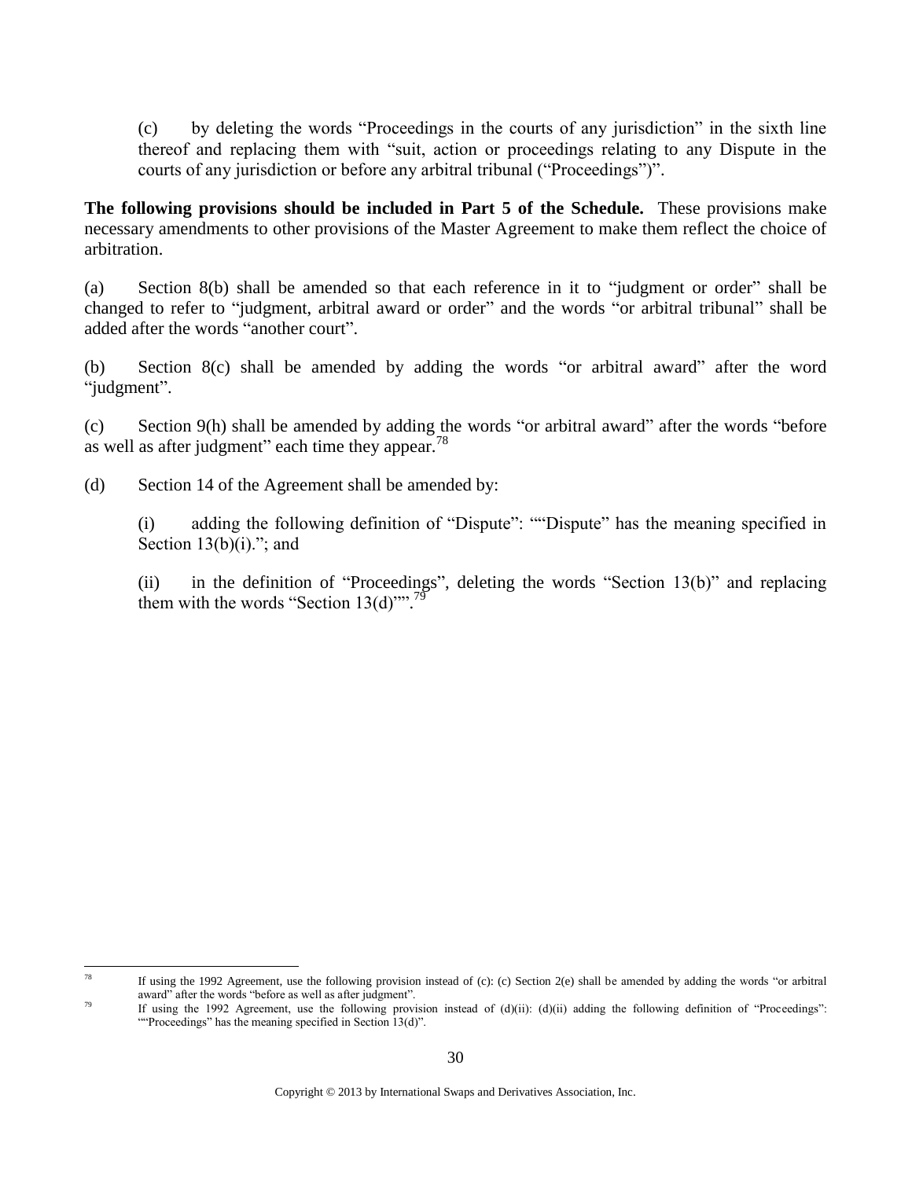(c) by deleting the words "Proceedings in the courts of any jurisdiction" in the sixth line thereof and replacing them with "suit, action or proceedings relating to any Dispute in the courts of any jurisdiction or before any arbitral tribunal ("Proceedings")".

**The following provisions should be included in Part 5 of the Schedule.** These provisions make necessary amendments to other provisions of the Master Agreement to make them reflect the choice of arbitration.

(a) Section 8(b) shall be amended so that each reference in it to "judgment or order" shall be changed to refer to "judgment, arbitral award or order" and the words "or arbitral tribunal" shall be added after the words "another court".

(b) Section 8(c) shall be amended by adding the words "or arbitral award" after the word "judgment".

(c) Section 9(h) shall be amended by adding the words "or arbitral award" after the words "before as well as after judgment" each time they appear.[78]

(d) Section 14 of the Agreement shall be amended by:

(i) adding the following definition of "Dispute": ""Dispute" has the meaning specified in Section 13(b)(i)."; and

(ii) in the definition of "Proceedings", deleting the words "Section 13(b)" and replacing them with the words "Section 13(d)"".[79]

---

[78] If using the 1992 Agreement, use the following provision instead of (c): (c) Section 2(e) shall be amended by adding the words "or arbitral award" after the words "before as well as after judgment".

[79] If using the 1992 Agreement, use the following provision instead of (d)(ii): (d)(ii) adding the following definition of "Proceedings": ""Proceedings" has the meaning specified in Section 13(d)".

Copyright © 2013 by International Swaps and Derivatives Association, Inc.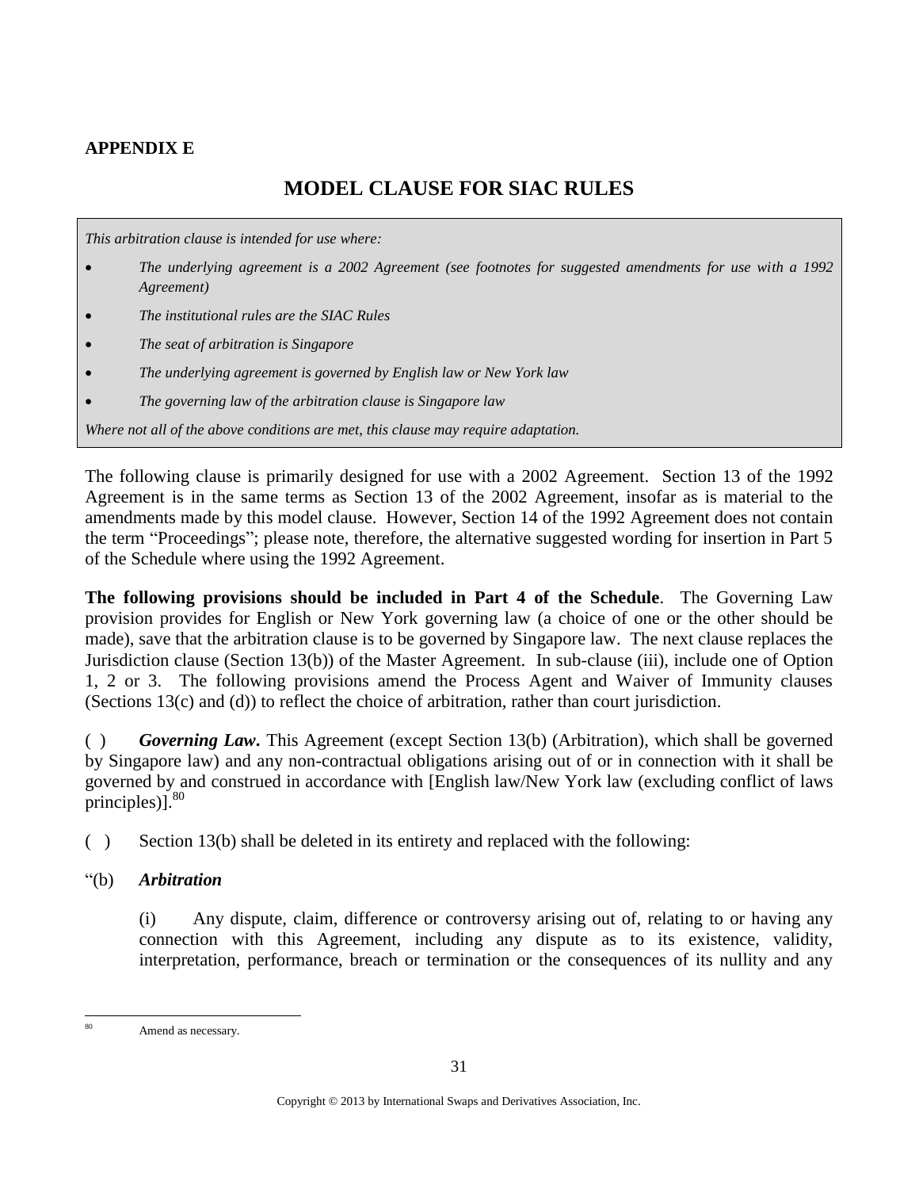## APPENDIX E

# MODEL CLAUSE FOR SIAC RULES

*This arbitration clause is intended for use where:*

- *The underlying agreement is a 2002 Agreement (see footnotes for suggested amendments for use with a 1992 Agreement)*
- *The institutional rules are the SIAC Rules*
- *The seat of arbitration is Singapore*
- *The underlying agreement is governed by English law or New York law*
- *The governing law of the arbitration clause is Singapore law*

*Where not all of the above conditions are met, this clause may require adaptation.*

The following clause is primarily designed for use with a 2002 Agreement. Section 13 of the 1992 Agreement is in the same terms as Section 13 of the 2002 Agreement, insofar as is material to the amendments made by this model clause. However, Section 14 of the 1992 Agreement does not contain the term "Proceedings"; please note, therefore, the alternative suggested wording for insertion in Part 5 of the Schedule where using the 1992 Agreement.

**The following provisions should be included in Part 4 of the Schedule**. The Governing Law provision provides for English or New York governing law (a choice of one or the other should be made), save that the arbitration clause is to be governed by Singapore law. The next clause replaces the Jurisdiction clause (Section 13(b)) of the Master Agreement. In sub-clause (iii), include one of Option 1, 2 or 3. The following provisions amend the Process Agent and Waiver of Immunity clauses (Sections 13(c) and (d)) to reflect the choice of arbitration, rather than court jurisdiction.

( ) ***Governing Law***. This Agreement (except Section 13(b) (Arbitration), which shall be governed by Singapore law) and any non-contractual obligations arising out of or in connection with it shall be governed by and construed in accordance with [English law/New York law (excluding conflict of laws principles)].[80]

( ) Section 13(b) shall be deleted in its entirety and replaced with the following:

"(b) ***Arbitration***

(i) Any dispute, claim, difference or controversy arising out of, relating to or having any connection with this Agreement, including any dispute as to its existence, validity, interpretation, performance, breach or termination or the consequences of its nullity and any

---

[80] Amend as necessary.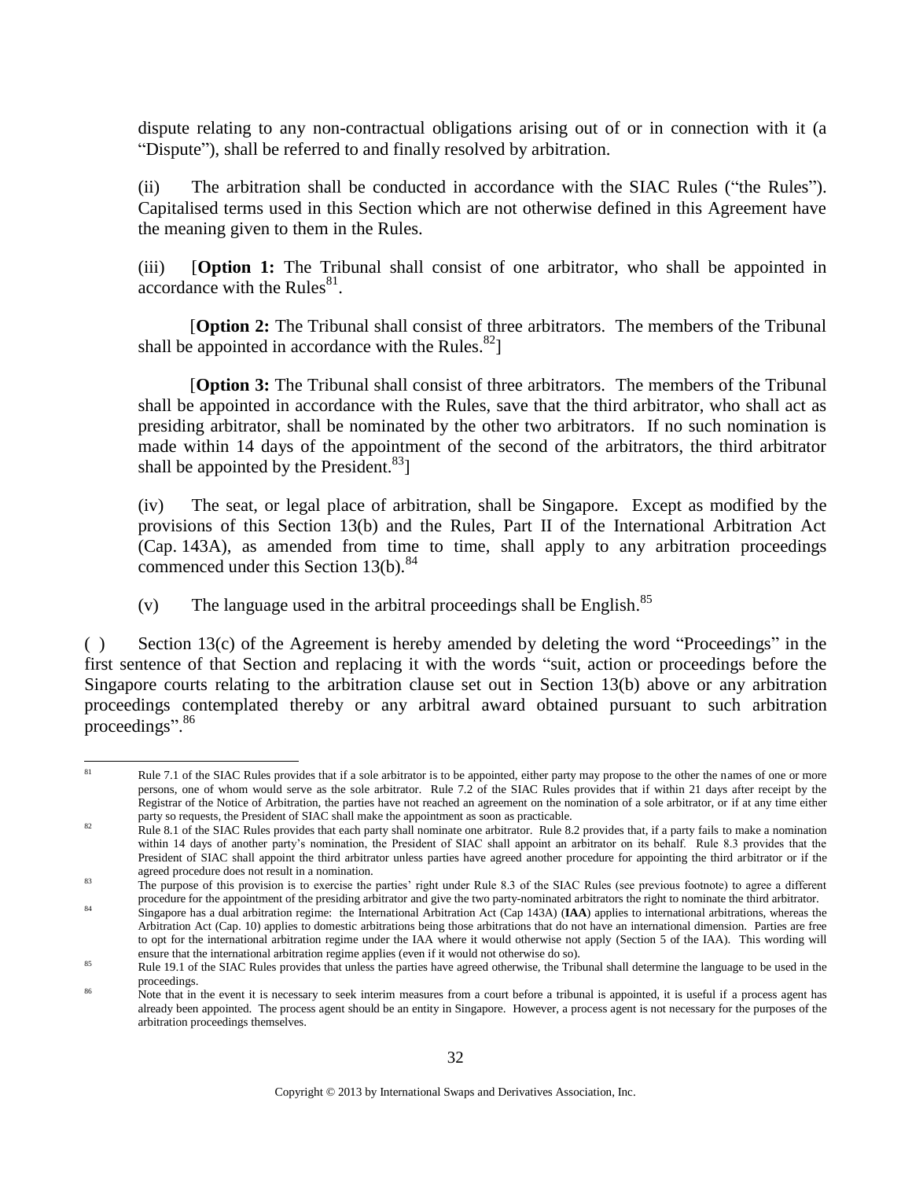dispute relating to any non-contractual obligations arising out of or in connection with it (a "Dispute"), shall be referred to and finally resolved by arbitration.

(ii) The arbitration shall be conducted in accordance with the SIAC Rules ("the Rules"). Capitalised terms used in this Section which are not otherwise defined in this Agreement have the meaning given to them in the Rules.

(iii) [**Option 1:** The Tribunal shall consist of one arbitrator, who shall be appointed in accordance with the Rules[81].

[**Option 2:** The Tribunal shall consist of three arbitrators. The members of the Tribunal shall be appointed in accordance with the Rules.[82]]

[**Option 3:** The Tribunal shall consist of three arbitrators. The members of the Tribunal shall be appointed in accordance with the Rules, save that the third arbitrator, who shall act as presiding arbitrator, shall be nominated by the other two arbitrators. If no such nomination is made within 14 days of the appointment of the second of the arbitrators, the third arbitrator shall be appointed by the President.[83]]

(iv) The seat, or legal place of arbitration, shall be Singapore. Except as modified by the provisions of this Section 13(b) and the Rules, Part II of the International Arbitration Act (Cap. 143A), as amended from time to time, shall apply to any arbitration proceedings commenced under this Section 13(b).[84]

(v) The language used in the arbitral proceedings shall be English.[85]

( ) Section 13(c) of the Agreement is hereby amended by deleting the word "Proceedings" in the first sentence of that Section and replacing it with the words "suit, action or proceedings before the Singapore courts relating to the arbitration clause set out in Section 13(b) above or any arbitration proceedings contemplated thereby or any arbitral award obtained pursuant to such arbitration proceedings".[86]

---

[81] Rule 7.1 of the SIAC Rules provides that if a sole arbitrator is to be appointed, either party may propose to the other the names of one or more persons, one of whom would serve as the sole arbitrator. Rule 7.2 of the SIAC Rules provides that if within 21 days after receipt by the Registrar of the Notice of Arbitration, the parties have not reached an agreement on the nomination of a sole arbitrator, or if at any time either party so requests, the President of SIAC shall make the appointment as soon as practicable.

[82] Rule 8.1 of the SIAC Rules provides that each party shall nominate one arbitrator. Rule 8.2 provides that, if a party fails to make a nomination within 14 days of another party's nomination, the President of SIAC shall appoint an arbitrator on its behalf. Rule 8.3 provides that the President of SIAC shall appoint the third arbitrator unless parties have agreed another procedure for appointing the third arbitrator or if the agreed procedure does not result in a nomination.

[83] The purpose of this provision is to exercise the parties' right under Rule 8.3 of the SIAC Rules (see previous footnote) to agree a different procedure for the appointment of the presiding arbitrator and give the two party-nominated arbitrators the right to nominate the third arbitrator.

[84] Singapore has a dual arbitration regime: the International Arbitration Act (Cap 143A) (**IAA**) applies to international arbitrations, whereas the Arbitration Act (Cap. 10) applies to domestic arbitrations being those arbitrations that do not have an international dimension. Parties are free to opt for the international arbitration regime under the IAA where it would otherwise not apply (Section 5 of the IAA). This wording will ensure that the international arbitration regime applies (even if it would not otherwise do so).

[85] Rule 19.1 of the SIAC Rules provides that unless the parties have agreed otherwise, the Tribunal shall determine the language to be used in the proceedings.

[86] Note that in the event it is necessary to seek interim measures from a court before a tribunal is appointed, it is useful if a process agent has already been appointed. The process agent should be an entity in Singapore. However, a process agent is not necessary for the purposes of the arbitration proceedings themselves.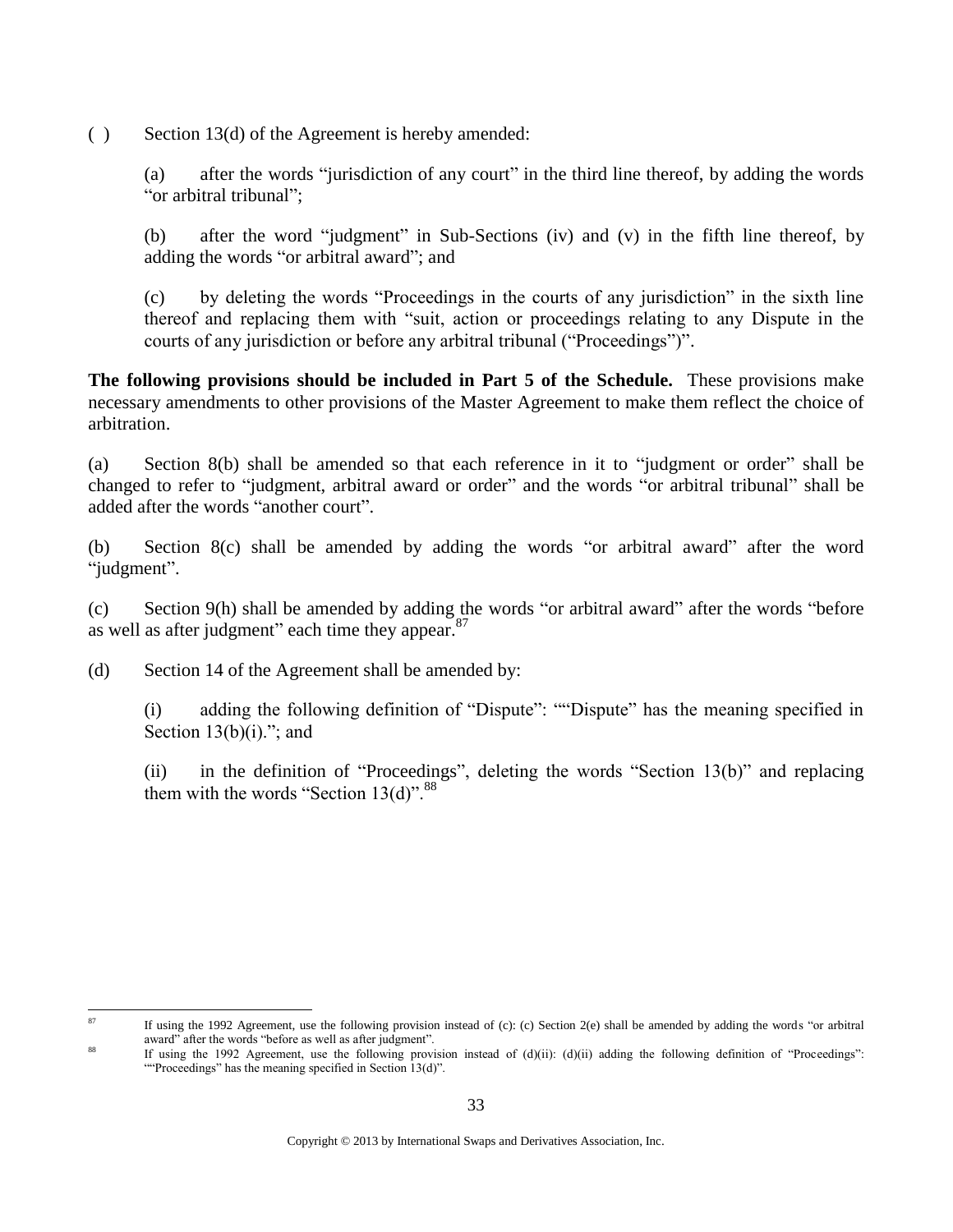( ) Section 13(d) of the Agreement is hereby amended:

(a) after the words "jurisdiction of any court" in the third line thereof, by adding the words "or arbitral tribunal";

(b) after the word "judgment" in Sub-Sections (iv) and (v) in the fifth line thereof, by adding the words "or arbitral award"; and

(c) by deleting the words "Proceedings in the courts of any jurisdiction" in the sixth line thereof and replacing them with "suit, action or proceedings relating to any Dispute in the courts of any jurisdiction or before any arbitral tribunal ("Proceedings")".

**The following provisions should be included in Part 5 of the Schedule.** These provisions make necessary amendments to other provisions of the Master Agreement to make them reflect the choice of arbitration.

(a) Section 8(b) shall be amended so that each reference in it to "judgment or order" shall be changed to refer to "judgment, arbitral award or order" and the words "or arbitral tribunal" shall be added after the words "another court".

(b) Section 8(c) shall be amended by adding the words "or arbitral award" after the word "judgment".

(c) Section 9(h) shall be amended by adding the words "or arbitral award" after the words "before as well as after judgment" each time they appear.[87]

(d) Section 14 of the Agreement shall be amended by:

(i) adding the following definition of "Dispute": ""Dispute" has the meaning specified in Section 13(b)(i)."; and

(ii) in the definition of "Proceedings", deleting the words "Section 13(b)" and replacing them with the words "Section 13(d)".[88]

---

[87] If using the 1992 Agreement, use the following provision instead of (c): (c) Section 2(e) shall be amended by adding the words "or arbitral award" after the words "before as well as after judgment".

[88] If using the 1992 Agreement, use the following provision instead of (d)(ii): (d)(ii) adding the following definition of "Proceedings": ""Proceedings" has the meaning specified in Section 13(d)".

Copyright © 2013 by International Swaps and Derivatives Association, Inc.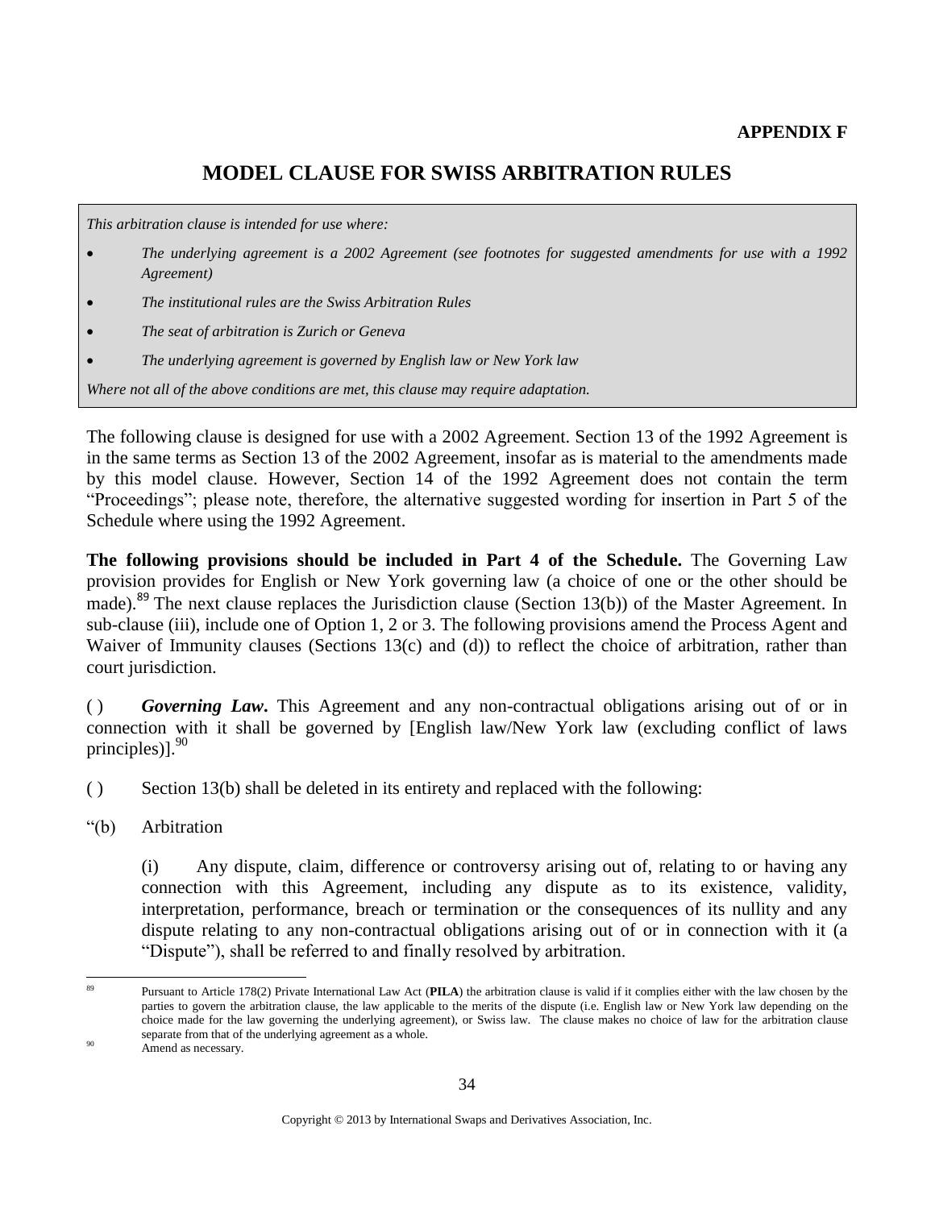**APPENDIX F**

# MODEL CLAUSE FOR SWISS ARBITRATION RULES

*This arbitration clause is intended for use where:*

- *The underlying agreement is a 2002 Agreement (see footnotes for suggested amendments for use with a 1992 Agreement)*
- *The institutional rules are the Swiss Arbitration Rules*
- *The seat of arbitration is Zurich or Geneva*
- *The underlying agreement is governed by English law or New York law*

*Where not all of the above conditions are met, this clause may require adaptation.*

The following clause is designed for use with a 2002 Agreement. Section 13 of the 1992 Agreement is in the same terms as Section 13 of the 2002 Agreement, insofar as is material to the amendments made by this model clause. However, Section 14 of the 1992 Agreement does not contain the term "Proceedings"; please note, therefore, the alternative suggested wording for insertion in Part 5 of the Schedule where using the 1992 Agreement.

**The following provisions should be included in Part 4 of the Schedule.** The Governing Law provision provides for English or New York governing law (a choice of one or the other should be made).[89] The next clause replaces the Jurisdiction clause (Section 13(b)) of the Master Agreement. In sub-clause (iii), include one of Option 1, 2 or 3. The following provisions amend the Process Agent and Waiver of Immunity clauses (Sections 13(c) and (d)) to reflect the choice of arbitration, rather than court jurisdiction.

( ) ***Governing Law.*** This Agreement and any non-contractual obligations arising out of or in connection with it shall be governed by [English law/New York law (excluding conflict of laws principles)].[90]

( ) Section 13(b) shall be deleted in its entirety and replaced with the following:

"(b) Arbitration

(i) Any dispute, claim, difference or controversy arising out of, relating to or having any connection with this Agreement, including any dispute as to its existence, validity, interpretation, performance, breach or termination or the consequences of its nullity and any dispute relating to any non-contractual obligations arising out of or in connection with it (a "Dispute"), shall be referred to and finally resolved by arbitration.

---

[89] Pursuant to Article 178(2) Private International Law Act (**PILA**) the arbitration clause is valid if it complies either with the law chosen by the parties to govern the arbitration clause, the law applicable to the merits of the dispute (i.e. English law or New York law depending on the choice made for the law governing the underlying agreement), or Swiss law. The clause makes no choice of law for the arbitration clause separate from that of the underlying agreement as a whole.

[90] Amend as necessary.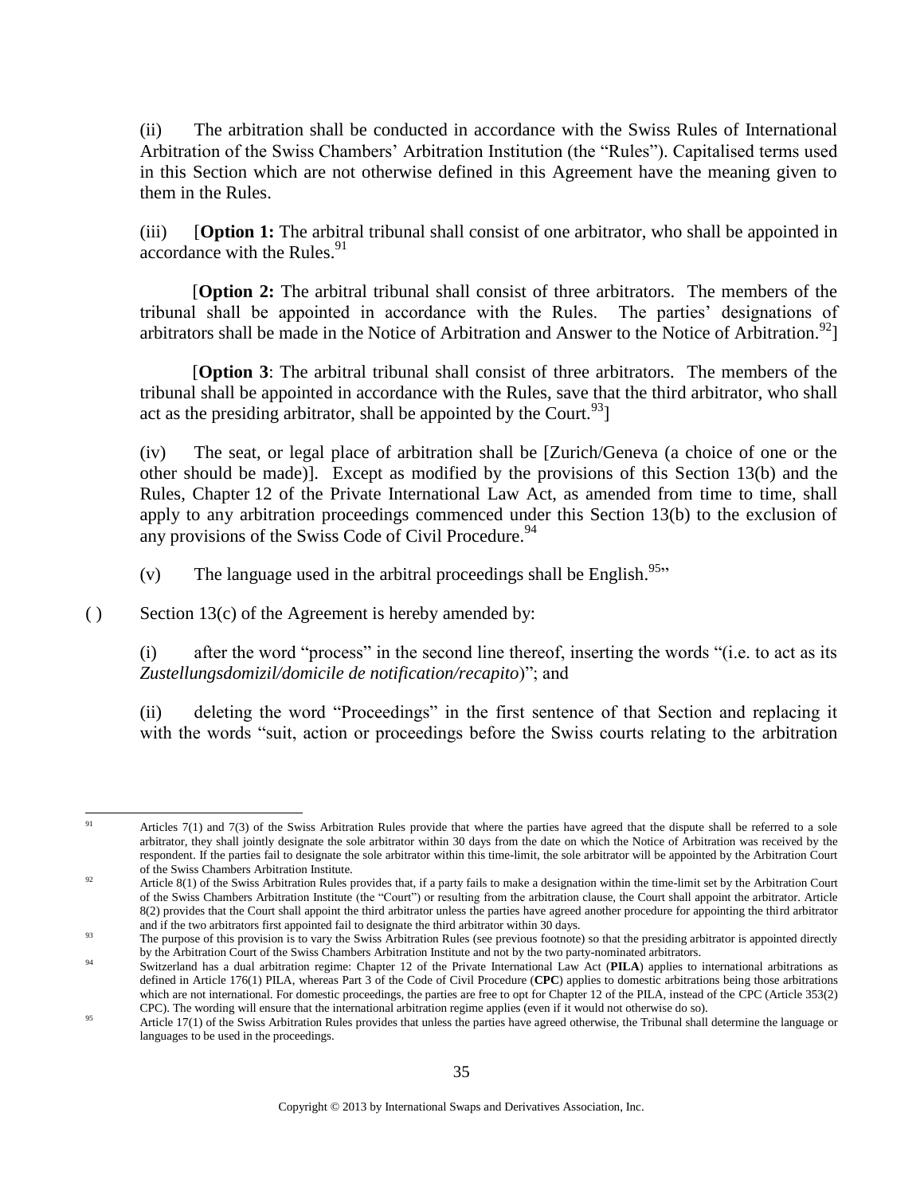(ii) The arbitration shall be conducted in accordance with the Swiss Rules of International Arbitration of the Swiss Chambers' Arbitration Institution (the "Rules"). Capitalised terms used in this Section which are not otherwise defined in this Agreement have the meaning given to them in the Rules.

(iii) [**Option 1:** The arbitral tribunal shall consist of one arbitrator, who shall be appointed in accordance with the Rules.[91]

[**Option 2:** The arbitral tribunal shall consist of three arbitrators. The members of the tribunal shall be appointed in accordance with the Rules. The parties' designations of arbitrators shall be made in the Notice of Arbitration and Answer to the Notice of Arbitration.[92]]

[**Option 3**: The arbitral tribunal shall consist of three arbitrators. The members of the tribunal shall be appointed in accordance with the Rules, save that the third arbitrator, who shall act as the presiding arbitrator, shall be appointed by the Court.[93]]

(iv) The seat, or legal place of arbitration shall be [Zurich/Geneva (a choice of one or the other should be made)]. Except as modified by the provisions of this Section 13(b) and the Rules, Chapter 12 of the Private International Law Act, as amended from time to time, shall apply to any arbitration proceedings commenced under this Section 13(b) to the exclusion of any provisions of the Swiss Code of Civil Procedure.[94]

(v) The language used in the arbitral proceedings shall be English.[95]"

( ) Section 13(c) of the Agreement is hereby amended by:

(i) after the word "process" in the second line thereof, inserting the words "(i.e. to act as its *Zustellungsdomizil/domicile de notification/recapito*)"; and

(ii) deleting the word "Proceedings" in the first sentence of that Section and replacing it with the words "suit, action or proceedings before the Swiss courts relating to the arbitration

---

[91] Articles 7(1) and 7(3) of the Swiss Arbitration Rules provide that where the parties have agreed that the dispute shall be referred to a sole arbitrator, they shall jointly designate the sole arbitrator within 30 days from the date on which the Notice of Arbitration was received by the respondent. If the parties fail to designate the sole arbitrator within this time-limit, the sole arbitrator will be appointed by the Arbitration Court of the Swiss Chambers Arbitration Institute.

[92] Article 8(1) of the Swiss Arbitration Rules provides that, if a party fails to make a designation within the time-limit set by the Arbitration Court of the Swiss Chambers Arbitration Institute (the "Court") or resulting from the arbitration clause, the Court shall appoint the arbitrator. Article 8(2) provides that the Court shall appoint the third arbitrator unless the parties have agreed another procedure for appointing the third arbitrator and if the two arbitrators first appointed fail to designate the third arbitrator within 30 days.

[93] The purpose of this provision is to vary the Swiss Arbitration Rules (see previous footnote) so that the presiding arbitrator is appointed directly by the Arbitration Court of the Swiss Chambers Arbitration Institute and not by the two party-nominated arbitrators.

[94] Switzerland has a dual arbitration regime: Chapter 12 of the Private International Law Act (**PILA**) applies to international arbitrations as defined in Article 176(1) PILA, whereas Part 3 of the Code of Civil Procedure (**CPC**) applies to domestic arbitrations being those arbitrations which are not international. For domestic proceedings, the parties are free to opt for Chapter 12 of the PILA, instead of the CPC (Article 353(2) CPC). The wording will ensure that the international arbitration regime applies (even if it would not otherwise do so).

[95] Article 17(1) of the Swiss Arbitration Rules provides that unless the parties have agreed otherwise, the Tribunal shall determine the language or languages to be used in the proceedings.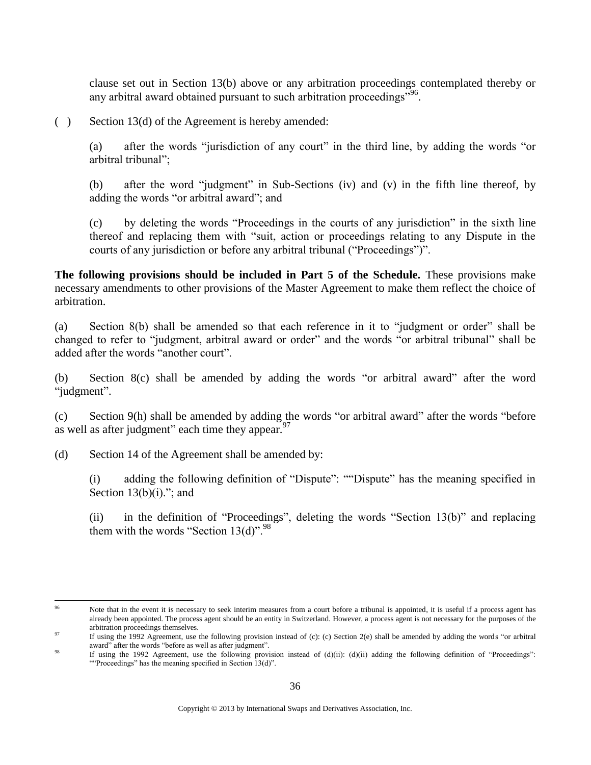clause set out in Section 13(b) above or any arbitration proceedings contemplated thereby or any arbitral award obtained pursuant to such arbitration proceedings"[96].

( ) Section 13(d) of the Agreement is hereby amended:

(a) after the words "jurisdiction of any court" in the third line, by adding the words "or arbitral tribunal";

(b) after the word "judgment" in Sub-Sections (iv) and (v) in the fifth line thereof, by adding the words "or arbitral award"; and

(c) by deleting the words "Proceedings in the courts of any jurisdiction" in the sixth line thereof and replacing them with "suit, action or proceedings relating to any Dispute in the courts of any jurisdiction or before any arbitral tribunal ("Proceedings")".

**The following provisions should be included in Part 5 of the Schedule.** These provisions make necessary amendments to other provisions of the Master Agreement to make them reflect the choice of arbitration.

(a) Section 8(b) shall be amended so that each reference in it to "judgment or order" shall be changed to refer to "judgment, arbitral award or order" and the words "or arbitral tribunal" shall be added after the words "another court".

(b) Section 8(c) shall be amended by adding the words "or arbitral award" after the word "judgment".

(c) Section 9(h) shall be amended by adding the words "or arbitral award" after the words "before as well as after judgment" each time they appear.[97]

(d) Section 14 of the Agreement shall be amended by:

(i) adding the following definition of "Dispute": ""Dispute" has the meaning specified in Section 13(b)(i)."; and

(ii) in the definition of "Proceedings", deleting the words "Section 13(b)" and replacing them with the words "Section 13(d)".[98]

---

[96] Note that in the event it is necessary to seek interim measures from a court before a tribunal is appointed, it is useful if a process agent has already been appointed. The process agent should be an entity in Switzerland. However, a process agent is not necessary for the purposes of the arbitration proceedings themselves.

[97] If using the 1992 Agreement, use the following provision instead of (c): (c) Section 2(e) shall be amended by adding the words "or arbitral award" after the words "before as well as after judgment".

[98] If using the 1992 Agreement, use the following provision instead of (d)(ii): (d)(ii) adding the following definition of "Proceedings": ""Proceedings" has the meaning specified in Section 13(d)".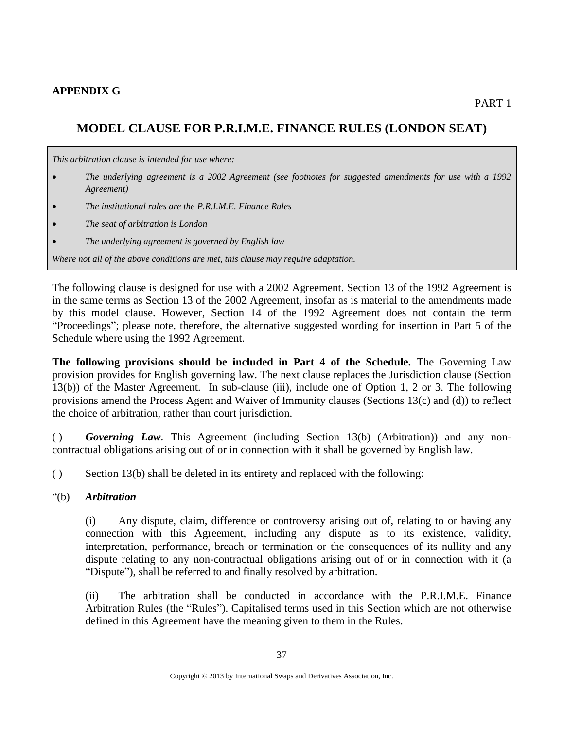**APPENDIX G**

PART 1

## MODEL CLAUSE FOR P.R.I.M.E. FINANCE RULES (LONDON SEAT)

> *This arbitration clause is intended for use where:*
>
> - *The underlying agreement is a 2002 Agreement (see footnotes for suggested amendments for use with a 1992 Agreement)*
> - *The institutional rules are the P.R.I.M.E. Finance Rules*
> - *The seat of arbitration is London*
> - *The underlying agreement is governed by English law*
>
> *Where not all of the above conditions are met, this clause may require adaptation.*

The following clause is designed for use with a 2002 Agreement. Section 13 of the 1992 Agreement is in the same terms as Section 13 of the 2002 Agreement, insofar as is material to the amendments made by this model clause. However, Section 14 of the 1992 Agreement does not contain the term "Proceedings"; please note, therefore, the alternative suggested wording for insertion in Part 5 of the Schedule where using the 1992 Agreement.

**The following provisions should be included in Part 4 of the Schedule.** The Governing Law provision provides for English governing law. The next clause replaces the Jurisdiction clause (Section 13(b)) of the Master Agreement. In sub-clause (iii), include one of Option 1, 2 or 3. The following provisions amend the Process Agent and Waiver of Immunity clauses (Sections 13(c) and (d)) to reflect the choice of arbitration, rather than court jurisdiction.

( ) ***Governing Law***. This Agreement (including Section 13(b) (Arbitration)) and any non-contractual obligations arising out of or in connection with it shall be governed by English law.

( ) Section 13(b) shall be deleted in its entirety and replaced with the following:

"(b) ***Arbitration***

(i) Any dispute, claim, difference or controversy arising out of, relating to or having any connection with this Agreement, including any dispute as to its existence, validity, interpretation, performance, breach or termination or the consequences of its nullity and any dispute relating to any non-contractual obligations arising out of or in connection with it (a "Dispute"), shall be referred to and finally resolved by arbitration.

(ii) The arbitration shall be conducted in accordance with the P.R.I.M.E. Finance Arbitration Rules (the "Rules"). Capitalised terms used in this Section which are not otherwise defined in this Agreement have the meaning given to them in the Rules.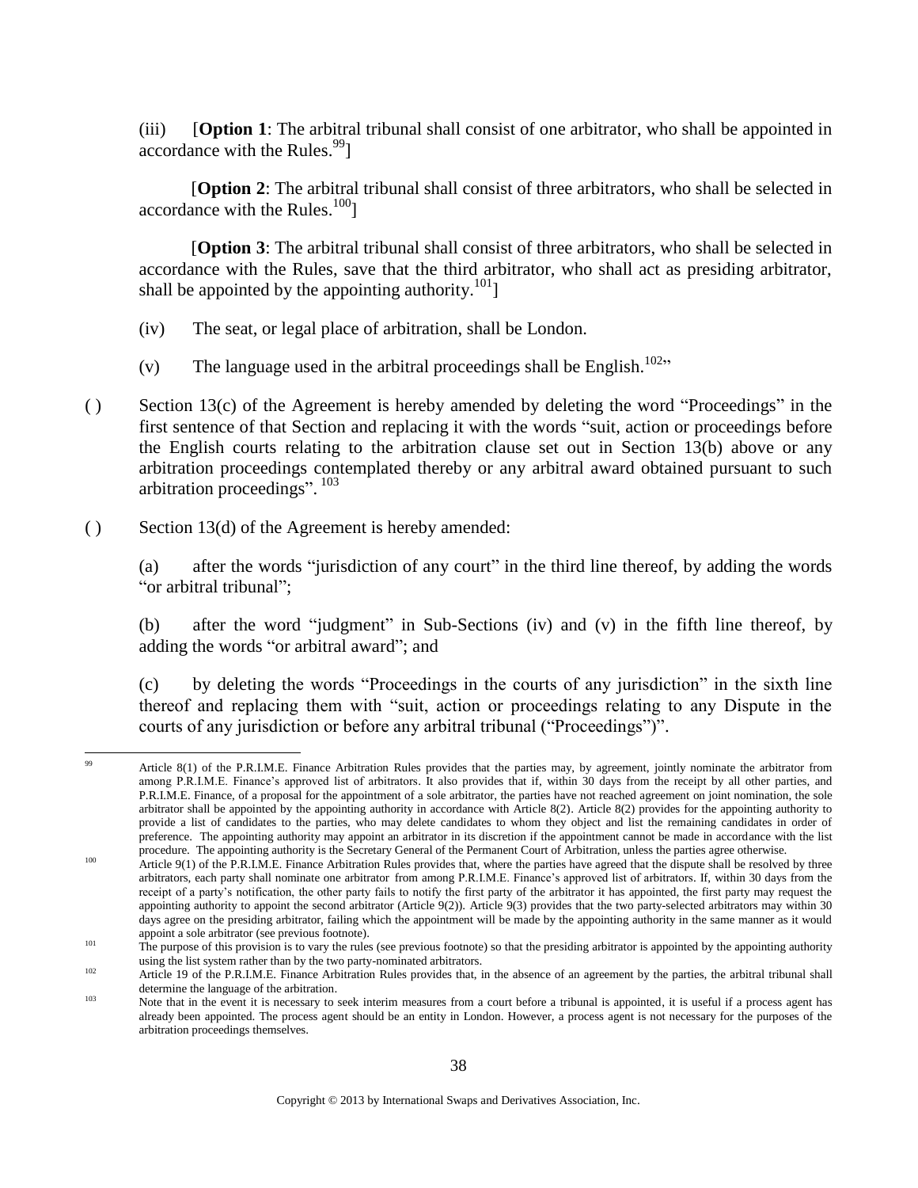(iii) [**Option 1**: The arbitral tribunal shall consist of one arbitrator, who shall be appointed in accordance with the Rules.[99]]

[**Option 2**: The arbitral tribunal shall consist of three arbitrators, who shall be selected in accordance with the Rules.[100]]

[**Option 3**: The arbitral tribunal shall consist of three arbitrators, who shall be selected in accordance with the Rules, save that the third arbitrator, who shall act as presiding arbitrator, shall be appointed by the appointing authority.[101]]

(iv) The seat, or legal place of arbitration, shall be London.

(v) The language used in the arbitral proceedings shall be English.[102]"

( ) Section 13(c) of the Agreement is hereby amended by deleting the word "Proceedings" in the first sentence of that Section and replacing it with the words "suit, action or proceedings before the English courts relating to the arbitration clause set out in Section 13(b) above or any arbitration proceedings contemplated thereby or any arbitral award obtained pursuant to such arbitration proceedings". [103]

( ) Section 13(d) of the Agreement is hereby amended:

(a) after the words "jurisdiction of any court" in the third line thereof, by adding the words "or arbitral tribunal";

(b) after the word "judgment" in Sub-Sections (iv) and (v) in the fifth line thereof, by adding the words "or arbitral award"; and

(c) by deleting the words "Proceedings in the courts of any jurisdiction" in the sixth line thereof and replacing them with "suit, action or proceedings relating to any Dispute in the courts of any jurisdiction or before any arbitral tribunal ("Proceedings")".

---

[99] Article 8(1) of the P.R.I.M.E. Finance Arbitration Rules provides that the parties may, by agreement, jointly nominate the arbitrator from among P.R.I.M.E. Finance's approved list of arbitrators. It also provides that if, within 30 days from the receipt by all other parties, and P.R.I.M.E. Finance, of a proposal for the appointment of a sole arbitrator, the parties have not reached agreement on joint nomination, the sole arbitrator shall be appointed by the appointing authority in accordance with Article 8(2). Article 8(2) provides for the appointing authority to provide a list of candidates to the parties, who may delete candidates to whom they object and list the remaining candidates in order of preference. The appointing authority may appoint an arbitrator in its discretion if the appointment cannot be made in accordance with the list procedure. The appointing authority is the Secretary General of the Permanent Court of Arbitration, unless the parties agree otherwise.

[100] Article 9(1) of the P.R.I.M.E. Finance Arbitration Rules provides that, where the parties have agreed that the dispute shall be resolved by three arbitrators, each party shall nominate one arbitrator from among P.R.I.M.E. Finance's approved list of arbitrators. If, within 30 days from the receipt of a party's notification, the other party fails to notify the first party of the arbitrator it has appointed, the first party may request the appointing authority to appoint the second arbitrator (Article 9(2)). Article 9(3) provides that the two party-selected arbitrators may within 30 days agree on the presiding arbitrator, failing which the appointment will be made by the appointing authority in the same manner as it would appoint a sole arbitrator (see previous footnote).

[101] The purpose of this provision is to vary the rules (see previous footnote) so that the presiding arbitrator is appointed by the appointing authority using the list system rather than by the two party-nominated arbitrators.

[102] Article 19 of the P.R.I.M.E. Finance Arbitration Rules provides that, in the absence of an agreement by the parties, the arbitral tribunal shall determine the language of the arbitration.

[103] Note that in the event it is necessary to seek interim measures from a court before a tribunal is appointed, it is useful if a process agent has already been appointed. The process agent should be an entity in London. However, a process agent is not necessary for the purposes of the arbitration proceedings themselves.

Copyright © 2013 by International Swaps and Derivatives Association, Inc.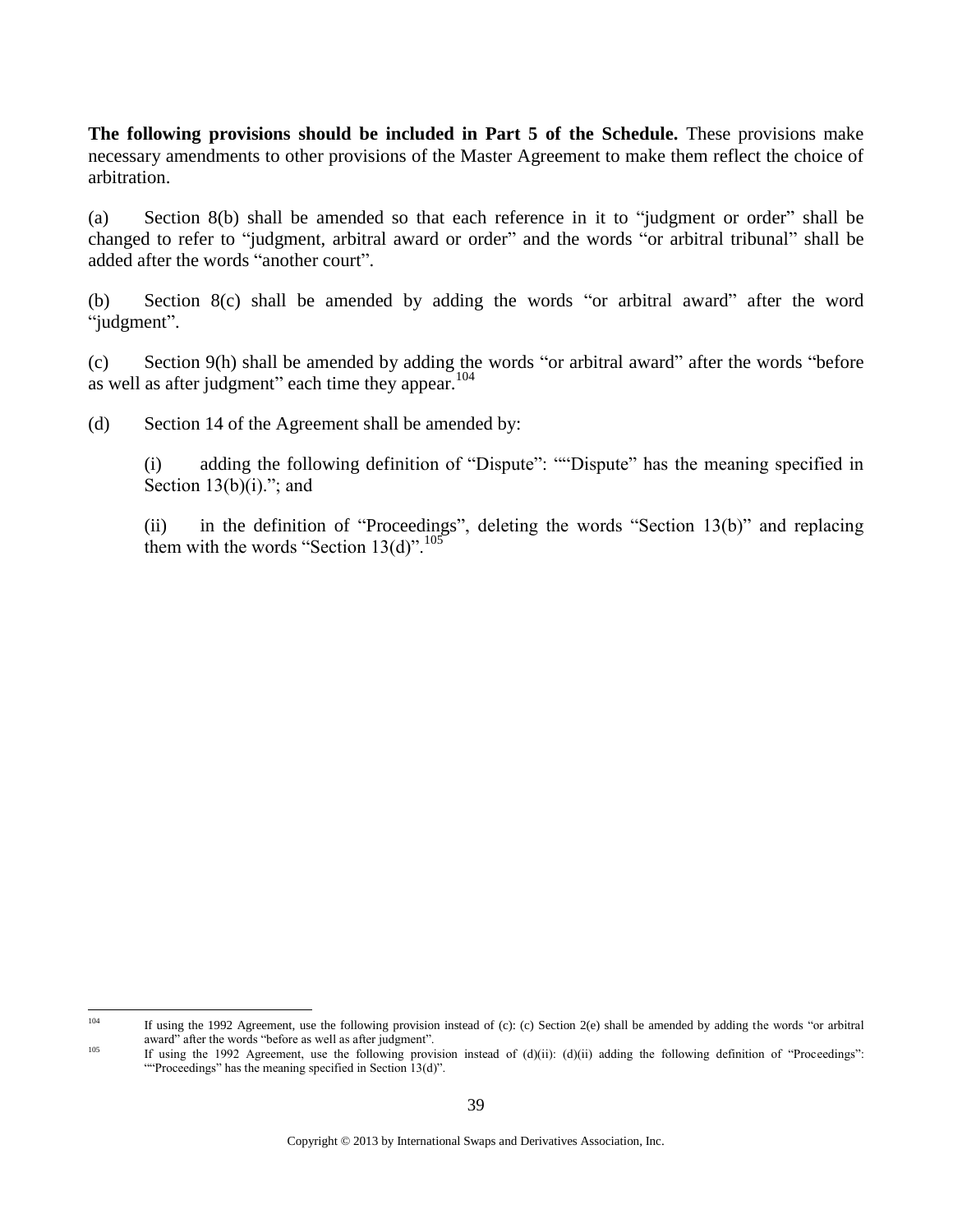**The following provisions should be included in Part 5 of the Schedule.** These provisions make necessary amendments to other provisions of the Master Agreement to make them reflect the choice of arbitration.

(a) Section 8(b) shall be amended so that each reference in it to "judgment or order" shall be changed to refer to "judgment, arbitral award or order" and the words "or arbitral tribunal" shall be added after the words "another court".

(b) Section 8(c) shall be amended by adding the words "or arbitral award" after the word "judgment".

(c) Section 9(h) shall be amended by adding the words "or arbitral award" after the words "before as well as after judgment" each time they appear.[104]

(d) Section 14 of the Agreement shall be amended by:

> (i) adding the following definition of "Dispute": ""Dispute" has the meaning specified in Section 13(b)(i)."; and
>
> (ii) in the definition of "Proceedings", deleting the words "Section 13(b)" and replacing them with the words "Section 13(d)".[105]

---

[104] If using the 1992 Agreement, use the following provision instead of (c): (c) Section 2(e) shall be amended by adding the words "or arbitral award" after the words "before as well as after judgment".

[105] If using the 1992 Agreement, use the following provision instead of (d)(ii): (d)(ii) adding the following definition of "Proceedings": ""Proceedings" has the meaning specified in Section 13(d)".

Copyright © 2013 by International Swaps and Derivatives Association, Inc.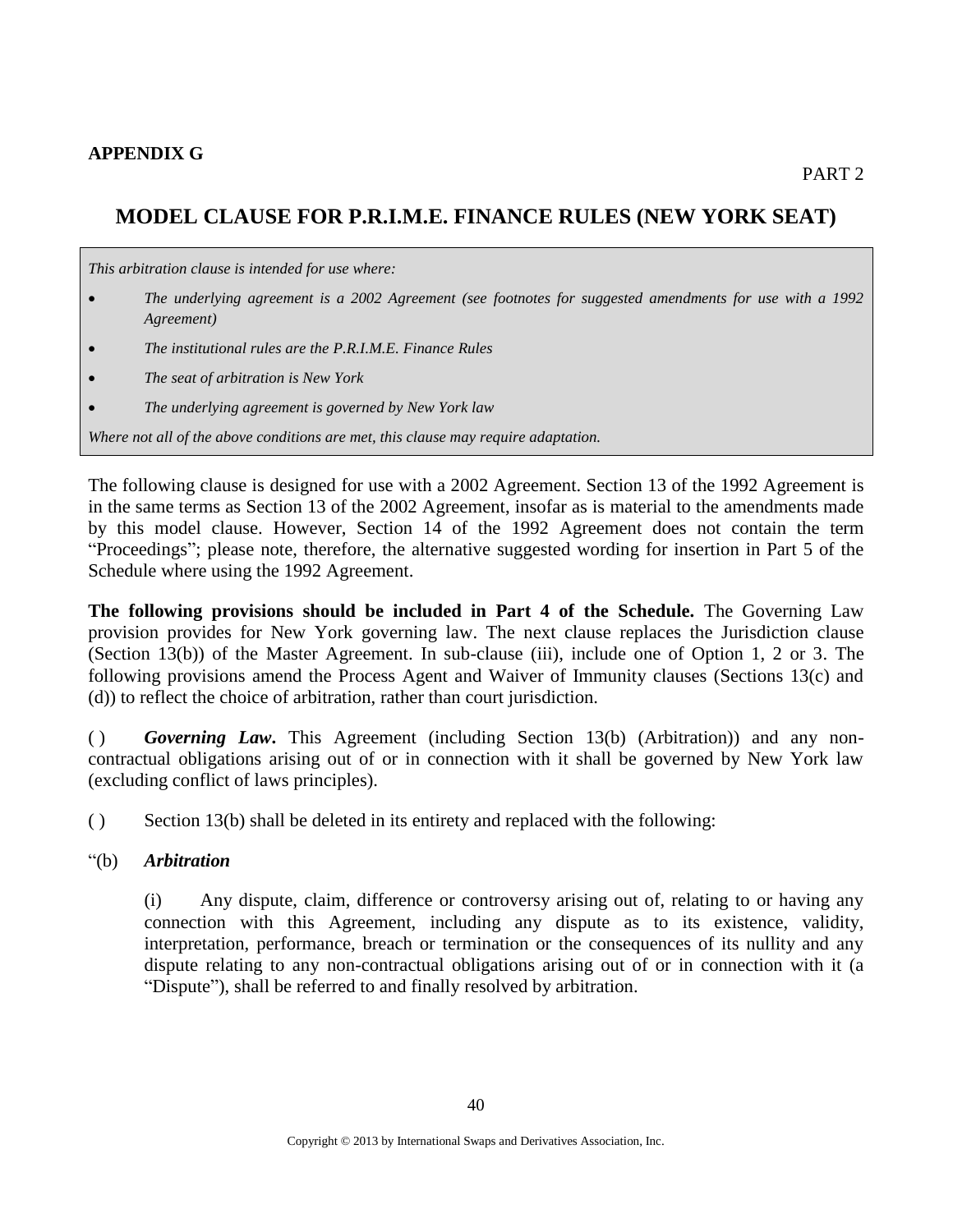**APPENDIX G**

PART 2

## MODEL CLAUSE FOR P.R.I.M.E. FINANCE RULES (NEW YORK SEAT)

*This arbitration clause is intended for use where:*

- *The underlying agreement is a 2002 Agreement (see footnotes for suggested amendments for use with a 1992 Agreement)*
- *The institutional rules are the P.R.I.M.E. Finance Rules*
- *The seat of arbitration is New York*
- *The underlying agreement is governed by New York law*

*Where not all of the above conditions are met, this clause may require adaptation.*

The following clause is designed for use with a 2002 Agreement. Section 13 of the 1992 Agreement is in the same terms as Section 13 of the 2002 Agreement, insofar as is material to the amendments made by this model clause. However, Section 14 of the 1992 Agreement does not contain the term "Proceedings"; please note, therefore, the alternative suggested wording for insertion in Part 5 of the Schedule where using the 1992 Agreement.

**The following provisions should be included in Part 4 of the Schedule.** The Governing Law provision provides for New York governing law. The next clause replaces the Jurisdiction clause (Section 13(b)) of the Master Agreement. In sub-clause (iii), include one of Option 1, 2 or 3. The following provisions amend the Process Agent and Waiver of Immunity clauses (Sections 13(c) and (d)) to reflect the choice of arbitration, rather than court jurisdiction.

( ) ***Governing Law*.** This Agreement (including Section 13(b) (Arbitration)) and any non-contractual obligations arising out of or in connection with it shall be governed by New York law (excluding conflict of laws principles).

( ) Section 13(b) shall be deleted in its entirety and replaced with the following:

"(b) ***Arbitration***

(i) Any dispute, claim, difference or controversy arising out of, relating to or having any connection with this Agreement, including any dispute as to its existence, validity, interpretation, performance, breach or termination or the consequences of its nullity and any dispute relating to any non-contractual obligations arising out of or in connection with it (a "Dispute"), shall be referred to and finally resolved by arbitration.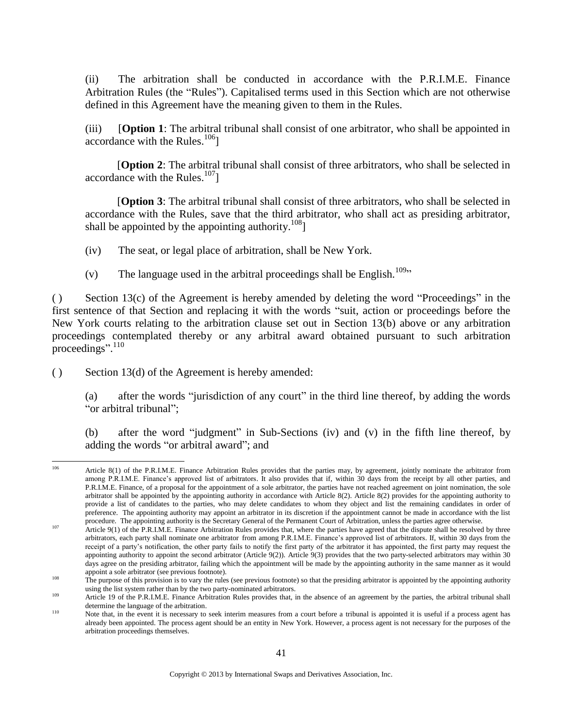(ii) The arbitration shall be conducted in accordance with the P.R.I.M.E. Finance Arbitration Rules (the "Rules"). Capitalised terms used in this Section which are not otherwise defined in this Agreement have the meaning given to them in the Rules.

(iii) [**Option 1**: The arbitral tribunal shall consist of one arbitrator, who shall be appointed in accordance with the Rules.[106]]

[**Option 2**: The arbitral tribunal shall consist of three arbitrators, who shall be selected in accordance with the Rules.[107]]

[**Option 3**: The arbitral tribunal shall consist of three arbitrators, who shall be selected in accordance with the Rules, save that the third arbitrator, who shall act as presiding arbitrator, shall be appointed by the appointing authority.[108]]

(iv) The seat, or legal place of arbitration, shall be New York.

(v) The language used in the arbitral proceedings shall be English.[109]"

( ) Section 13(c) of the Agreement is hereby amended by deleting the word "Proceedings" in the first sentence of that Section and replacing it with the words "suit, action or proceedings before the New York courts relating to the arbitration clause set out in Section 13(b) above or any arbitration proceedings contemplated thereby or any arbitral award obtained pursuant to such arbitration proceedings".[110]

( ) Section 13(d) of the Agreement is hereby amended:

(a) after the words "jurisdiction of any court" in the third line thereof, by adding the words "or arbitral tribunal";

(b) after the word "judgment" in Sub-Sections (iv) and (v) in the fifth line thereof, by adding the words "or arbitral award"; and

---

[106] Article 8(1) of the P.R.I.M.E. Finance Arbitration Rules provides that the parties may, by agreement, jointly nominate the arbitrator from among P.R.I.M.E. Finance's approved list of arbitrators. It also provides that if, within 30 days from the receipt by all other parties, and P.R.I.M.E. Finance, of a proposal for the appointment of a sole arbitrator, the parties have not reached agreement on joint nomination, the sole arbitrator shall be appointed by the appointing authority in accordance with Article 8(2). Article 8(2) provides for the appointing authority to provide a list of candidates to the parties, who may delete candidates to whom they object and list the remaining candidates in order of preference. The appointing authority may appoint an arbitrator in its discretion if the appointment cannot be made in accordance with the list procedure. The appointing authority is the Secretary General of the Permanent Court of Arbitration, unless the parties agree otherwise.

[107] Article 9(1) of the P.R.I.M.E. Finance Arbitration Rules provides that, where the parties have agreed that the dispute shall be resolved by three arbitrators, each party shall nominate one arbitrator from among P.R.I.M.E. Finance's approved list of arbitrators. If, within 30 days from the receipt of a party's notification, the other party fails to notify the first party of the arbitrator it has appointed, the first party may request the appointing authority to appoint the second arbitrator (Article 9(2)). Article 9(3) provides that the two party-selected arbitrators may within 30 days agree on the presiding arbitrator, failing which the appointment will be made by the appointing authority in the same manner as it would appoint a sole arbitrator (see previous footnote).

[108] The purpose of this provision is to vary the rules (see previous footnote) so that the presiding arbitrator is appointed by the appointing authority using the list system rather than by the two party-nominated arbitrators.

[109] Article 19 of the P.R.I.M.E. Finance Arbitration Rules provides that, in the absence of an agreement by the parties, the arbitral tribunal shall determine the language of the arbitration.

[110] Note that, in the event it is necessary to seek interim measures from a court before a tribunal is appointed it is useful if a process agent has already been appointed. The process agent should be an entity in New York. However, a process agent is not necessary for the purposes of the arbitration proceedings themselves.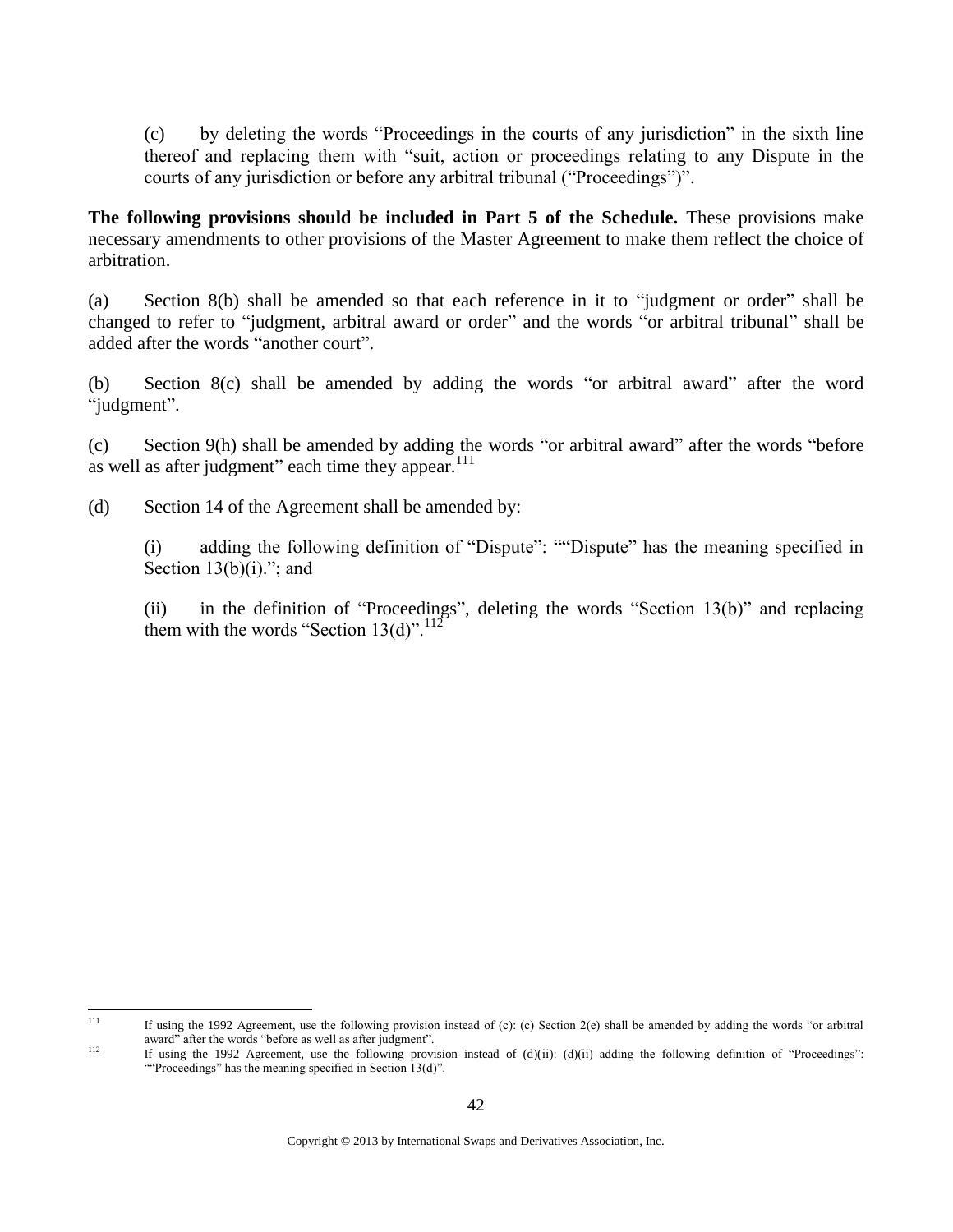(c) by deleting the words "Proceedings in the courts of any jurisdiction" in the sixth line thereof and replacing them with "suit, action or proceedings relating to any Dispute in the courts of any jurisdiction or before any arbitral tribunal ("Proceedings")".

**The following provisions should be included in Part 5 of the Schedule.** These provisions make necessary amendments to other provisions of the Master Agreement to make them reflect the choice of arbitration.

(a) Section 8(b) shall be amended so that each reference in it to "judgment or order" shall be changed to refer to "judgment, arbitral award or order" and the words "or arbitral tribunal" shall be added after the words "another court".

(b) Section 8(c) shall be amended by adding the words "or arbitral award" after the word "judgment".

(c) Section 9(h) shall be amended by adding the words "or arbitral award" after the words "before as well as after judgment" each time they appear.[111]

(d) Section 14 of the Agreement shall be amended by:

(i) adding the following definition of "Dispute": ""Dispute" has the meaning specified in Section 13(b)(i)."; and

(ii) in the definition of "Proceedings", deleting the words "Section 13(b)" and replacing them with the words "Section 13(d)".[112]

---

[111] If using the 1992 Agreement, use the following provision instead of (c): (c) Section 2(e) shall be amended by adding the words "or arbitral award" after the words "before as well as after judgment".

[112] If using the 1992 Agreement, use the following provision instead of (d)(ii): (d)(ii) adding the following definition of "Proceedings": ""Proceedings" has the meaning specified in Section 13(d)".

Copyright © 2013 by International Swaps and Derivatives Association, Inc.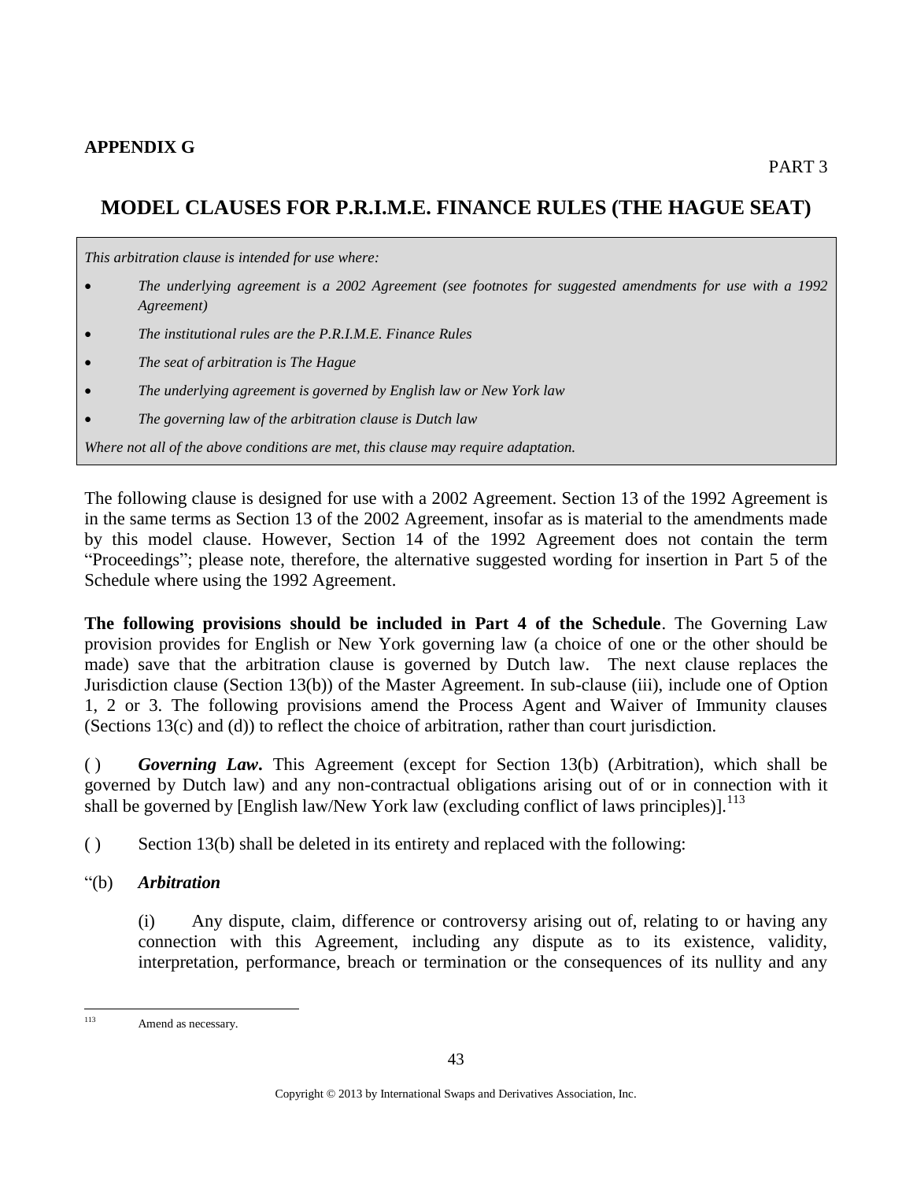**APPENDIX G**

PART 3

## MODEL CLAUSES FOR P.R.I.M.E. FINANCE RULES (THE HAGUE SEAT)

> *This arbitration clause is intended for use where:*
>
> - *The underlying agreement is a 2002 Agreement (see footnotes for suggested amendments for use with a 1992 Agreement)*
> - *The institutional rules are the P.R.I.M.E. Finance Rules*
> - *The seat of arbitration is The Hague*
> - *The underlying agreement is governed by English law or New York law*
> - *The governing law of the arbitration clause is Dutch law*
>
> *Where not all of the above conditions are met, this clause may require adaptation.*

The following clause is designed for use with a 2002 Agreement. Section 13 of the 1992 Agreement is in the same terms as Section 13 of the 2002 Agreement, insofar as is material to the amendments made by this model clause. However, Section 14 of the 1992 Agreement does not contain the term "Proceedings"; please note, therefore, the alternative suggested wording for insertion in Part 5 of the Schedule where using the 1992 Agreement.

**The following provisions should be included in Part 4 of the Schedule**. The Governing Law provision provides for English or New York governing law (a choice of one or the other should be made) save that the arbitration clause is governed by Dutch law. The next clause replaces the Jurisdiction clause (Section 13(b)) of the Master Agreement. In sub-clause (iii), include one of Option 1, 2 or 3. The following provisions amend the Process Agent and Waiver of Immunity clauses (Sections 13(c) and (d)) to reflect the choice of arbitration, rather than court jurisdiction.

( ) ***Governing Law*.** This Agreement (except for Section 13(b) (Arbitration), which shall be governed by Dutch law) and any non-contractual obligations arising out of or in connection with it shall be governed by [English law/New York law (excluding conflict of laws principles)].[113]

( ) Section 13(b) shall be deleted in its entirety and replaced with the following:

"(b) ***Arbitration***

(i) Any dispute, claim, difference or controversy arising out of, relating to or having any connection with this Agreement, including any dispute as to its existence, validity, interpretation, performance, breach or termination or the consequences of its nullity and any

---

[113] Amend as necessary.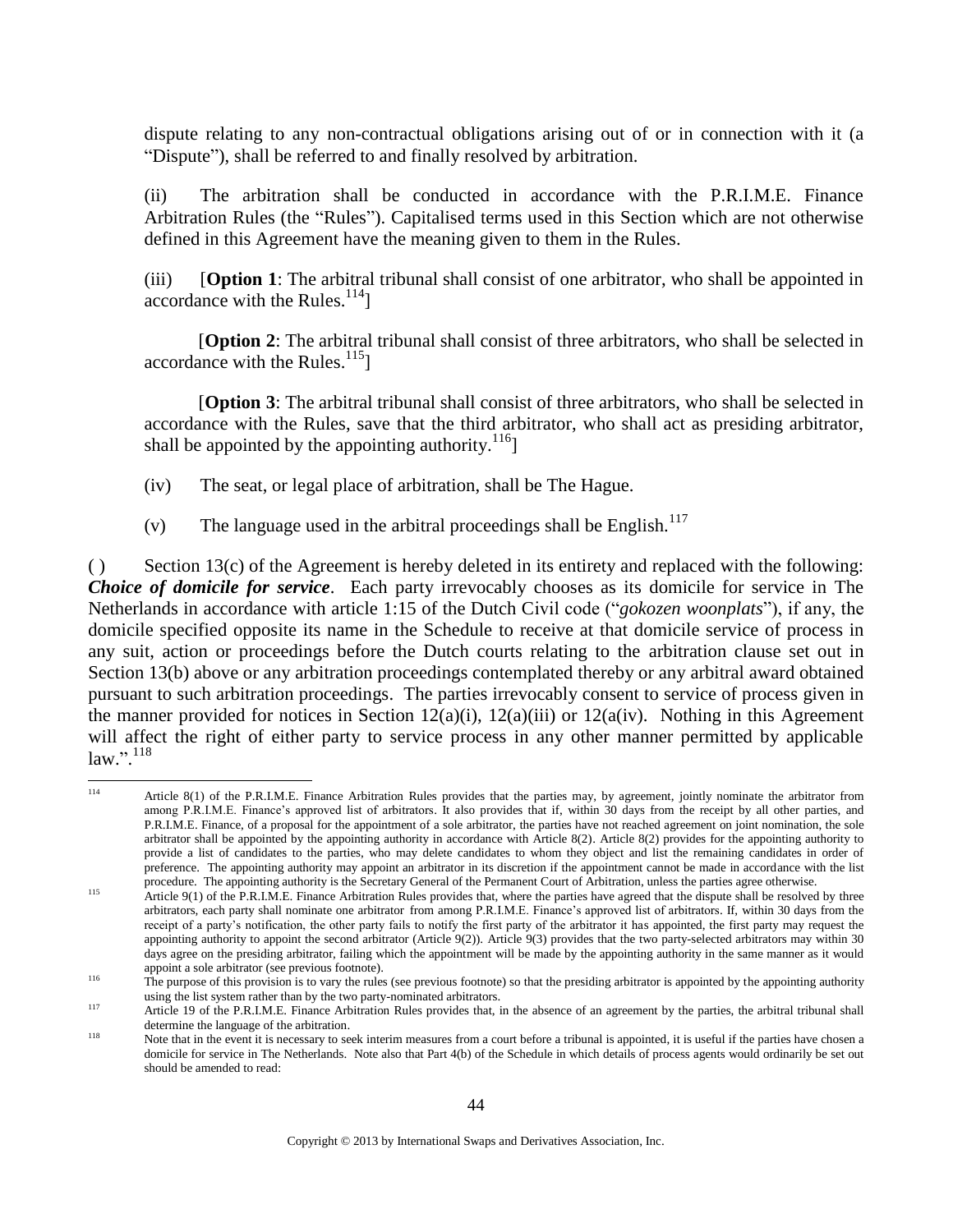dispute relating to any non-contractual obligations arising out of or in connection with it (a "Dispute"), shall be referred to and finally resolved by arbitration.

(ii) The arbitration shall be conducted in accordance with the P.R.I.M.E. Finance Arbitration Rules (the "Rules"). Capitalised terms used in this Section which are not otherwise defined in this Agreement have the meaning given to them in the Rules.

(iii) [**Option 1**: The arbitral tribunal shall consist of one arbitrator, who shall be appointed in accordance with the Rules.[114]]

[**Option 2**: The arbitral tribunal shall consist of three arbitrators, who shall be selected in accordance with the Rules.[115]]

[**Option 3**: The arbitral tribunal shall consist of three arbitrators, who shall be selected in accordance with the Rules, save that the third arbitrator, who shall act as presiding arbitrator, shall be appointed by the appointing authority.[116]]

(iv) The seat, or legal place of arbitration, shall be The Hague.

(v) The language used in the arbitral proceedings shall be English.[117]

( ) Section 13(c) of the Agreement is hereby deleted in its entirety and replaced with the following: ***Choice of domicile for service***. Each party irrevocably chooses as its domicile for service in The Netherlands in accordance with article 1:15 of the Dutch Civil code ("*gokozen woonplats*"), if any, the domicile specified opposite its name in the Schedule to receive at that domicile service of process in any suit, action or proceedings before the Dutch courts relating to the arbitration clause set out in Section 13(b) above or any arbitration proceedings contemplated thereby or any arbitral award obtained pursuant to such arbitration proceedings. The parties irrevocably consent to service of process given in the manner provided for notices in Section 12(a)(i), 12(a)(iii) or 12(a(iv). Nothing in this Agreement will affect the right of either party to service process in any other manner permitted by applicable law.".[118]

---

[114] Article 8(1) of the P.R.I.M.E. Finance Arbitration Rules provides that the parties may, by agreement, jointly nominate the arbitrator from among P.R.I.M.E. Finance's approved list of arbitrators. It also provides that if, within 30 days from the receipt by all other parties, and P.R.I.M.E. Finance, of a proposal for the appointment of a sole arbitrator, the parties have not reached agreement on joint nomination, the sole arbitrator shall be appointed by the appointing authority in accordance with Article 8(2). Article 8(2) provides for the appointing authority to provide a list of candidates to the parties, who may delete candidates to whom they object and list the remaining candidates in order of preference. The appointing authority may appoint an arbitrator in its discretion if the appointment cannot be made in accordance with the list procedure. The appointing authority is the Secretary General of the Permanent Court of Arbitration, unless the parties agree otherwise.

[115] Article 9(1) of the P.R.I.M.E. Finance Arbitration Rules provides that, where the parties have agreed that the dispute shall be resolved by three arbitrators, each party shall nominate one arbitrator from among P.R.I.M.E. Finance's approved list of arbitrators. If, within 30 days from the receipt of a party's notification, the other party fails to notify the first party of the arbitrator it has appointed, the first party may request the appointing authority to appoint the second arbitrator (Article 9(2)). Article 9(3) provides that the two party-selected arbitrators may within 30 days agree on the presiding arbitrator, failing which the appointment will be made by the appointing authority in the same manner as it would appoint a sole arbitrator (see previous footnote).

[116] The purpose of this provision is to vary the rules (see previous footnote) so that the presiding arbitrator is appointed by the appointing authority using the list system rather than by the two party-nominated arbitrators.

[117] Article 19 of the P.R.I.M.E. Finance Arbitration Rules provides that, in the absence of an agreement by the parties, the arbitral tribunal shall determine the language of the arbitration.

[118] Note that in the event it is necessary to seek interim measures from a court before a tribunal is appointed, it is useful if the parties have chosen a domicile for service in The Netherlands. Note also that Part 4(b) of the Schedule in which details of process agents would ordinarily be set out should be amended to read: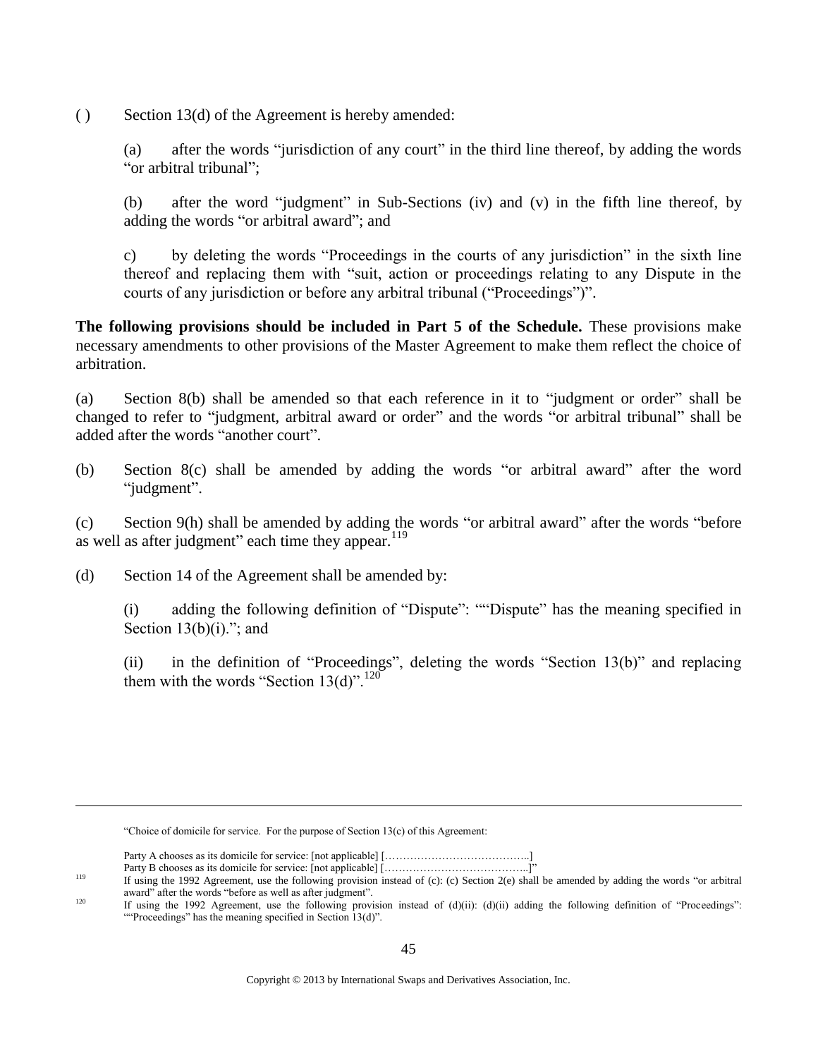( ) Section 13(d) of the Agreement is hereby amended:

(a) after the words "jurisdiction of any court" in the third line thereof, by adding the words "or arbitral tribunal";

(b) after the word "judgment" in Sub-Sections (iv) and (v) in the fifth line thereof, by adding the words "or arbitral award"; and

c) by deleting the words "Proceedings in the courts of any jurisdiction" in the sixth line thereof and replacing them with "suit, action or proceedings relating to any Dispute in the courts of any jurisdiction or before any arbitral tribunal ("Proceedings")".

**The following provisions should be included in Part 5 of the Schedule.** These provisions make necessary amendments to other provisions of the Master Agreement to make them reflect the choice of arbitration.

(a) Section 8(b) shall be amended so that each reference in it to "judgment or order" shall be changed to refer to "judgment, arbitral award or order" and the words "or arbitral tribunal" shall be added after the words "another court".

(b) Section 8(c) shall be amended by adding the words "or arbitral award" after the word "judgment".

(c) Section 9(h) shall be amended by adding the words "or arbitral award" after the words "before as well as after judgment" each time they appear.[119]

(d) Section 14 of the Agreement shall be amended by:

(i) adding the following definition of "Dispute": ""Dispute" has the meaning specified in Section 13(b)(i)."; and

(ii) in the definition of "Proceedings", deleting the words "Section 13(b)" and replacing them with the words "Section 13(d)".[120]

---

"Choice of domicile for service. For the purpose of Section 13(c) of this Agreement:

Party A chooses as its domicile for service: [not applicable] […………………………………..]

Party B chooses as its domicile for service: [not applicable] […………………………………..]"

[119] If using the 1992 Agreement, use the following provision instead of (c): (c) Section 2(e) shall be amended by adding the words "or arbitral award" after the words "before as well as after judgment".

[120] If using the 1992 Agreement, use the following provision instead of (d)(ii): (d)(ii) adding the following definition of "Proceedings": ""Proceedings" has the meaning specified in Section 13(d)".

Copyright © 2013 by International Swaps and Derivatives Association, Inc.